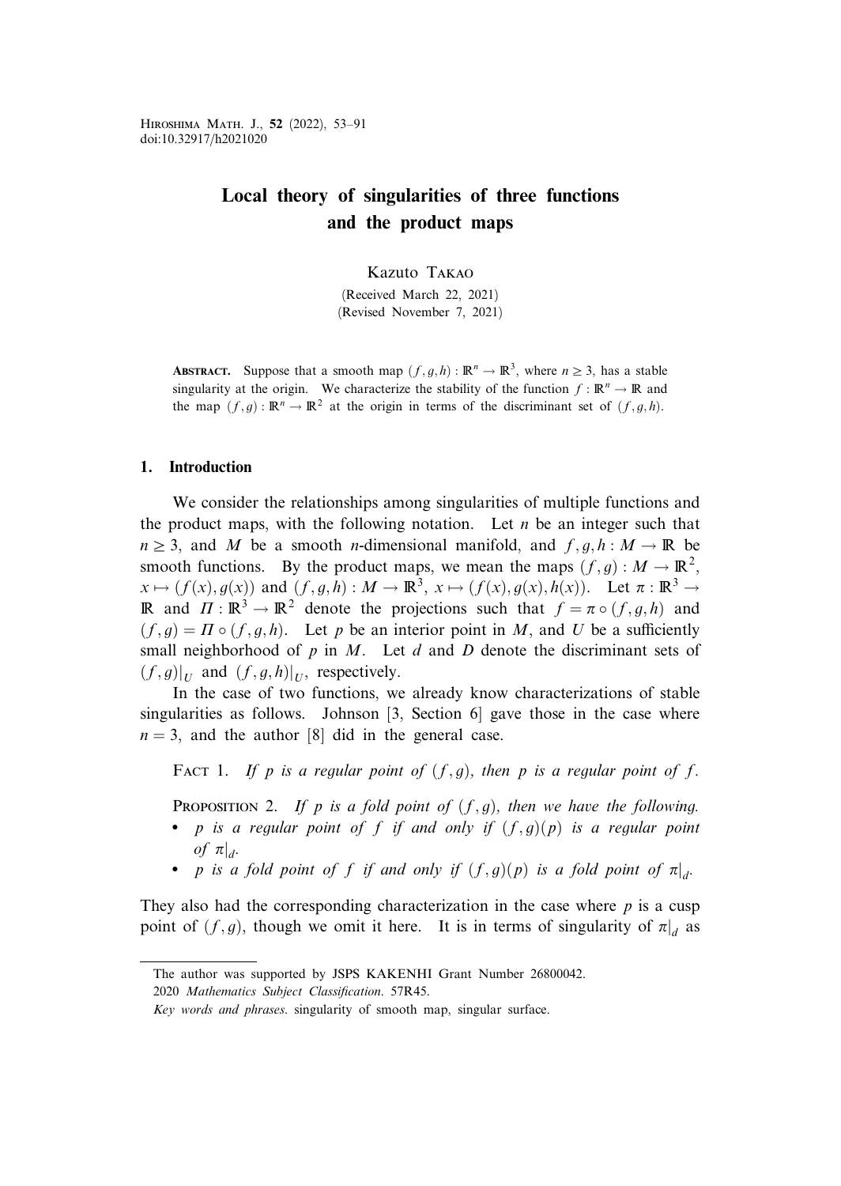# Local theory of singularities of three functions and the product maps

Kazuto Takao

(Received March 22, 2021)
(Revised November 7, 2021)

**Abstract.** Suppose that a smooth map $(f, g, h) : \mathbb{R}^n \to \mathbb{R}^3$, where $n \geq 3$, has a stable singularity at the origin. We characterize the stability of the function $f : \mathbb{R}^n \to \mathbb{R}$ and the map $(f, g) : \mathbb{R}^n \to \mathbb{R}^2$ at the origin in terms of the discriminant set of $(f, g, h)$.

## 1. Introduction

We consider the relationships among singularities of multiple functions and the product maps, with the following notation. Let $n$ be an integer such that $n \geq 3$, and $M$ be a smooth $n$-dimensional manifold, and $f, g, h : M \to \mathbb{R}$ be smooth functions. By the product maps, we mean the maps $(f, g) : M \to \mathbb{R}^2$, $x \mapsto (f(x), g(x))$ and $(f, g, h) : M \to \mathbb{R}^3$, $x \mapsto (f(x), g(x), h(x))$. Let $\pi : \mathbb{R}^3 \to \mathbb{R}$ and $\Pi : \mathbb{R}^3 \to \mathbb{R}^2$ denote the projections such that $f = \pi \circ (f, g, h)$ and $(f, g) = \Pi \circ (f, g, h)$. Let $p$ be an interior point in $M$, and $U$ be a sufficiently small neighborhood of $p$ in $M$. Let $d$ and $D$ denote the discriminant sets of $(f, g)|_U$ and $(f, g, h)|_U$, respectively.

In the case of two functions, we already know characterizations of stable singularities as follows. Johnson [3, Section 6] gave those in the case where $n = 3$, and the author [8] did in the general case.

Fact 1. *If $p$ is a regular point of $(f, g)$, then $p$ is a regular point of $f$.*

Proposition 2. *If $p$ is a fold point of $(f, g)$, then we have the following.*

- *$p$ is a regular point of $f$ if and only if $(f, g)(p)$ is a regular point of $\pi|_d$.*
- *$p$ is a fold point of $f$ if and only if $(f, g)(p)$ is a fold point of $\pi|_d$.*

They also had the corresponding characterization in the case where $p$ is a cusp point of $(f, g)$, though we omit it here. It is in terms of singularity of $\pi|_d$ as

---

The author was supported by JSPS KAKENHI Grant Number 26800042.

2020 *Mathematics Subject Classification.* 57R45.

*Key words and phrases.* singularity of smooth map, singular surface.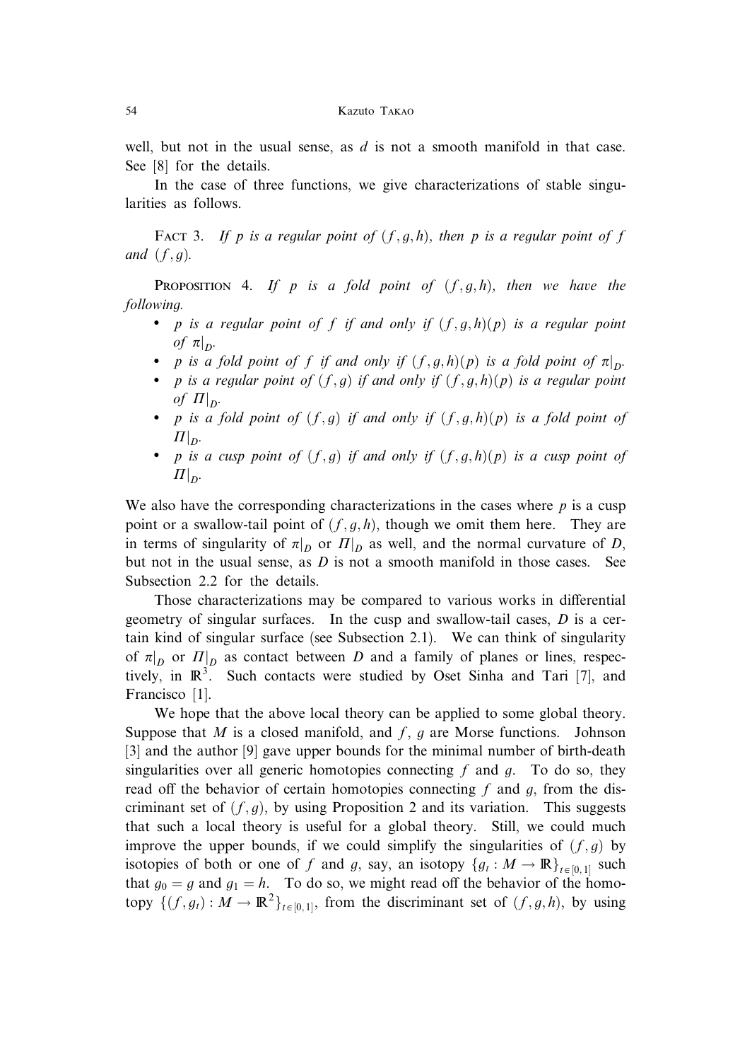well, but not in the usual sense, as $d$ is not a smooth manifold in that case. See [8] for the details.

In the case of three functions, we give characterizations of stable singularities as follows.

FACT 3. *If $p$ is a regular point of $(f, g, h)$, then $p$ is a regular point of $f$ and $(f, g)$.*

PROPOSITION 4. *If $p$ is a fold point of $(f, g, h)$, then we have the following.*

- *$p$ is a regular point of $f$ if and only if $(f, g, h)(p)$ is a regular point of $\pi|_D$.*
- *$p$ is a fold point of $f$ if and only if $(f, g, h)(p)$ is a fold point of $\pi|_D$.*
- *$p$ is a regular point of $(f, g)$ if and only if $(f, g, h)(p)$ is a regular point of $\Pi|_D$.*
- *$p$ is a fold point of $(f, g)$ if and only if $(f, g, h)(p)$ is a fold point of $\Pi|_D$.*
- *$p$ is a cusp point of $(f, g)$ if and only if $(f, g, h)(p)$ is a cusp point of $\Pi|_D$.*

We also have the corresponding characterizations in the cases where $p$ is a cusp point or a swallow-tail point of $(f, g, h)$, though we omit them here. They are in terms of singularity of $\pi|_D$ or $\Pi|_D$ as well, and the normal curvature of $D$, but not in the usual sense, as $D$ is not a smooth manifold in those cases. See Subsection 2.2 for the details.

Those characterizations may be compared to various works in differential geometry of singular surfaces. In the cusp and swallow-tail cases, $D$ is a certain kind of singular surface (see Subsection 2.1). We can think of singularity of $\pi|_D$ or $\Pi|_D$ as contact between $D$ and a family of planes or lines, respectively, in $\mathbb{R}^3$. Such contacts were studied by Oset Sinha and Tari [7], and Francisco [1].

We hope that the above local theory can be applied to some global theory. Suppose that $M$ is a closed manifold, and $f$, $g$ are Morse functions. Johnson [3] and the author [9] gave upper bounds for the minimal number of birth-death singularities over all generic homotopies connecting $f$ and $g$. To do so, they read off the behavior of certain homotopies connecting $f$ and $g$, from the discriminant set of $(f, g)$, by using Proposition 2 and its variation. This suggests that such a local theory is useful for a global theory. Still, we could much improve the upper bounds, if we could simplify the singularities of $(f, g)$ by isotopies of both or one of $f$ and $g$, say, an isotopy $\{g_t : M \to \mathbb{R}\}_{t \in [0,1]}$ such that $g_0 = g$ and $g_1 = h$. To do so, we might read off the behavior of the homotopy $\{(f, g_t) : M \to \mathbb{R}^2\}_{t \in [0,1]}$, from the discriminant set of $(f, g, h)$, by using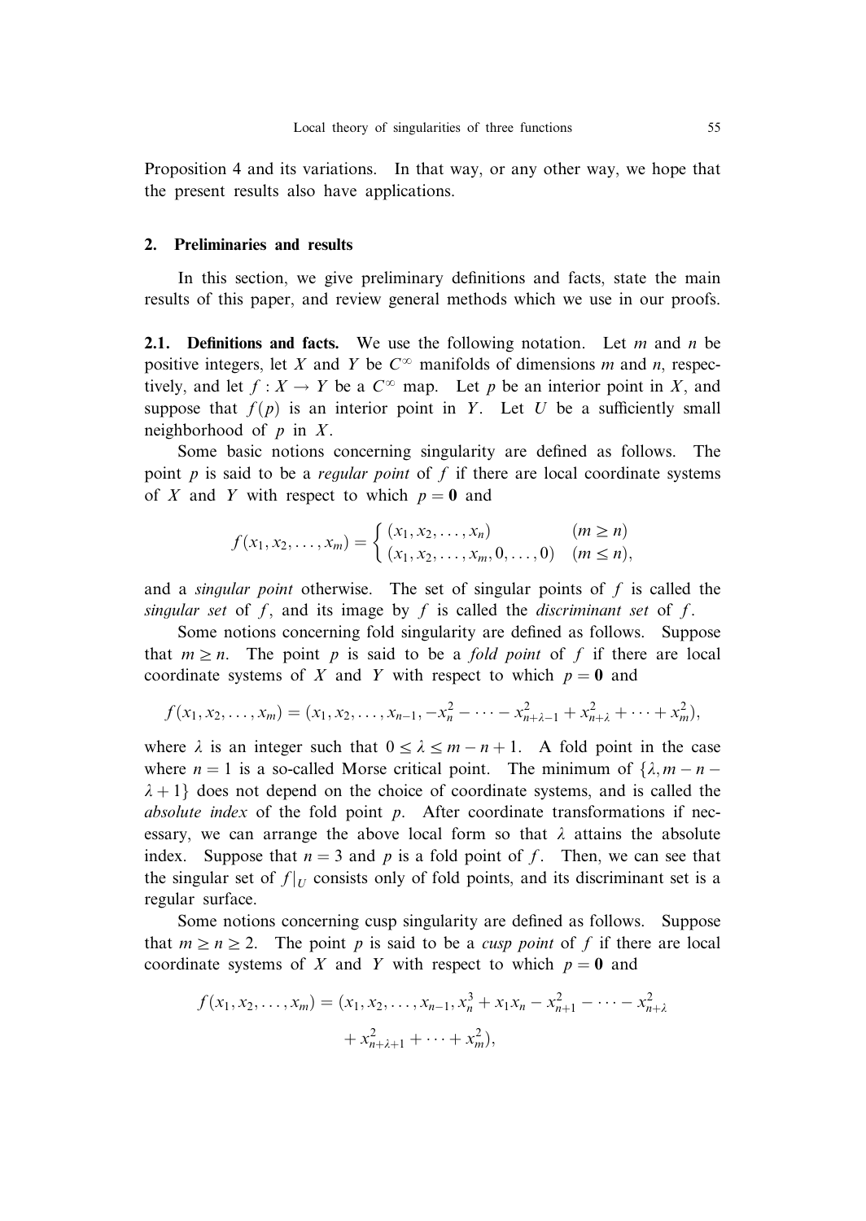Proposition 4 and its variations. In that way, or any other way, we hope that the present results also have applications.

## 2. Preliminaries and results

In this section, we give preliminary definitions and facts, state the main results of this paper, and review general methods which we use in our proofs.

**2.1. Definitions and facts.** We use the following notation. Let $m$ and $n$ be positive integers, let $X$ and $Y$ be $C^\infty$ manifolds of dimensions $m$ and $n$, respectively, and let $f : X \to Y$ be a $C^\infty$ map. Let $p$ be an interior point in $X$, and suppose that $f(p)$ is an interior point in $Y$. Let $U$ be a sufficiently small neighborhood of $p$ in $X$.

Some basic notions concerning singularity are defined as follows. The point $p$ is said to be a *regular point* of $f$ if there are local coordinate systems of $X$ and $Y$ with respect to which $p = \mathbf{0}$ and

$$f(x_1, x_2, \dots, x_m) = \begin{cases} (x_1, x_2, \dots, x_n) & (m \geq n) \\ (x_1, x_2, \dots, x_m, 0, \dots, 0) & (m \leq n), \end{cases}$$

and a *singular point* otherwise. The set of singular points of $f$ is called the *singular set* of $f$, and its image by $f$ is called the *discriminant set* of $f$.

Some notions concerning fold singularity are defined as follows. Suppose that $m \geq n$. The point $p$ is said to be a *fold point* of $f$ if there are local coordinate systems of $X$ and $Y$ with respect to which $p = \mathbf{0}$ and

$$f(x_1, x_2, \dots, x_m) = (x_1, x_2, \dots, x_{n-1}, -x_n^2 - \dots - x_{n+\lambda-1}^2 + x_{n+\lambda}^2 + \dots + x_m^2),$$

where $\lambda$ is an integer such that $0 \leq \lambda \leq m - n + 1$. A fold point in the case where $n = 1$ is a so-called Morse critical point. The minimum of $\{\lambda, m - n - \lambda + 1\}$ does not depend on the choice of coordinate systems, and is called the *absolute index* of the fold point $p$. After coordinate transformations if necessary, we can arrange the above local form so that $\lambda$ attains the absolute index. Suppose that $n = 3$ and $p$ is a fold point of $f$. Then, we can see that the singular set of $f|_U$ consists only of fold points, and its discriminant set is a regular surface.

Some notions concerning cusp singularity are defined as follows. Suppose that $m \geq n \geq 2$. The point $p$ is said to be a *cusp point* of $f$ if there are local coordinate systems of $X$ and $Y$ with respect to which $p = \mathbf{0}$ and

$$f(x_1, x_2, \dots, x_m) = (x_1, x_2, \dots, x_{n-1}, x_n^3 + x_1 x_n - x_{n+1}^2 - \dots - x_{n+\lambda}^2 + x_{n+\lambda+1}^2 + \dots + x_m^2),$$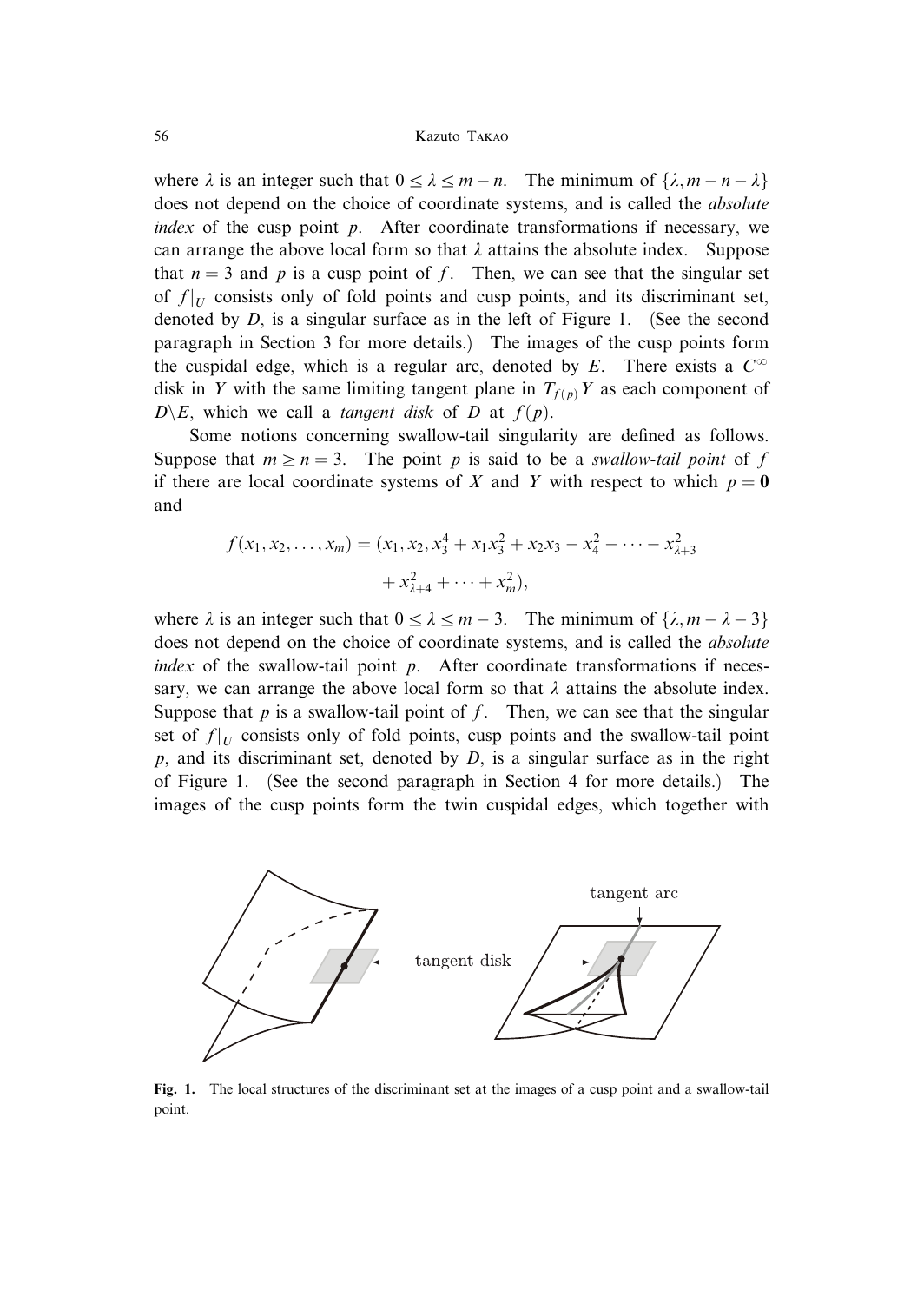where $\lambda$ is an integer such that $0 \leq \lambda \leq m - n$. The minimum of $\{\lambda, m - n - \lambda\}$ does not depend on the choice of coordinate systems, and is called the *absolute index* of the cusp point $p$. After coordinate transformations if necessary, we can arrange the above local form so that $\lambda$ attains the absolute index. Suppose that $n = 3$ and $p$ is a cusp point of $f$. Then, we can see that the singular set of $f|_U$ consists only of fold points and cusp points, and its discriminant set, denoted by $D$, is a singular surface as in the left of Figure 1. (See the second paragraph in Section 3 for more details.) The images of the cusp points form the cuspidal edge, which is a regular arc, denoted by $E$. There exists a $C^\infty$ disk in $Y$ with the same limiting tangent plane in $T_{f(p)}Y$ as each component of $D \backslash E$, which we call a *tangent disk* of $D$ at $f(p)$.

Some notions concerning swallow-tail singularity are defined as follows. Suppose that $m \geq n = 3$. The point $p$ is said to be a *swallow-tail point* of $f$ if there are local coordinate systems of $X$ and $Y$ with respect to which $p = \mathbf{0}$ and

$$f(x_1, x_2, \ldots, x_m) = (x_1, x_2, x_3^4 + x_1 x_3^2 + x_2 x_3 - x_4^2 - \cdots - x_{\lambda+3}^2 + x_{\lambda+4}^2 + \cdots + x_m^2),$$

where $\lambda$ is an integer such that $0 \leq \lambda \leq m - 3$. The minimum of $\{\lambda, m - \lambda - 3\}$ does not depend on the choice of coordinate systems, and is called the *absolute index* of the swallow-tail point $p$. After coordinate transformations if necessary, we can arrange the above local form so that $\lambda$ attains the absolute index. Suppose that $p$ is a swallow-tail point of $f$. Then, we can see that the singular set of $f|_U$ consists only of fold points, cusp points and the swallow-tail point $p$, and its discriminant set, denoted by $D$, is a singular surface as in the right of Figure 1. (See the second paragraph in Section 4 for more details.) The images of the cusp points form the twin cuspidal edges, which together with

**Fig. 1.** The local structures of the discriminant set at the images of a cusp point and a swallow-tail point.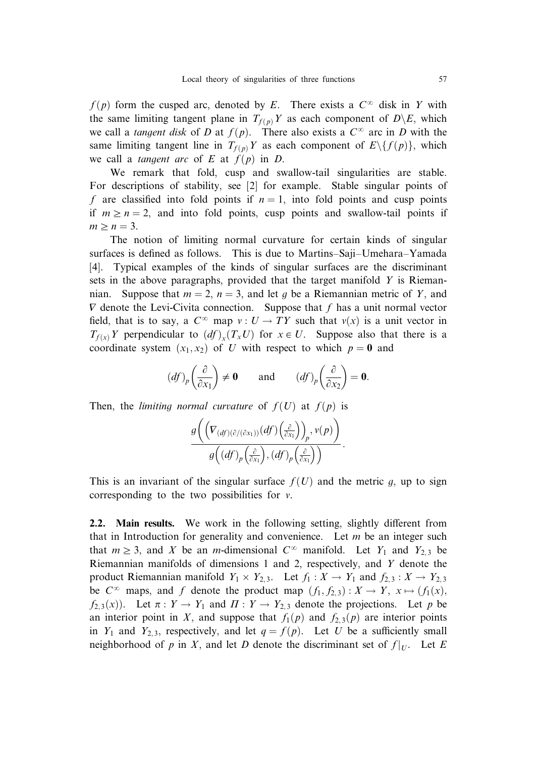$f(p)$ form the cusped arc, denoted by $E$. There exists a $C^\infty$ disk in $Y$ with the same limiting tangent plane in $T_{f(p)}Y$ as each component of $D \backslash E$, which we call a *tangent disk* of $D$ at $f(p)$. There also exists a $C^\infty$ arc in $D$ with the same limiting tangent line in $T_{f(p)}Y$ as each component of $E \backslash \{f(p)\}$, which we call a *tangent arc* of $E$ at $f(p)$ in $D$.

We remark that fold, cusp and swallow-tail singularities are stable. For descriptions of stability, see [2] for example. Stable singular points of $f$ are classified into fold points if $n = 1$, into fold points and cusp points if $m \geq n = 2$, and into fold points, cusp points and swallow-tail points if $m \geq n = 3$.

The notion of limiting normal curvature for certain kinds of singular surfaces is defined as follows. This is due to Martins–Saji–Umehara–Yamada [4]. Typical examples of the kinds of singular surfaces are the discriminant sets in the above paragraphs, provided that the target manifold $Y$ is Riemannian. Suppose that $m = 2$, $n = 3$, and let $g$ be a Riemannian metric of $Y$, and $\nabla$ denote the Levi-Civita connection. Suppose that $f$ has a unit normal vector field, that is to say, a $C^\infty$ map $v : U \to TY$ such that $v(x)$ is a unit vector in $T_{f(x)}Y$ perpendicular to $(df)_x(T_x U)$ for $x \in U$. Suppose also that there is a coordinate system $(x_1, x_2)$ of $U$ with respect to which $p = \mathbf{0}$ and

$$(df)_p\left(\frac{\partial}{\partial x_1}\right) \neq \mathbf{0} \qquad \text{and} \qquad (df)_p\left(\frac{\partial}{\partial x_2}\right) = \mathbf{0}.$$

Then, the *limiting normal curvature* of $f(U)$ at $f(p)$ is

$$\frac{g\left(\left(\nabla_{(df)(\partial/(\partial x_1))}(df)\left(\frac{\partial}{\partial x_1}\right)\right)_p, v(p)\right)}{g\left((df)_p\left(\frac{\partial}{\partial x_1}\right), (df)_p\left(\frac{\partial}{\partial x_1}\right)\right)}.$$

This is an invariant of the singular surface $f(U)$ and the metric $g$, up to sign corresponding to the two possibilities for $v$.

**2.2. Main results.** We work in the following setting, slightly different from that in Introduction for generality and convenience. Let $m$ be an integer such that $m \geq 3$, and $X$ be an $m$-dimensional $C^\infty$ manifold. Let $Y_1$ and $Y_{2,3}$ be Riemannian manifolds of dimensions 1 and 2, respectively, and $Y$ denote the product Riemannian manifold $Y_1 \times Y_{2,3}$. Let $f_1 : X \to Y_1$ and $f_{2,3} : X \to Y_{2,3}$ be $C^\infty$ maps, and $f$ denote the product map $(f_1, f_{2,3}) : X \to Y$, $x \mapsto (f_1(x), f_{2,3}(x))$. Let $\pi : Y \to Y_1$ and $\Pi : Y \to Y_{2,3}$ denote the projections. Let $p$ be an interior point in $X$, and suppose that $f_1(p)$ and $f_{2,3}(p)$ are interior points in $Y_1$ and $Y_{2,3}$, respectively, and let $q = f(p)$. Let $U$ be a sufficiently small neighborhood of $p$ in $X$, and let $D$ denote the discriminant set of $f|_U$. Let $E$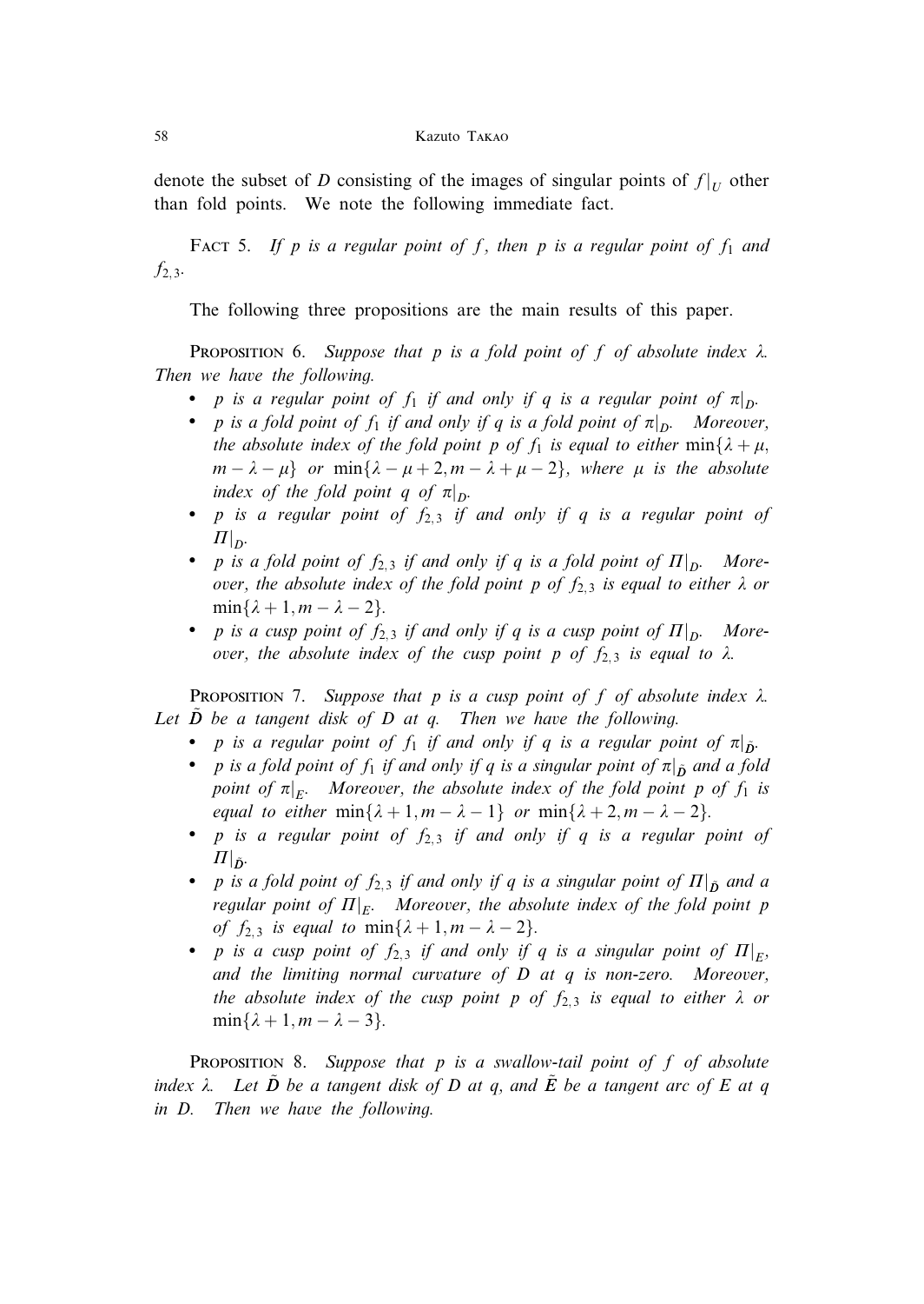denote the subset of $D$ consisting of the images of singular points of $f|_U$ other than fold points. We note the following immediate fact.

Fact 5. *If $p$ is a regular point of $f$, then $p$ is a regular point of $f_1$ and $f_{2,3}$.*

The following three propositions are the main results of this paper.

Proposition 6. *Suppose that $p$ is a fold point of $f$ of absolute index $\lambda$. Then we have the following.*

- *$p$ is a regular point of $f_1$ if and only if $q$ is a regular point of $\pi|_D$.*
- *$p$ is a fold point of $f_1$ if and only if $q$ is a fold point of $\pi|_D$. Moreover, the absolute index of the fold point $p$ of $f_1$ is equal to either $\min\{\lambda + \mu, m - \lambda - \mu\}$ or $\min\{\lambda - \mu + 2, m - \lambda + \mu - 2\}$, where $\mu$ is the absolute index of the fold point $q$ of $\pi|_D$.*
- *$p$ is a regular point of $f_{2,3}$ if and only if $q$ is a regular point of $\Pi|_D$.*
- *$p$ is a fold point of $f_{2,3}$ if and only if $q$ is a fold point of $\Pi|_D$. Moreover, the absolute index of the fold point $p$ of $f_{2,3}$ is equal to either $\lambda$ or $\min\{\lambda + 1, m - \lambda - 2\}$.*
- *$p$ is a cusp point of $f_{2,3}$ if and only if $q$ is a cusp point of $\Pi|_D$. Moreover, the absolute index of the cusp point $p$ of $f_{2,3}$ is equal to $\lambda$.*

Proposition 7. *Suppose that $p$ is a cusp point of $f$ of absolute index $\lambda$. Let $\tilde{D}$ be a tangent disk of $D$ at $q$. Then we have the following.*

- *$p$ is a regular point of $f_1$ if and only if $q$ is a regular point of $\pi|_{\tilde{D}}$.*
- *$p$ is a fold point of $f_1$ if and only if $q$ is a singular point of $\pi|_{\tilde{D}}$ and a fold point of $\pi|_E$. Moreover, the absolute index of the fold point $p$ of $f_1$ is equal to either $\min\{\lambda + 1, m - \lambda - 1\}$ or $\min\{\lambda + 2, m - \lambda - 2\}$.*
- *$p$ is a regular point of $f_{2,3}$ if and only if $q$ is a regular point of $\Pi|_{\tilde{D}}$.*
- *$p$ is a fold point of $f_{2,3}$ if and only if $q$ is a singular point of $\Pi|_{\tilde{D}}$ and a regular point of $\Pi|_E$. Moreover, the absolute index of the fold point $p$ of $f_{2,3}$ is equal to $\min\{\lambda + 1, m - \lambda - 2\}$.*
- *$p$ is a cusp point of $f_{2,3}$ if and only if $q$ is a singular point of $\Pi|_E$, and the limiting normal curvature of $D$ at $q$ is non-zero. Moreover, the absolute index of the cusp point $p$ of $f_{2,3}$ is equal to either $\lambda$ or $\min\{\lambda + 1, m - \lambda - 3\}$.*

Proposition 8. *Suppose that $p$ is a swallow-tail point of $f$ of absolute index $\lambda$. Let $\tilde{D}$ be a tangent disk of $D$ at $q$, and $\tilde{E}$ be a tangent arc of $E$ at $q$ in $D$. Then we have the following.*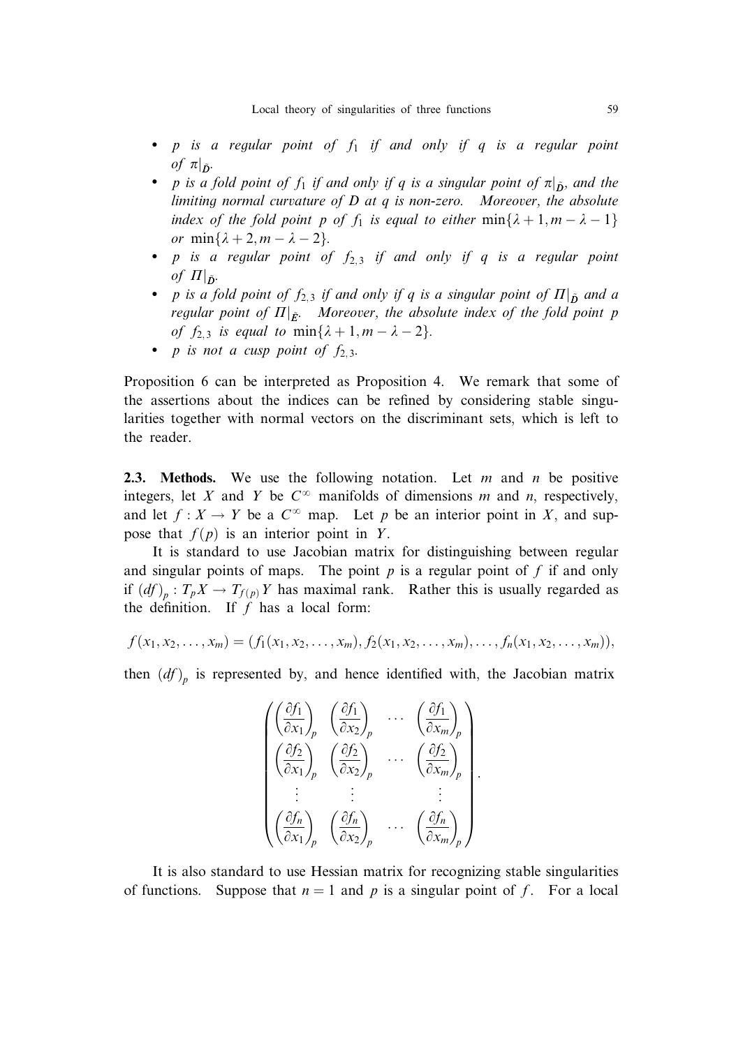- *$p$ is a regular point of $f_1$ if and only if $q$ is a regular point of $\pi|_{\tilde{D}}$.*
- *$p$ is a fold point of $f_1$ if and only if $q$ is a singular point of $\pi|_{\tilde{D}}$, and the limiting normal curvature of $D$ at $q$ is non-zero. Moreover, the absolute index of the fold point $p$ of $f_1$ is equal to either $\min\{\lambda + 1, m - \lambda - 1\}$ or $\min\{\lambda + 2, m - \lambda - 2\}$.*
- *$p$ is a regular point of $f_{2,3}$ if and only if $q$ is a regular point of $\Pi|_{\tilde{D}}$.*
- *$p$ is a fold point of $f_{2,3}$ if and only if $q$ is a singular point of $\Pi|_{\tilde{D}}$ and a regular point of $\Pi|_{\tilde{E}}$. Moreover, the absolute index of the fold point $p$ of $f_{2,3}$ is equal to $\min\{\lambda + 1, m - \lambda - 2\}$.*
- *$p$ is not a cusp point of $f_{2,3}$.*

Proposition 6 can be interpreted as Proposition 4. We remark that some of the assertions about the indices can be refined by considering stable singularities together with normal vectors on the discriminant sets, which is left to the reader.

**2.3. Methods.** We use the following notation. Let $m$ and $n$ be positive integers, let $X$ and $Y$ be $C^\infty$ manifolds of dimensions $m$ and $n$, respectively, and let $f : X \to Y$ be a $C^\infty$ map. Let $p$ be an interior point in $X$, and suppose that $f(p)$ is an interior point in $Y$.

It is standard to use Jacobian matrix for distinguishing between regular and singular points of maps. The point $p$ is a regular point of $f$ if and only if $(df)_p : T_pX \to T_{f(p)}Y$ has maximal rank. Rather this is usually regarded as the definition. If $f$ has a local form:

$$f(x_1, x_2, \ldots, x_m) = (f_1(x_1, x_2, \ldots, x_m), f_2(x_1, x_2, \ldots, x_m), \ldots, f_n(x_1, x_2, \ldots, x_m)),$$

then $(df)_p$ is represented by, and hence identified with, the Jacobian matrix

$$\begin{pmatrix} \left(\dfrac{\partial f_1}{\partial x_1}\right)_p & \left(\dfrac{\partial f_1}{\partial x_2}\right)_p & \cdots & \left(\dfrac{\partial f_1}{\partial x_m}\right)_p \\ \left(\dfrac{\partial f_2}{\partial x_1}\right)_p & \left(\dfrac{\partial f_2}{\partial x_2}\right)_p & \cdots & \left(\dfrac{\partial f_2}{\partial x_m}\right)_p \\ \vdots & \vdots & & \vdots \\ \left(\dfrac{\partial f_n}{\partial x_1}\right)_p & \left(\dfrac{\partial f_n}{\partial x_2}\right)_p & \cdots & \left(\dfrac{\partial f_n}{\partial x_m}\right)_p \end{pmatrix}.$$

It is also standard to use Hessian matrix for recognizing stable singularities of functions. Suppose that $n = 1$ and $p$ is a singular point of $f$. For a local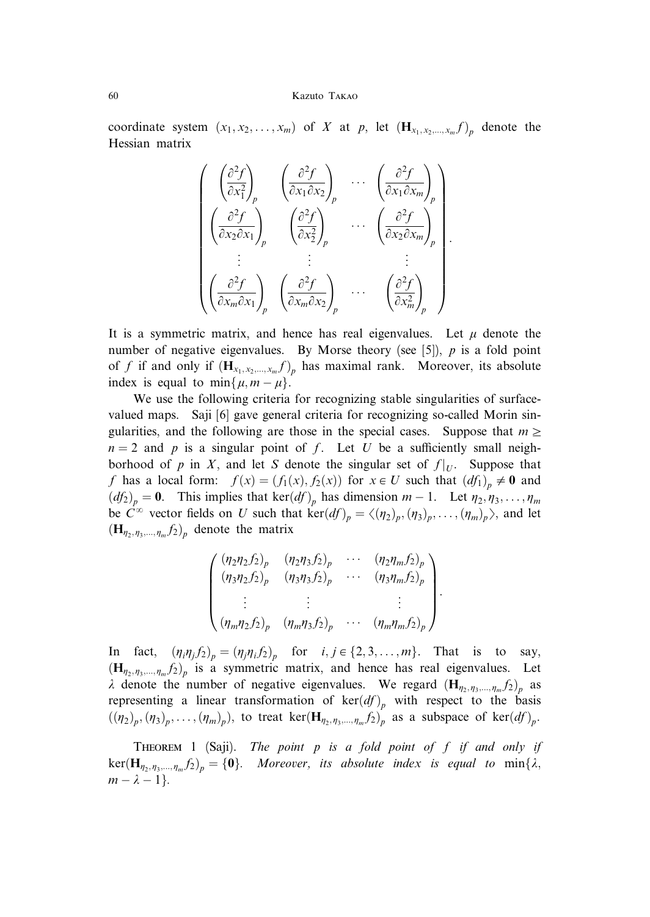coordinate system $(x_1, x_2, \ldots, x_m)$ of $X$ at $p$, let $(\mathbf{H}_{x_1, x_2, \ldots, x_m} f)_p$ denote the Hessian matrix

$$\begin{pmatrix} \left(\dfrac{\partial^2 f}{\partial x_1^2}\right)_p & \left(\dfrac{\partial^2 f}{\partial x_1 \partial x_2}\right)_p & \cdots & \left(\dfrac{\partial^2 f}{\partial x_1 \partial x_m}\right)_p \\ \left(\dfrac{\partial^2 f}{\partial x_2 \partial x_1}\right)_p & \left(\dfrac{\partial^2 f}{\partial x_2^2}\right)_p & \cdots & \left(\dfrac{\partial^2 f}{\partial x_2 \partial x_m}\right)_p \\ \vdots & \vdots & & \vdots \\ \left(\dfrac{\partial^2 f}{\partial x_m \partial x_1}\right)_p & \left(\dfrac{\partial^2 f}{\partial x_m \partial x_2}\right)_p & \cdots & \left(\dfrac{\partial^2 f}{\partial x_m^2}\right)_p \end{pmatrix}.$$

It is a symmetric matrix, and hence has real eigenvalues. Let $\mu$ denote the number of negative eigenvalues. By Morse theory (see [5]), $p$ is a fold point of $f$ if and only if $(\mathbf{H}_{x_1, x_2, \ldots, x_m} f)_p$ has maximal rank. Moreover, its absolute index is equal to $\min\{\mu, m - \mu\}$.

We use the following criteria for recognizing stable singularities of surface-valued maps. Saji [6] gave general criteria for recognizing so-called Morin singularities, and the following are those in the special cases. Suppose that $m \geq n = 2$ and $p$ is a singular point of $f$. Let $U$ be a sufficiently small neighborhood of $p$ in $X$, and let $S$ denote the singular set of $f|_U$. Suppose that $f$ has a local form: $f(x) = (f_1(x), f_2(x))$ for $x \in U$ such that $(df_1)_p \neq \mathbf{0}$ and $(df_2)_p = \mathbf{0}$. This implies that $\ker(df)_p$ has dimension $m - 1$. Let $\eta_2, \eta_3, \ldots, \eta_m$ be $C^\infty$ vector fields on $U$ such that $\ker(df)_p = \langle (\eta_2)_p, (\eta_3)_p, \ldots, (\eta_m)_p \rangle$, and let $(\mathbf{H}_{\eta_2, \eta_3, \ldots, \eta_m} f_2)_p$ denote the matrix

$$\begin{pmatrix} (\eta_2 \eta_2 f_2)_p & (\eta_2 \eta_3 f_2)_p & \cdots & (\eta_2 \eta_m f_2)_p \\ (\eta_3 \eta_2 f_2)_p & (\eta_3 \eta_3 f_2)_p & \cdots & (\eta_3 \eta_m f_2)_p \\ \vdots & \vdots & & \vdots \\ (\eta_m \eta_2 f_2)_p & (\eta_m \eta_3 f_2)_p & \cdots & (\eta_m \eta_m f_2)_p \end{pmatrix}.$$

In fact, $(\eta_i \eta_j f_2)_p = (\eta_j \eta_i f_2)_p$ for $i, j \in \{2, 3, \ldots, m\}$. That is to say, $(\mathbf{H}_{\eta_2, \eta_3, \ldots, \eta_m} f_2)_p$ is a symmetric matrix, and hence has real eigenvalues. Let $\lambda$ denote the number of negative eigenvalues. We regard $(\mathbf{H}_{\eta_2, \eta_3, \ldots, \eta_m} f_2)_p$ as representing a linear transformation of $\ker(df)_p$ with respect to the basis $((\eta_2)_p, (\eta_3)_p, \ldots, (\eta_m)_p)$, to treat $\ker(\mathbf{H}_{\eta_2, \eta_3, \ldots, \eta_m} f_2)_p$ as a subspace of $\ker(df)_p$.

**Theorem 1** (Saji). *The point $p$ is a fold point of $f$ if and only if $\ker(\mathbf{H}_{\eta_2, \eta_3, \ldots, \eta_m} f_2)_p = \{\mathbf{0}\}$. Moreover, its absolute index is equal to $\min\{\lambda, m - \lambda - 1\}$.*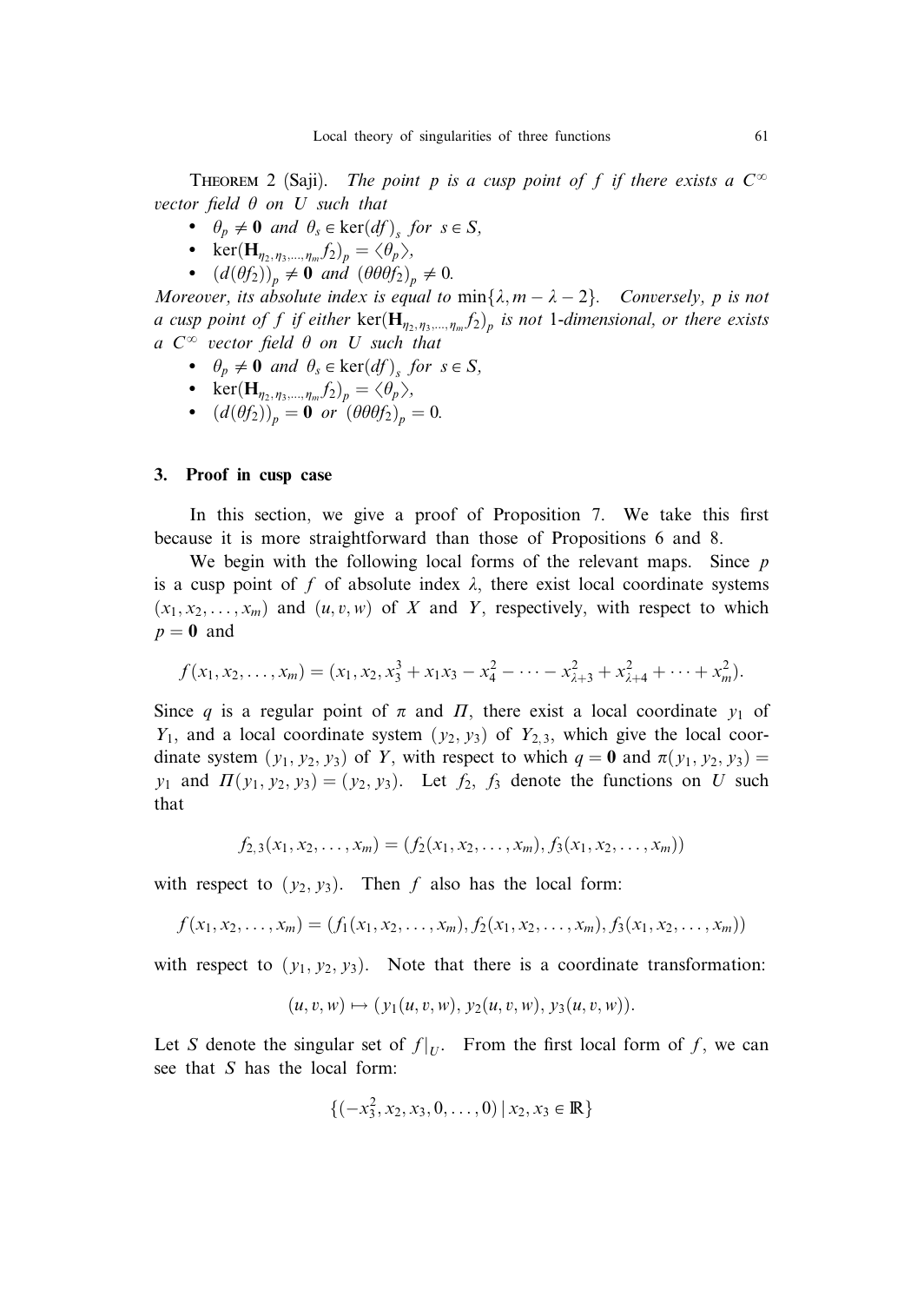Theorem 2 (Saji). *The point $p$ is a cusp point of $f$ if there exists a $C^{\infty}$ vector field $\theta$ on $U$ such that*

- $\theta_p \neq \mathbf{0}$ *and* $\theta_s \in \ker(df)_s$ *for* $s \in S$,
- $\ker(\mathbf{H}_{\eta_2, \eta_3, \dots, \eta_m} f_2)_p = \langle \theta_p \rangle$,
- $(d(\theta f_2))_p \neq \mathbf{0}$ *and* $(\theta\theta f_2)_p \neq 0$.

*Moreover, its absolute index is equal to* $\min\{\lambda, m - \lambda - 2\}$. *Conversely, $p$ is not a cusp point of $f$ if either* $\ker(\mathbf{H}_{\eta_2, \eta_3, \dots, \eta_m} f_2)_p$ *is not* 1*-dimensional, or there exists a $C^{\infty}$ vector field $\theta$ on $U$ such that*

- $\theta_p \neq \mathbf{0}$ *and* $\theta_s \in \ker(df)_s$ *for* $s \in S$,
- $\ker(\mathbf{H}_{\eta_2, \eta_3, \dots, \eta_m} f_2)_p = \langle \theta_p \rangle$,
- $(d(\theta f_2))_p = \mathbf{0}$ *or* $(\theta\theta f_2)_p = 0$.

## 3. Proof in cusp case

In this section, we give a proof of Proposition 7. We take this first because it is more straightforward than those of Propositions 6 and 8.

We begin with the following local forms of the relevant maps. Since $p$ is a cusp point of $f$ of absolute index $\lambda$, there exist local coordinate systems $(x_1, x_2, \dots, x_m)$ and $(u, v, w)$ of $X$ and $Y$, respectively, with respect to which $p = \mathbf{0}$ and

$$f(x_1, x_2, \dots, x_m) = (x_1, x_2, x_3^3 + x_1 x_3 - x_4^2 - \cdots - x_{\lambda+3}^2 + x_{\lambda+4}^2 + \cdots + x_m^2).$$

Since $q$ is a regular point of $\pi$ and $\Pi$, there exist a local coordinate $y_1$ of $Y_1$, and a local coordinate system $(y_2, y_3)$ of $Y_{2,3}$, which give the local coordinate system $(y_1, y_2, y_3)$ of $Y$, with respect to which $q = \mathbf{0}$ and $\pi(y_1, y_2, y_3) = y_1$ and $\Pi(y_1, y_2, y_3) = (y_2, y_3)$. Let $f_2$, $f_3$ denote the functions on $U$ such that

$$f_{2,3}(x_1, x_2, \dots, x_m) = (f_2(x_1, x_2, \dots, x_m), f_3(x_1, x_2, \dots, x_m))$$

with respect to $(y_2, y_3)$. Then $f$ also has the local form:

$$f(x_1, x_2, \dots, x_m) = (f_1(x_1, x_2, \dots, x_m), f_2(x_1, x_2, \dots, x_m), f_3(x_1, x_2, \dots, x_m))$$

with respect to $(y_1, y_2, y_3)$. Note that there is a coordinate transformation:

$$(u, v, w) \mapsto (y_1(u, v, w), y_2(u, v, w), y_3(u, v, w)).$$

Let $S$ denote the singular set of $f|_U$. From the first local form of $f$, we can see that $S$ has the local form:

$$\{(-x_3^2, x_2, x_3, 0, \dots, 0) \mid x_2, x_3 \in \mathbb{R}\}$$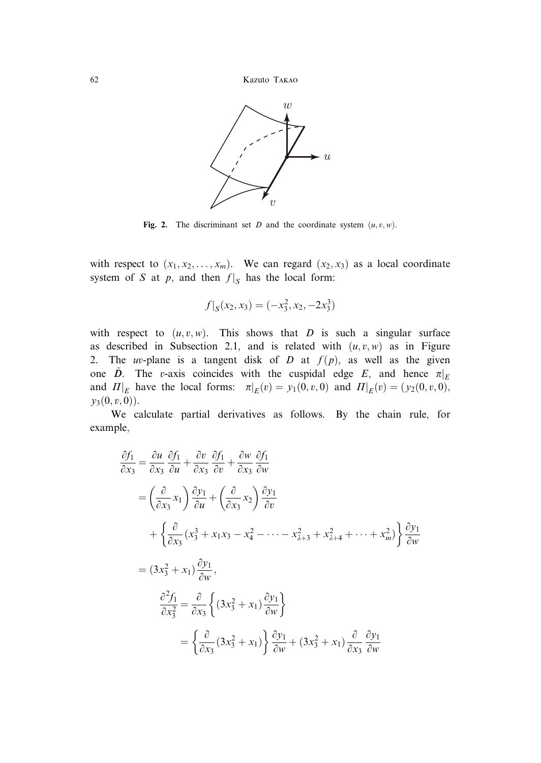Fig. 2. The discriminant set $D$ and the coordinate system $(u, v, w)$.

with respect to $(x_1, x_2, \ldots, x_m)$. We can regard $(x_2, x_3)$ as a local coordinate system of $S$ at $p$, and then $f|_S$ has the local form:

$$f|_S(x_2, x_3) = (-x_3^2, x_2, -2x_3^3)$$

with respect to $(u, v, w)$. This shows that $D$ is such a singular surface as described in Subsection 2.1, and is related with $(u, v, w)$ as in Figure 2. The $uv$-plane is a tangent disk of $D$ at $f(p)$, as well as the given one $\tilde{D}$. The $v$-axis coincides with the cuspidal edge $E$, and hence $\pi|_E$ and $\Pi|_E$ have the local forms: $\pi|_E(v) = y_1(0, v, 0)$ and $\Pi|_E(v) = (y_2(0, v, 0), y_3(0, v, 0))$.

We calculate partial derivatives as follows. By the chain rule, for example,

$$\begin{aligned}
\frac{\partial f_1}{\partial x_3} &= \frac{\partial u}{\partial x_3}\frac{\partial f_1}{\partial u} + \frac{\partial v}{\partial x_3}\frac{\partial f_1}{\partial v} + \frac{\partial w}{\partial x_3}\frac{\partial f_1}{\partial w} \\
&= \left(\frac{\partial}{\partial x_3}x_1\right)\frac{\partial y_1}{\partial u} + \left(\frac{\partial}{\partial x_3}x_2\right)\frac{\partial y_1}{\partial v} \\
&\quad + \left\{\frac{\partial}{\partial x_3}(x_3^3 + x_1 x_3 - x_4^2 - \cdots - x_{\lambda+3}^2 + x_{\lambda+4}^2 + \cdots + x_m^2)\right\}\frac{\partial y_1}{\partial w} \\
&= (3x_3^2 + x_1)\frac{\partial y_1}{\partial w},
\end{aligned}$$

$$\begin{aligned}
\frac{\partial^2 f_1}{\partial x_3^2} &= \frac{\partial}{\partial x_3}\left\{(3x_3^2 + x_1)\frac{\partial y_1}{\partial w}\right\} \\
&= \left\{\frac{\partial}{\partial x_3}(3x_3^2 + x_1)\right\}\frac{\partial y_1}{\partial w} + (3x_3^2 + x_1)\frac{\partial}{\partial x_3}\frac{\partial y_1}{\partial w}
\end{aligned}$$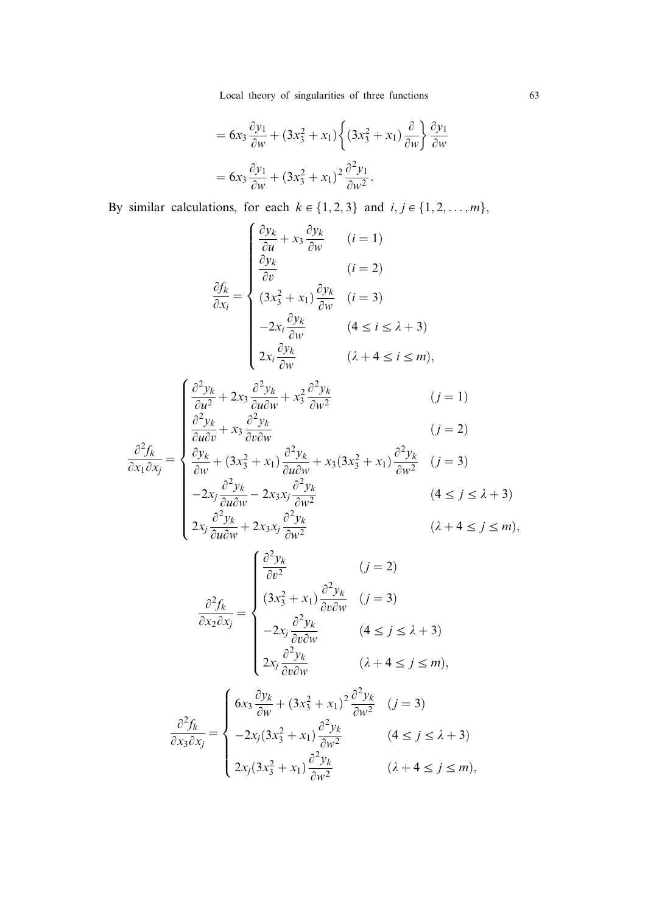$$= 6x_3 \frac{\partial y_1}{\partial w} + (3x_3^2 + x_1)\left\{(3x_3^2 + x_1)\frac{\partial}{\partial w}\right\}\frac{\partial y_1}{\partial w}$$

$$= 6x_3 \frac{\partial y_1}{\partial w} + (3x_3^2 + x_1)^2 \frac{\partial^2 y_1}{\partial w^2}.$$

By similar calculations, for each $k \in \{1, 2, 3\}$ and $i, j \in \{1, 2, \ldots, m\}$,

$$\frac{\partial f_k}{\partial x_i} = \begin{cases} \dfrac{\partial y_k}{\partial u} + x_3 \dfrac{\partial y_k}{\partial w} & (i = 1) \\ \dfrac{\partial y_k}{\partial v} & (i = 2) \\ (3x_3^2 + x_1)\dfrac{\partial y_k}{\partial w} & (i = 3) \\ -2x_i \dfrac{\partial y_k}{\partial w} & (4 \leq i \leq \lambda + 3) \\ 2x_i \dfrac{\partial y_k}{\partial w} & (\lambda + 4 \leq i \leq m), \end{cases}$$

$$\frac{\partial^2 f_k}{\partial x_1 \partial x_j} = \begin{cases} \dfrac{\partial^2 y_k}{\partial u^2} + 2x_3 \dfrac{\partial^2 y_k}{\partial u \partial w} + x_3^2 \dfrac{\partial^2 y_k}{\partial w^2} & (j = 1) \\ \dfrac{\partial^2 y_k}{\partial u \partial v} + x_3 \dfrac{\partial^2 y_k}{\partial v \partial w} & (j = 2) \\ \dfrac{\partial y_k}{\partial w} + (3x_3^2 + x_1)\dfrac{\partial^2 y_k}{\partial u \partial w} + x_3(3x_3^2 + x_1)\dfrac{\partial^2 y_k}{\partial w^2} & (j = 3) \\ -2x_j \dfrac{\partial^2 y_k}{\partial u \partial w} - 2x_3 x_j \dfrac{\partial^2 y_k}{\partial w^2} & (4 \leq j \leq \lambda + 3) \\ 2x_j \dfrac{\partial^2 y_k}{\partial u \partial w} + 2x_3 x_j \dfrac{\partial^2 y_k}{\partial w^2} & (\lambda + 4 \leq j \leq m), \end{cases}$$

$$\frac{\partial^2 f_k}{\partial x_2 \partial x_j} = \begin{cases} \dfrac{\partial^2 y_k}{\partial v^2} & (j = 2) \\ (3x_3^2 + x_1)\dfrac{\partial^2 y_k}{\partial v \partial w} & (j = 3) \\ -2x_j \dfrac{\partial^2 y_k}{\partial v \partial w} & (4 \leq j \leq \lambda + 3) \\ 2x_j \dfrac{\partial^2 y_k}{\partial v \partial w} & (\lambda + 4 \leq j \leq m), \end{cases}$$

$$\frac{\partial^2 f_k}{\partial x_3 \partial x_j} = \begin{cases} 6x_3 \dfrac{\partial y_k}{\partial w} + (3x_3^2 + x_1)^2 \dfrac{\partial^2 y_k}{\partial w^2} & (j = 3) \\ -2x_j (3x_3^2 + x_1)\dfrac{\partial^2 y_k}{\partial w^2} & (4 \leq j \leq \lambda + 3) \\ 2x_j (3x_3^2 + x_1)\dfrac{\partial^2 y_k}{\partial w^2} & (\lambda + 4 \leq j \leq m), \end{cases}$$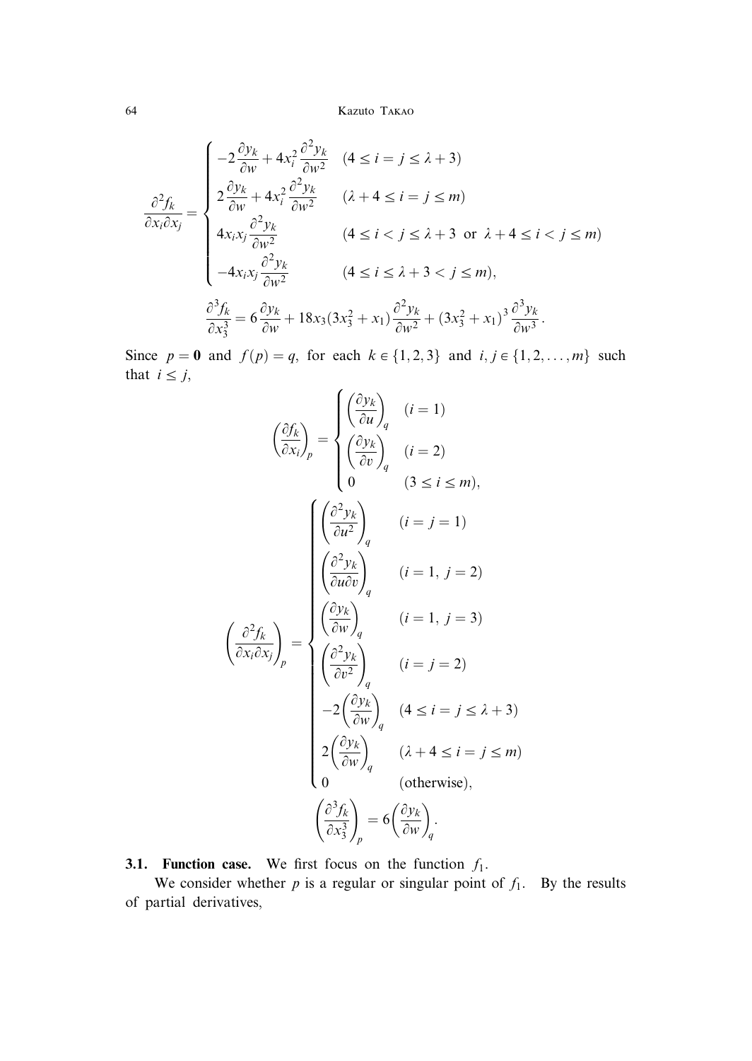$$
\frac{\partial^2 f_k}{\partial x_i \partial x_j} = \begin{cases} -2\dfrac{\partial y_k}{\partial w} + 4x_i^2 \dfrac{\partial^2 y_k}{\partial w^2} & (4 \le i = j \le \lambda + 3) \\ 2\dfrac{\partial y_k}{\partial w} + 4x_i^2 \dfrac{\partial^2 y_k}{\partial w^2} & (\lambda + 4 \le i = j \le m) \\ 4x_i x_j \dfrac{\partial^2 y_k}{\partial w^2} & (4 \le i < j \le \lambda + 3 \text{ or } \lambda + 4 \le i < j \le m) \\ -4x_i x_j \dfrac{\partial^2 y_k}{\partial w^2} & (4 \le i \le \lambda + 3 < j \le m), \end{cases}
$$

$$
\frac{\partial^3 f_k}{\partial x_3^3} = 6\frac{\partial y_k}{\partial w} + 18x_3(3x_3^2 + x_1)\frac{\partial^2 y_k}{\partial w^2} + (3x_3^2 + x_1)^3 \frac{\partial^3 y_k}{\partial w^3}.
$$

Since $p = \mathbf{0}$ and $f(p) = q$, for each $k \in \{1, 2, 3\}$ and $i, j \in \{1, 2, \dots, m\}$ such that $i \le j$,

$$
\left(\frac{\partial f_k}{\partial x_i}\right)_p = \begin{cases} \left(\dfrac{\partial y_k}{\partial u}\right)_q & (i = 1) \\ \left(\dfrac{\partial y_k}{\partial v}\right)_q & (i = 2) \\ 0 & (3 \le i \le m), \end{cases}
$$

$$
\left(\frac{\partial^2 f_k}{\partial x_i \partial x_j}\right)_p = \begin{cases} \left(\dfrac{\partial^2 y_k}{\partial u^2}\right)_q & (i = j = 1) \\ \left(\dfrac{\partial^2 y_k}{\partial u \partial v}\right)_q & (i = 1,\ j = 2) \\ \left(\dfrac{\partial y_k}{\partial w}\right)_q & (i = 1,\ j = 3) \\ \left(\dfrac{\partial^2 y_k}{\partial v^2}\right)_q & (i = j = 2) \\ -2\left(\dfrac{\partial y_k}{\partial w}\right)_q & (4 \le i = j \le \lambda + 3) \\ 2\left(\dfrac{\partial y_k}{\partial w}\right)_q & (\lambda + 4 \le i = j \le m) \\ 0 & (\text{otherwise}), \end{cases}
$$

$$
\left(\frac{\partial^3 f_k}{\partial x_3^3}\right)_p = 6\left(\frac{\partial y_k}{\partial w}\right)_q.
$$

**3.1. Function case.** We first focus on the function $f_1$.

We consider whether $p$ is a regular or singular point of $f_1$. By the results of partial derivatives,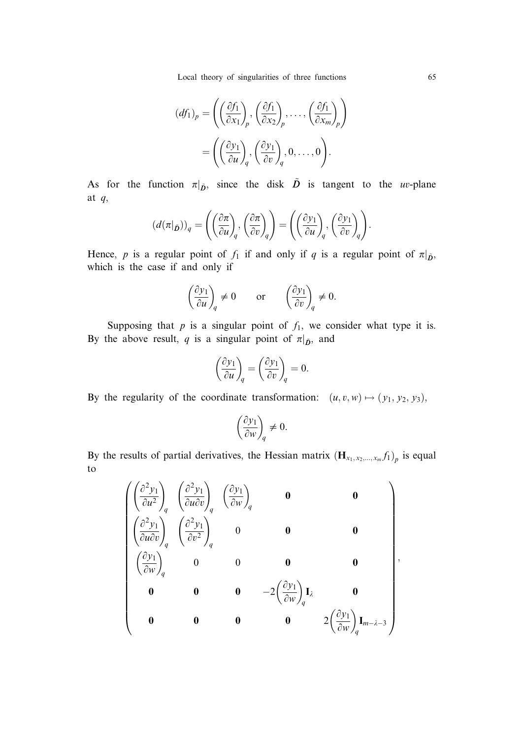$$
\begin{aligned}
(df_1)_p &= \left( \left(\frac{\partial f_1}{\partial x_1}\right)_p, \left(\frac{\partial f_1}{\partial x_2}\right)_p, \ldots, \left(\frac{\partial f_1}{\partial x_m}\right)_p \right) \\
&= \left( \left(\frac{\partial y_1}{\partial u}\right)_q, \left(\frac{\partial y_1}{\partial v}\right)_q, 0, \ldots, 0 \right).
\end{aligned}
$$

As for the function $\pi|_{\tilde{D}}$, since the disk $\tilde{D}$ is tangent to the $uv$-plane at $q$,

$$
(d(\pi|_{\tilde{D}}))_q = \left( \left(\frac{\partial \pi}{\partial u}\right)_q, \left(\frac{\partial \pi}{\partial v}\right)_q \right) = \left( \left(\frac{\partial y_1}{\partial u}\right)_q, \left(\frac{\partial y_1}{\partial v}\right)_q \right).
$$

Hence, $p$ is a regular point of $f_1$ if and only if $q$ is a regular point of $\pi|_{\tilde{D}}$, which is the case if and only if

$$
\left(\frac{\partial y_1}{\partial u}\right)_q \neq 0 \qquad \text{or} \qquad \left(\frac{\partial y_1}{\partial v}\right)_q \neq 0.
$$

Supposing that $p$ is a singular point of $f_1$, we consider what type it is. By the above result, $q$ is a singular point of $\pi|_{\tilde{D}}$, and

$$
\left(\frac{\partial y_1}{\partial u}\right)_q = \left(\frac{\partial y_1}{\partial v}\right)_q = 0.
$$

By the regularity of the coordinate transformation: $(u, v, w) \mapsto (y_1, y_2, y_3)$,

$$
\left(\frac{\partial y_1}{\partial w}\right)_q \neq 0.
$$

By the results of partial derivatives, the Hessian matrix $(\mathbf{H}_{x_1, x_2, \ldots, x_m} f_1)_p$ is equal to

$$
\begin{pmatrix}
\left(\frac{\partial^2 y_1}{\partial u^2}\right)_q & \left(\frac{\partial^2 y_1}{\partial u \partial v}\right)_q & \left(\frac{\partial y_1}{\partial w}\right)_q & \mathbf{0} & \mathbf{0} \\
\left(\frac{\partial^2 y_1}{\partial u \partial v}\right)_q & \left(\frac{\partial^2 y_1}{\partial v^2}\right)_q & 0 & \mathbf{0} & \mathbf{0} \\
\left(\frac{\partial y_1}{\partial w}\right)_q & 0 & 0 & \mathbf{0} & \mathbf{0} \\
\mathbf{0} & \mathbf{0} & \mathbf{0} & -2\left(\frac{\partial y_1}{\partial w}\right)_q \mathbf{I}_\lambda & \mathbf{0} \\
\mathbf{0} & \mathbf{0} & \mathbf{0} & \mathbf{0} & 2\left(\frac{\partial y_1}{\partial w}\right)_q \mathbf{I}_{m-\lambda-3}
\end{pmatrix},
$$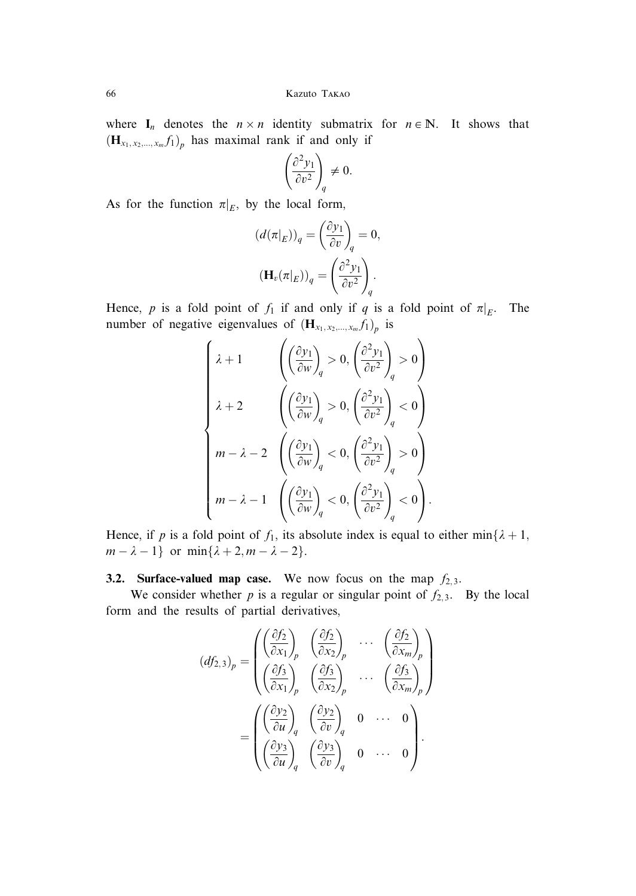where $\mathbf{I}_n$ denotes the $n \times n$ identity submatrix for $n \in \mathbb{N}$. It shows that $(\mathbf{H}_{x_1, x_2, \dots, x_m} f_1)_p$ has maximal rank if and only if

$$\left(\frac{\partial^2 y_1}{\partial v^2}\right)_q \neq 0.$$

As for the function $\pi|_E$, by the local form,

$$(d(\pi|_E))_q = \left(\frac{\partial y_1}{\partial v}\right)_q = 0,$$

$$(\mathbf{H}_v(\pi|_E))_q = \left(\frac{\partial^2 y_1}{\partial v^2}\right)_q.$$

Hence, $p$ is a fold point of $f_1$ if and only if $q$ is a fold point of $\pi|_E$. The number of negative eigenvalues of $(\mathbf{H}_{x_1, x_2, \dots, x_m} f_1)_p$ is

$$\begin{cases} \lambda + 1 & \left(\left(\frac{\partial y_1}{\partial w}\right)_q > 0, \left(\frac{\partial^2 y_1}{\partial v^2}\right)_q > 0\right) \\ \lambda + 2 & \left(\left(\frac{\partial y_1}{\partial w}\right)_q > 0, \left(\frac{\partial^2 y_1}{\partial v^2}\right)_q < 0\right) \\ m - \lambda - 2 & \left(\left(\frac{\partial y_1}{\partial w}\right)_q < 0, \left(\frac{\partial^2 y_1}{\partial v^2}\right)_q > 0\right) \\ m - \lambda - 1 & \left(\left(\frac{\partial y_1}{\partial w}\right)_q < 0, \left(\frac{\partial^2 y_1}{\partial v^2}\right)_q < 0\right). \end{cases}$$

Hence, if $p$ is a fold point of $f_1$, its absolute index is equal to either $\min\{\lambda + 1, m - \lambda - 1\}$ or $\min\{\lambda + 2, m - \lambda - 2\}$.

### 3.2. Surface-valued map case.

We now focus on the map $f_{2,3}$.

We consider whether $p$ is a regular or singular point of $f_{2,3}$. By the local form and the results of partial derivatives,

$$(df_{2,3})_p = \begin{pmatrix} \left(\frac{\partial f_2}{\partial x_1}\right)_p & \left(\frac{\partial f_2}{\partial x_2}\right)_p & \cdots & \left(\frac{\partial f_2}{\partial x_m}\right)_p \\ \left(\frac{\partial f_3}{\partial x_1}\right)_p & \left(\frac{\partial f_3}{\partial x_2}\right)_p & \cdots & \left(\frac{\partial f_3}{\partial x_m}\right)_p \end{pmatrix}$$

$$= \begin{pmatrix} \left(\frac{\partial y_2}{\partial u}\right)_q & \left(\frac{\partial y_2}{\partial v}\right)_q & 0 & \cdots & 0 \\ \left(\frac{\partial y_3}{\partial u}\right)_q & \left(\frac{\partial y_3}{\partial v}\right)_q & 0 & \cdots & 0 \end{pmatrix}.$$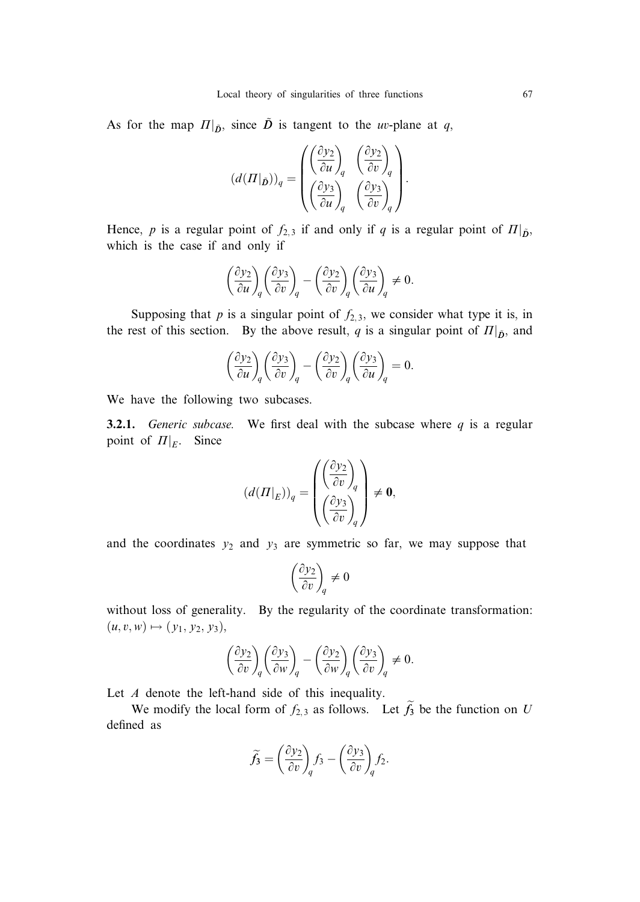As for the map $\Pi|_{\tilde{D}}$, since $\tilde{D}$ is tangent to the $uv$-plane at $q$,

$$(d(\Pi|_{\tilde{D}}))_q = \begin{pmatrix} \left(\dfrac{\partial y_2}{\partial u}\right)_q & \left(\dfrac{\partial y_2}{\partial v}\right)_q \\ \left(\dfrac{\partial y_3}{\partial u}\right)_q & \left(\dfrac{\partial y_3}{\partial v}\right)_q \end{pmatrix}.$$

Hence, $p$ is a regular point of $f_{2,3}$ if and only if $q$ is a regular point of $\Pi|_{\tilde{D}}$, which is the case if and only if

$$\left(\frac{\partial y_2}{\partial u}\right)_q \left(\frac{\partial y_3}{\partial v}\right)_q - \left(\frac{\partial y_2}{\partial v}\right)_q \left(\frac{\partial y_3}{\partial u}\right)_q \neq 0.$$

Supposing that $p$ is a singular point of $f_{2,3}$, we consider what type it is, in the rest of this section. By the above result, $q$ is a singular point of $\Pi|_{\tilde{D}}$, and

$$\left(\frac{\partial y_2}{\partial u}\right)_q \left(\frac{\partial y_3}{\partial v}\right)_q - \left(\frac{\partial y_2}{\partial v}\right)_q \left(\frac{\partial y_3}{\partial u}\right)_q = 0.$$

We have the following two subcases.

**3.2.1.** *Generic subcase.* We first deal with the subcase where $q$ is a regular point of $\Pi|_E$. Since

$$(d(\Pi|_E))_q = \begin{pmatrix} \left(\dfrac{\partial y_2}{\partial v}\right)_q \\ \left(\dfrac{\partial y_3}{\partial v}\right)_q \end{pmatrix} \neq \mathbf{0},$$

and the coordinates $y_2$ and $y_3$ are symmetric so far, we may suppose that

$$\left(\frac{\partial y_2}{\partial v}\right)_q \neq 0$$

without loss of generality. By the regularity of the coordinate transformation: $(u, v, w) \mapsto (y_1, y_2, y_3)$,

$$\left(\frac{\partial y_2}{\partial v}\right)_q \left(\frac{\partial y_3}{\partial w}\right)_q - \left(\frac{\partial y_2}{\partial w}\right)_q \left(\frac{\partial y_3}{\partial v}\right)_q \neq 0.$$

Let $A$ denote the left-hand side of this inequality.

We modify the local form of $f_{2,3}$ as follows. Let $\widetilde{f_3}$ be the function on $U$ defined as

$$\widetilde{f_3} = \left(\frac{\partial y_2}{\partial v}\right)_q f_3 - \left(\frac{\partial y_3}{\partial v}\right)_q f_2.$$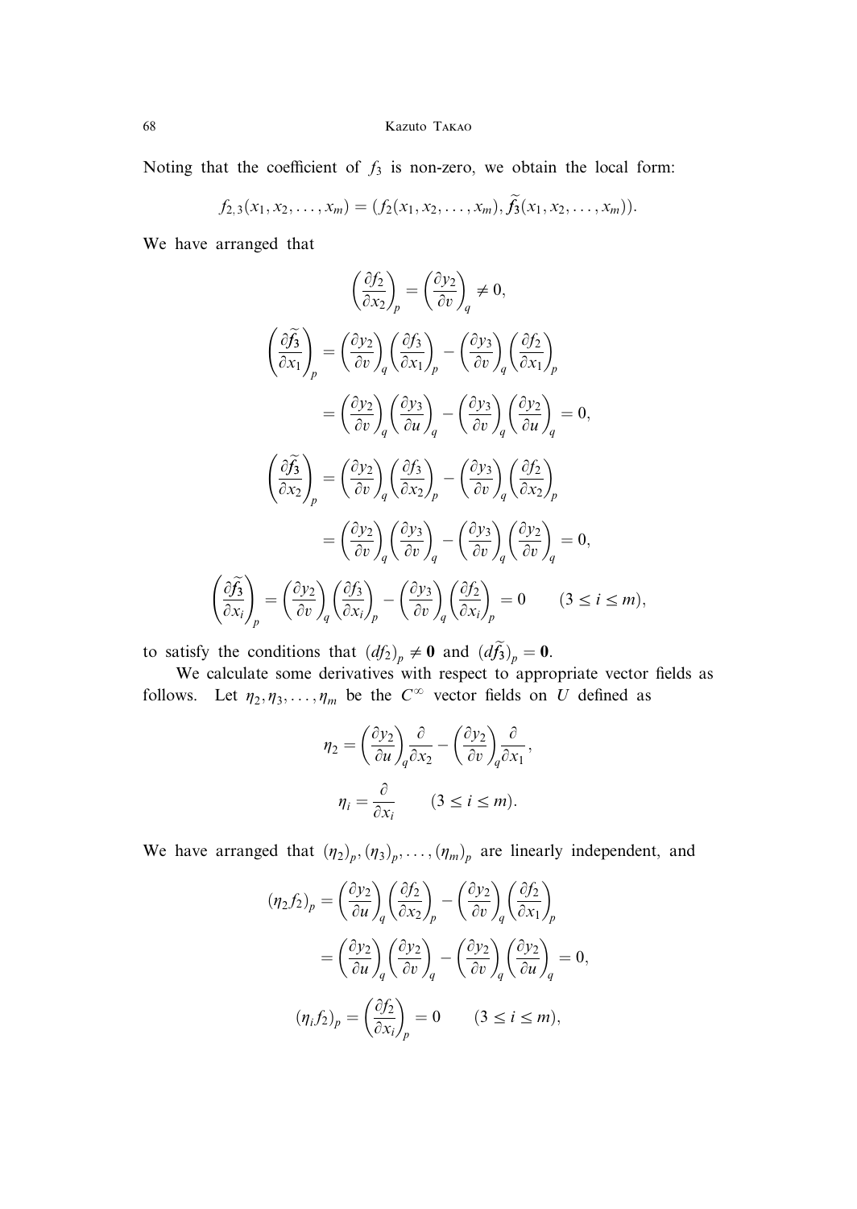Noting that the coefficient of $f_3$ is non-zero, we obtain the local form:

$$f_{2,3}(x_1, x_2, \ldots, x_m) = (f_2(x_1, x_2, \ldots, x_m), \widetilde{f_3}(x_1, x_2, \ldots, x_m)).$$

We have arranged that

$$\left(\frac{\partial f_2}{\partial x_2}\right)_p = \left(\frac{\partial y_2}{\partial v}\right)_q \neq 0,$$

$$\left(\frac{\partial \widetilde{f_3}}{\partial x_1}\right)_p = \left(\frac{\partial y_2}{\partial v}\right)_q \left(\frac{\partial f_3}{\partial x_1}\right)_p - \left(\frac{\partial y_3}{\partial v}\right)_q \left(\frac{\partial f_2}{\partial x_1}\right)_p$$

$$= \left(\frac{\partial y_2}{\partial v}\right)_q \left(\frac{\partial y_3}{\partial u}\right)_q - \left(\frac{\partial y_3}{\partial v}\right)_q \left(\frac{\partial y_2}{\partial u}\right)_q = 0,$$

$$\left(\frac{\partial \widetilde{f_3}}{\partial x_2}\right)_p = \left(\frac{\partial y_2}{\partial v}\right)_q \left(\frac{\partial f_3}{\partial x_2}\right)_p - \left(\frac{\partial y_3}{\partial v}\right)_q \left(\frac{\partial f_2}{\partial x_2}\right)_p$$

$$= \left(\frac{\partial y_2}{\partial v}\right)_q \left(\frac{\partial y_3}{\partial v}\right)_q - \left(\frac{\partial y_3}{\partial v}\right)_q \left(\frac{\partial y_2}{\partial v}\right)_q = 0,$$

$$\left(\frac{\partial \widetilde{f_3}}{\partial x_i}\right)_p = \left(\frac{\partial y_2}{\partial v}\right)_q \left(\frac{\partial f_3}{\partial x_i}\right)_p - \left(\frac{\partial y_3}{\partial v}\right)_q \left(\frac{\partial f_2}{\partial x_i}\right)_p = 0 \qquad (3 \leq i \leq m),$$

to satisfy the conditions that $(df_2)_p \neq \mathbf{0}$ and $(d\widetilde{f_3})_p = \mathbf{0}$.

We calculate some derivatives with respect to appropriate vector fields as follows. Let $\eta_2, \eta_3, \ldots, \eta_m$ be the $C^\infty$ vector fields on $U$ defined as

$$\eta_2 = \left(\frac{\partial y_2}{\partial u}\right)_q \frac{\partial}{\partial x_2} - \left(\frac{\partial y_2}{\partial v}\right)_q \frac{\partial}{\partial x_1},$$

$$\eta_i = \frac{\partial}{\partial x_i} \qquad (3 \leq i \leq m).$$

We have arranged that $(\eta_2)_p, (\eta_3)_p, \ldots, (\eta_m)_p$ are linearly independent, and

$$(\eta_2 f_2)_p = \left(\frac{\partial y_2}{\partial u}\right)_q \left(\frac{\partial f_2}{\partial x_2}\right)_p - \left(\frac{\partial y_2}{\partial v}\right)_q \left(\frac{\partial f_2}{\partial x_1}\right)_p$$

$$= \left(\frac{\partial y_2}{\partial u}\right)_q \left(\frac{\partial y_2}{\partial v}\right)_q - \left(\frac{\partial y_2}{\partial v}\right)_q \left(\frac{\partial y_2}{\partial u}\right)_q = 0,$$

$$(\eta_i f_2)_p = \left(\frac{\partial f_2}{\partial x_i}\right)_p = 0 \qquad (3 \leq i \leq m),$$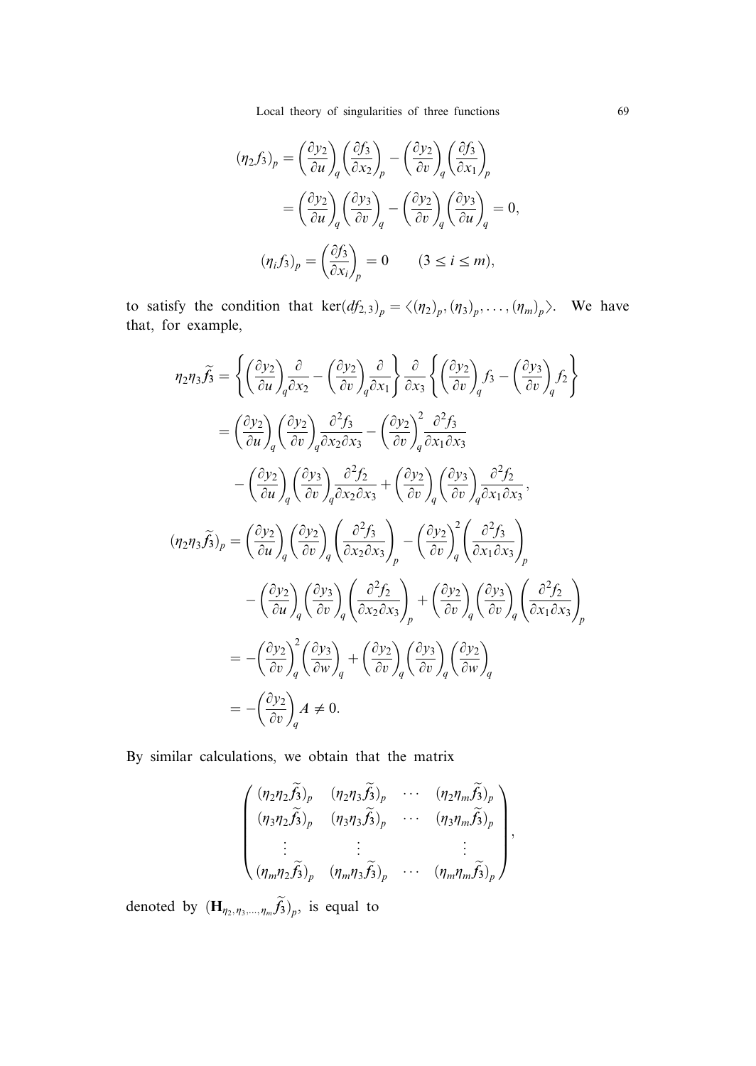$$
\begin{aligned}
(\eta_2 f_3)_p &= \left(\frac{\partial y_2}{\partial u}\right)_q \left(\frac{\partial f_3}{\partial x_2}\right)_p - \left(\frac{\partial y_2}{\partial v}\right)_q \left(\frac{\partial f_3}{\partial x_1}\right)_p \\
&= \left(\frac{\partial y_2}{\partial u}\right)_q \left(\frac{\partial y_3}{\partial v}\right)_q - \left(\frac{\partial y_2}{\partial v}\right)_q \left(\frac{\partial y_3}{\partial u}\right)_q = 0, \\
(\eta_i f_3)_p &= \left(\frac{\partial f_3}{\partial x_i}\right)_p = 0 \qquad (3 \leq i \leq m),
\end{aligned}
$$

to satisfy the condition that $\ker(df_{2,3})_p = \langle (\eta_2)_p, (\eta_3)_p, \ldots, (\eta_m)_p \rangle$. We have that, for example,

$$
\begin{aligned}
\eta_2 \eta_3 \widetilde{f_3} &= \left\{ \left(\frac{\partial y_2}{\partial u}\right)_q \frac{\partial}{\partial x_2} - \left(\frac{\partial y_2}{\partial v}\right)_q \frac{\partial}{\partial x_1} \right\} \frac{\partial}{\partial x_3} \left\{ \left(\frac{\partial y_2}{\partial v}\right)_q f_3 - \left(\frac{\partial y_3}{\partial v}\right)_q f_2 \right\} \\
&= \left(\frac{\partial y_2}{\partial u}\right)_q \left(\frac{\partial y_2}{\partial v}\right)_q \frac{\partial^2 f_3}{\partial x_2 \partial x_3} - \left(\frac{\partial y_2}{\partial v}\right)_q^2 \frac{\partial^2 f_3}{\partial x_1 \partial x_3} \\
&\quad - \left(\frac{\partial y_2}{\partial u}\right)_q \left(\frac{\partial y_3}{\partial v}\right)_q \frac{\partial^2 f_2}{\partial x_2 \partial x_3} + \left(\frac{\partial y_2}{\partial v}\right)_q \left(\frac{\partial y_3}{\partial v}\right)_q \frac{\partial^2 f_2}{\partial x_1 \partial x_3}, \\
(\eta_2 \eta_3 \widetilde{f_3})_p &= \left(\frac{\partial y_2}{\partial u}\right)_q \left(\frac{\partial y_2}{\partial v}\right)_q \left(\frac{\partial^2 f_3}{\partial x_2 \partial x_3}\right)_p - \left(\frac{\partial y_2}{\partial v}\right)_q^2 \left(\frac{\partial^2 f_3}{\partial x_1 \partial x_3}\right)_p \\
&\quad - \left(\frac{\partial y_2}{\partial u}\right)_q \left(\frac{\partial y_3}{\partial v}\right)_q \left(\frac{\partial^2 f_2}{\partial x_2 \partial x_3}\right)_p + \left(\frac{\partial y_2}{\partial v}\right)_q \left(\frac{\partial y_3}{\partial v}\right)_q \left(\frac{\partial^2 f_2}{\partial x_1 \partial x_3}\right)_p \\
&= -\left(\frac{\partial y_2}{\partial v}\right)_q^2 \left(\frac{\partial y_3}{\partial w}\right)_q + \left(\frac{\partial y_2}{\partial v}\right)_q \left(\frac{\partial y_3}{\partial v}\right)_q \left(\frac{\partial y_2}{\partial w}\right)_q \\
&= -\left(\frac{\partial y_2}{\partial v}\right)_q A \neq 0.
\end{aligned}
$$

By similar calculations, we obtain that the matrix

$$
\begin{pmatrix}
(\eta_2 \eta_2 \widetilde{f_3})_p & (\eta_2 \eta_3 \widetilde{f_3})_p & \cdots & (\eta_2 \eta_m \widetilde{f_3})_p \\
(\eta_3 \eta_2 \widetilde{f_3})_p & (\eta_3 \eta_3 \widetilde{f_3})_p & \cdots & (\eta_3 \eta_m \widetilde{f_3})_p \\
\vdots & \vdots & & \vdots \\
(\eta_m \eta_2 \widetilde{f_3})_p & (\eta_m \eta_3 \widetilde{f_3})_p & \cdots & (\eta_m \eta_m \widetilde{f_3})_p
\end{pmatrix},
$$

denoted by $(\mathbf{H}_{\eta_2, \eta_3, \ldots, \eta_m} \widetilde{f_3})_p$, is equal to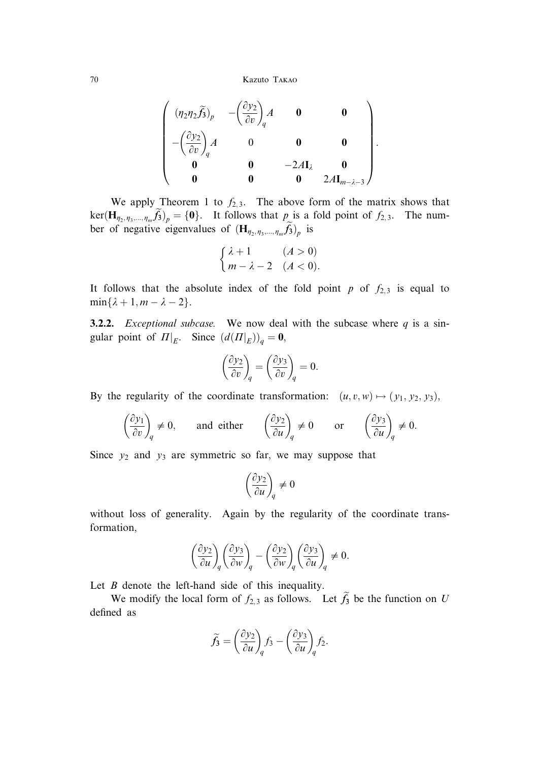$$
\begin{pmatrix}
(\eta_2\eta_2\widetilde{f_3})_p & -\left(\dfrac{\partial y_2}{\partial v}\right)_q A & \mathbf{0} & \mathbf{0} \\
-\left(\dfrac{\partial y_2}{\partial v}\right)_q A & 0 & \mathbf{0} & \mathbf{0} \\
\mathbf{0} & \mathbf{0} & -2A\mathbf{I}_\lambda & \mathbf{0} \\
\mathbf{0} & \mathbf{0} & \mathbf{0} & 2A\mathbf{I}_{m-\lambda-3}
\end{pmatrix}.
$$

We apply Theorem 1 to $f_{2,3}$. The above form of the matrix shows that $\ker(\mathbf{H}_{\eta_2,\eta_3,\dots,\eta_m}\widetilde{f_3})_p = \{\mathbf{0}\}$. It follows that $p$ is a fold point of $f_{2,3}$. The number of negative eigenvalues of $(\mathbf{H}_{\eta_2,\eta_3,\dots,\eta_m}\widetilde{f_3})_p$ is

$$
\begin{cases} \lambda+1 & (A>0) \\ m-\lambda-2 & (A<0). \end{cases}
$$

It follows that the absolute index of the fold point $p$ of $f_{2,3}$ is equal to $\min\{\lambda+1, m-\lambda-2\}$.

**3.2.2.** *Exceptional subcase.* We now deal with the subcase where $q$ is a singular point of $\Pi|_E$. Since $(d(\Pi|_E))_q = \mathbf{0}$,

$$
\left(\frac{\partial y_2}{\partial v}\right)_q = \left(\frac{\partial y_3}{\partial v}\right)_q = 0.
$$

By the regularity of the coordinate transformation: $(u, v, w) \mapsto (y_1, y_2, y_3)$,

$$
\left(\frac{\partial y_1}{\partial v}\right)_q \neq 0, \qquad \text{and either} \qquad \left(\frac{\partial y_2}{\partial u}\right)_q \neq 0 \qquad \text{or} \qquad \left(\frac{\partial y_3}{\partial u}\right)_q \neq 0.
$$

Since $y_2$ and $y_3$ are symmetric so far, we may suppose that

$$
\left(\frac{\partial y_2}{\partial u}\right)_q \neq 0
$$

without loss of generality. Again by the regularity of the coordinate transformation,

$$
\left(\frac{\partial y_2}{\partial u}\right)_q\left(\frac{\partial y_3}{\partial w}\right)_q - \left(\frac{\partial y_2}{\partial w}\right)_q\left(\frac{\partial y_3}{\partial u}\right)_q \neq 0.
$$

Let $B$ denote the left-hand side of this inequality.

We modify the local form of $f_{2,3}$ as follows. Let $\widetilde{f_3}$ be the function on $U$ defined as

$$
\widetilde{f_3} = \left(\frac{\partial y_2}{\partial u}\right)_q f_3 - \left(\frac{\partial y_3}{\partial u}\right)_q f_2.
$$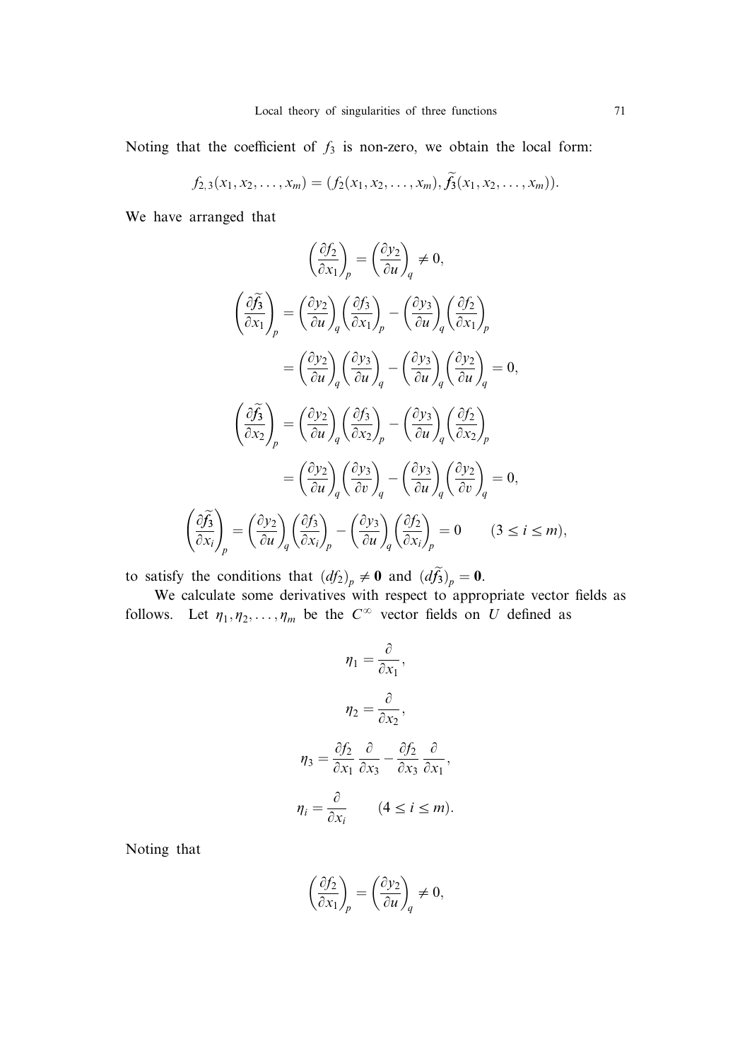Noting that the coefficient of $f_3$ is non-zero, we obtain the local form:

$$f_{2,3}(x_1, x_2, \ldots, x_m) = (f_2(x_1, x_2, \ldots, x_m), \widetilde{f_3}(x_1, x_2, \ldots, x_m)).$$

We have arranged that

$$\left(\frac{\partial f_2}{\partial x_1}\right)_p = \left(\frac{\partial y_2}{\partial u}\right)_q \neq 0,$$

$$\begin{aligned}
\left(\frac{\partial \widetilde{f_3}}{\partial x_1}\right)_p &= \left(\frac{\partial y_2}{\partial u}\right)_q \left(\frac{\partial f_3}{\partial x_1}\right)_p - \left(\frac{\partial y_3}{\partial u}\right)_q \left(\frac{\partial f_2}{\partial x_1}\right)_p \\
&= \left(\frac{\partial y_2}{\partial u}\right)_q \left(\frac{\partial y_3}{\partial u}\right)_q - \left(\frac{\partial y_3}{\partial u}\right)_q \left(\frac{\partial y_2}{\partial u}\right)_q = 0, \\
\left(\frac{\partial \widetilde{f_3}}{\partial x_2}\right)_p &= \left(\frac{\partial y_2}{\partial u}\right)_q \left(\frac{\partial f_3}{\partial x_2}\right)_p - \left(\frac{\partial y_3}{\partial u}\right)_q \left(\frac{\partial f_2}{\partial x_2}\right)_p \\
&= \left(\frac{\partial y_2}{\partial u}\right)_q \left(\frac{\partial y_3}{\partial v}\right)_q - \left(\frac{\partial y_3}{\partial u}\right)_q \left(\frac{\partial y_2}{\partial v}\right)_q = 0,
\end{aligned}$$

$$\left(\frac{\partial \widetilde{f_3}}{\partial x_i}\right)_p = \left(\frac{\partial y_2}{\partial u}\right)_q \left(\frac{\partial f_3}{\partial x_i}\right)_p - \left(\frac{\partial y_3}{\partial u}\right)_q \left(\frac{\partial f_2}{\partial x_i}\right)_p = 0 \qquad (3 \leq i \leq m),$$

to satisfy the conditions that $(df_2)_p \neq \mathbf{0}$ and $(d\widetilde{f_3})_p = \mathbf{0}$.

We calculate some derivatives with respect to appropriate vector fields as follows. Let $\eta_1, \eta_2, \ldots, \eta_m$ be the $C^\infty$ vector fields on $U$ defined as

$$\eta_1 = \frac{\partial}{\partial x_1},$$

$$\eta_2 = \frac{\partial}{\partial x_2},$$

$$\eta_3 = \frac{\partial f_2}{\partial x_1} \frac{\partial}{\partial x_3} - \frac{\partial f_2}{\partial x_3} \frac{\partial}{\partial x_1},$$

$$\eta_i = \frac{\partial}{\partial x_i} \qquad (4 \leq i \leq m).$$

Noting that

$$\left(\frac{\partial f_2}{\partial x_1}\right)_p = \left(\frac{\partial y_2}{\partial u}\right)_q \neq 0,$$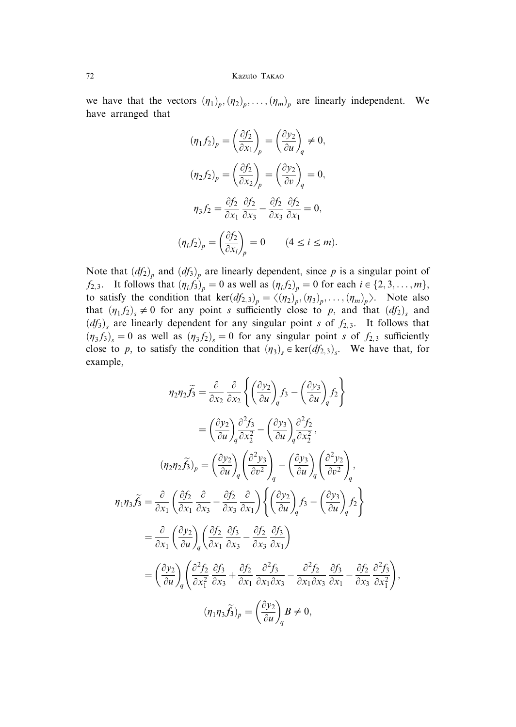we have that the vectors $(\eta_1)_p, (\eta_2)_p, \dots, (\eta_m)_p$ are linearly independent. We have arranged that

$$(\eta_1 f_2)_p = \left(\frac{\partial f_2}{\partial x_1}\right)_p = \left(\frac{\partial y_2}{\partial u}\right)_q \neq 0,$$

$$(\eta_2 f_2)_p = \left(\frac{\partial f_2}{\partial x_2}\right)_p = \left(\frac{\partial y_2}{\partial v}\right)_q = 0,$$

$$\eta_3 f_2 = \frac{\partial f_2}{\partial x_1}\frac{\partial f_2}{\partial x_3} - \frac{\partial f_2}{\partial x_3}\frac{\partial f_2}{\partial x_1} = 0,$$

$$(\eta_i f_2)_p = \left(\frac{\partial f_2}{\partial x_i}\right)_p = 0 \qquad (4 \leq i \leq m).$$

Note that $(df_2)_p$ and $(df_3)_p$ are linearly dependent, since $p$ is a singular point of $f_{2,3}$. It follows that $(\eta_i f_3)_p = 0$ as well as $(\eta_i f_2)_p = 0$ for each $i \in \{2, 3, \dots, m\}$, to satisfy the condition that $\ker(df_{2,3})_p = \langle (\eta_2)_p, (\eta_3)_p, \dots, (\eta_m)_p \rangle$. Note also that $(\eta_1 f_2)_s \neq 0$ for any point $s$ sufficiently close to $p$, and that $(df_2)_s$ and $(df_3)_s$ are linearly dependent for any singular point $s$ of $f_{2,3}$. It follows that $(\eta_3 f_3)_s = 0$ as well as $(\eta_3 f_2)_s = 0$ for any singular point $s$ of $f_{2,3}$ sufficiently close to $p$, to satisfy the condition that $(\eta_3)_s \in \ker(df_{2,3})_s$. We have that, for example,

$$\eta_2\eta_2\widetilde{f}_3 = \frac{\partial}{\partial x_2}\frac{\partial}{\partial x_2}\left\{\left(\frac{\partial y_2}{\partial u}\right)_q f_3 - \left(\frac{\partial y_3}{\partial u}\right)_q f_2\right\}$$

$$= \left(\frac{\partial y_2}{\partial u}\right)_q \frac{\partial^2 f_3}{\partial x_2^2} - \left(\frac{\partial y_3}{\partial u}\right)_q \frac{\partial^2 f_2}{\partial x_2^2},$$

$$(\eta_2\eta_2\widetilde{f}_3)_p = \left(\frac{\partial y_2}{\partial u}\right)_q \left(\frac{\partial^2 y_3}{\partial v^2}\right)_q - \left(\frac{\partial y_3}{\partial u}\right)_q \left(\frac{\partial^2 y_2}{\partial v^2}\right)_q,$$

$$\eta_1\eta_3\widetilde{f}_3 = \frac{\partial}{\partial x_1}\left(\frac{\partial f_2}{\partial x_1}\frac{\partial}{\partial x_3} - \frac{\partial f_2}{\partial x_3}\frac{\partial}{\partial x_1}\right)\left\{\left(\frac{\partial y_2}{\partial u}\right)_q f_3 - \left(\frac{\partial y_3}{\partial u}\right)_q f_2\right\}$$

$$= \frac{\partial}{\partial x_1}\left(\frac{\partial y_2}{\partial u}\right)_q \left(\frac{\partial f_2}{\partial x_1}\frac{\partial f_3}{\partial x_3} - \frac{\partial f_2}{\partial x_3}\frac{\partial f_3}{\partial x_1}\right)$$

$$= \left(\frac{\partial y_2}{\partial u}\right)_q \left(\frac{\partial^2 f_2}{\partial x_1^2}\frac{\partial f_3}{\partial x_3} + \frac{\partial f_2}{\partial x_1}\frac{\partial^2 f_3}{\partial x_1 \partial x_3} - \frac{\partial^2 f_2}{\partial x_1 \partial x_3}\frac{\partial f_3}{\partial x_1} - \frac{\partial f_2}{\partial x_3}\frac{\partial^2 f_3}{\partial x_1^2}\right),$$

$$(\eta_1\eta_3\widetilde{f}_3)_p = \left(\frac{\partial y_2}{\partial u}\right)_q B \neq 0,$$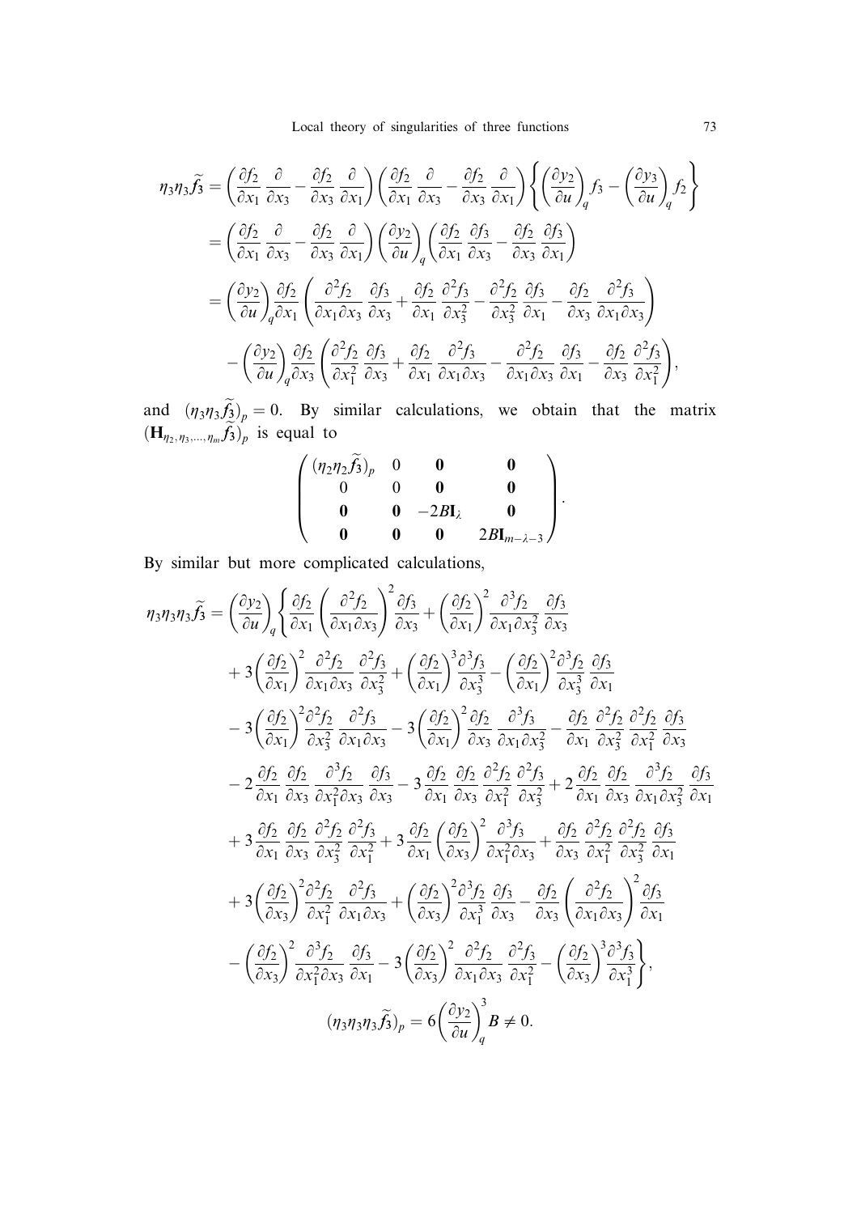$$
\begin{aligned}
\eta_3\eta_3\widetilde{f_3} &= \left(\frac{\partial f_2}{\partial x_1}\frac{\partial}{\partial x_3} - \frac{\partial f_2}{\partial x_3}\frac{\partial}{\partial x_1}\right)\left(\frac{\partial f_2}{\partial x_1}\frac{\partial}{\partial x_3} - \frac{\partial f_2}{\partial x_3}\frac{\partial}{\partial x_1}\right)\left\{\left(\frac{\partial y_2}{\partial u}\right)_q f_3 - \left(\frac{\partial y_3}{\partial u}\right)_q f_2\right\} \\
&= \left(\frac{\partial f_2}{\partial x_1}\frac{\partial}{\partial x_3} - \frac{\partial f_2}{\partial x_3}\frac{\partial}{\partial x_1}\right)\left(\frac{\partial y_2}{\partial u}\right)_q\left(\frac{\partial f_2}{\partial x_1}\frac{\partial f_3}{\partial x_3} - \frac{\partial f_2}{\partial x_3}\frac{\partial f_3}{\partial x_1}\right) \\
&= \left(\frac{\partial y_2}{\partial u}\right)_q \frac{\partial f_2}{\partial x_1}\left(\frac{\partial^2 f_2}{\partial x_1 \partial x_3}\frac{\partial f_3}{\partial x_3} + \frac{\partial f_2}{\partial x_1}\frac{\partial^2 f_3}{\partial x_3^2} - \frac{\partial^2 f_2}{\partial x_3^2}\frac{\partial f_3}{\partial x_1} - \frac{\partial f_2}{\partial x_3}\frac{\partial^2 f_3}{\partial x_1 \partial x_3}\right) \\
&\quad - \left(\frac{\partial y_2}{\partial u}\right)_q \frac{\partial f_2}{\partial x_3}\left(\frac{\partial^2 f_2}{\partial x_1^2}\frac{\partial f_3}{\partial x_3} + \frac{\partial f_2}{\partial x_1}\frac{\partial^2 f_3}{\partial x_1 \partial x_3} - \frac{\partial^2 f_2}{\partial x_1 \partial x_3}\frac{\partial f_3}{\partial x_1} - \frac{\partial f_2}{\partial x_3}\frac{\partial^2 f_3}{\partial x_1^2}\right),
\end{aligned}
$$

and $(\eta_3\eta_3\widetilde{f_3})_p = 0$. By similar calculations, we obtain that the matrix $(\mathbf{H}_{\eta_2,\eta_3,\ldots,\eta_m}\widetilde{f_3})_p$ is equal to

$$
\begin{pmatrix}
(\eta_2\eta_2\widetilde{f_3})_p & 0 & \mathbf{0} & \mathbf{0} \\
0 & 0 & \mathbf{0} & \mathbf{0} \\
\mathbf{0} & \mathbf{0} & -2B\mathbf{I}_\lambda & \mathbf{0} \\
\mathbf{0} & \mathbf{0} & \mathbf{0} & 2B\mathbf{I}_{m-\lambda-3}
\end{pmatrix}.
$$

By similar but more complicated calculations,

$$
\begin{aligned}
\eta_3\eta_3\eta_3\widetilde{f_3} = \left(\frac{\partial y_2}{\partial u}\right)_q \Bigg\{ & \frac{\partial f_2}{\partial x_1}\left(\frac{\partial^2 f_2}{\partial x_1 \partial x_3}\right)^2 \frac{\partial f_3}{\partial x_3} + \left(\frac{\partial f_2}{\partial x_1}\right)^2 \frac{\partial^3 f_2}{\partial x_1 \partial x_3^2}\frac{\partial f_3}{\partial x_3} \\
& + 3\left(\frac{\partial f_2}{\partial x_1}\right)^2 \frac{\partial^2 f_2}{\partial x_1 \partial x_3}\frac{\partial^2 f_3}{\partial x_3^2} + \left(\frac{\partial f_2}{\partial x_1}\right)^3 \frac{\partial^3 f_3}{\partial x_3^3} - \left(\frac{\partial f_2}{\partial x_1}\right)^2 \frac{\partial^3 f_2}{\partial x_3^3}\frac{\partial f_3}{\partial x_1} \\
& - 3\left(\frac{\partial f_2}{\partial x_1}\right)^2 \frac{\partial^2 f_2}{\partial x_3^2}\frac{\partial^2 f_3}{\partial x_1 \partial x_3} - 3\left(\frac{\partial f_2}{\partial x_1}\right)^2 \frac{\partial f_2}{\partial x_3}\frac{\partial^3 f_3}{\partial x_1 \partial x_3^2} - \frac{\partial f_2}{\partial x_1}\frac{\partial^2 f_2}{\partial x_3^2}\frac{\partial^2 f_2}{\partial x_1^2}\frac{\partial f_3}{\partial x_3} \\
& - 2\frac{\partial f_2}{\partial x_1}\frac{\partial f_2}{\partial x_3}\frac{\partial^3 f_2}{\partial x_1^2 \partial x_3}\frac{\partial f_3}{\partial x_3} - 3\frac{\partial f_2}{\partial x_1}\frac{\partial f_2}{\partial x_3}\frac{\partial^2 f_2}{\partial x_1^2}\frac{\partial^2 f_3}{\partial x_3^2} + 2\frac{\partial f_2}{\partial x_1}\frac{\partial f_2}{\partial x_3}\frac{\partial^3 f_2}{\partial x_1 \partial x_3^2}\frac{\partial f_3}{\partial x_1} \\
& + 3\frac{\partial f_2}{\partial x_1}\frac{\partial f_2}{\partial x_3}\frac{\partial^2 f_2}{\partial x_3^2}\frac{\partial^2 f_3}{\partial x_1^2} + 3\frac{\partial f_2}{\partial x_1}\left(\frac{\partial f_2}{\partial x_3}\right)^2 \frac{\partial^3 f_3}{\partial x_1^2 \partial x_3} + \frac{\partial f_2}{\partial x_3}\frac{\partial^2 f_2}{\partial x_1^2}\frac{\partial^2 f_2}{\partial x_3^2}\frac{\partial f_3}{\partial x_1} \\
& + 3\left(\frac{\partial f_2}{\partial x_3}\right)^2 \frac{\partial^2 f_2}{\partial x_1^2}\frac{\partial^2 f_3}{\partial x_1 \partial x_3} + \left(\frac{\partial f_2}{\partial x_3}\right)^2 \frac{\partial^3 f_2}{\partial x_1^3}\frac{\partial f_3}{\partial x_3} - \frac{\partial f_2}{\partial x_3}\left(\frac{\partial^2 f_2}{\partial x_1 \partial x_3}\right)^2 \frac{\partial f_3}{\partial x_1} \\
& - \left(\frac{\partial f_2}{\partial x_3}\right)^2 \frac{\partial^3 f_2}{\partial x_1^2 \partial x_3}\frac{\partial f_3}{\partial x_1} - 3\left(\frac{\partial f_2}{\partial x_3}\right)^2 \frac{\partial^2 f_2}{\partial x_1 \partial x_3}\frac{\partial^2 f_3}{\partial x_1^2} - \left(\frac{\partial f_2}{\partial x_3}\right)^3 \frac{\partial^3 f_3}{\partial x_1^3}\Bigg\},
\end{aligned}
$$

$$
(\eta_3\eta_3\eta_3\widetilde{f_3})_p = 6\left(\frac{\partial y_2}{\partial u}\right)_q^3 B \neq 0.
$$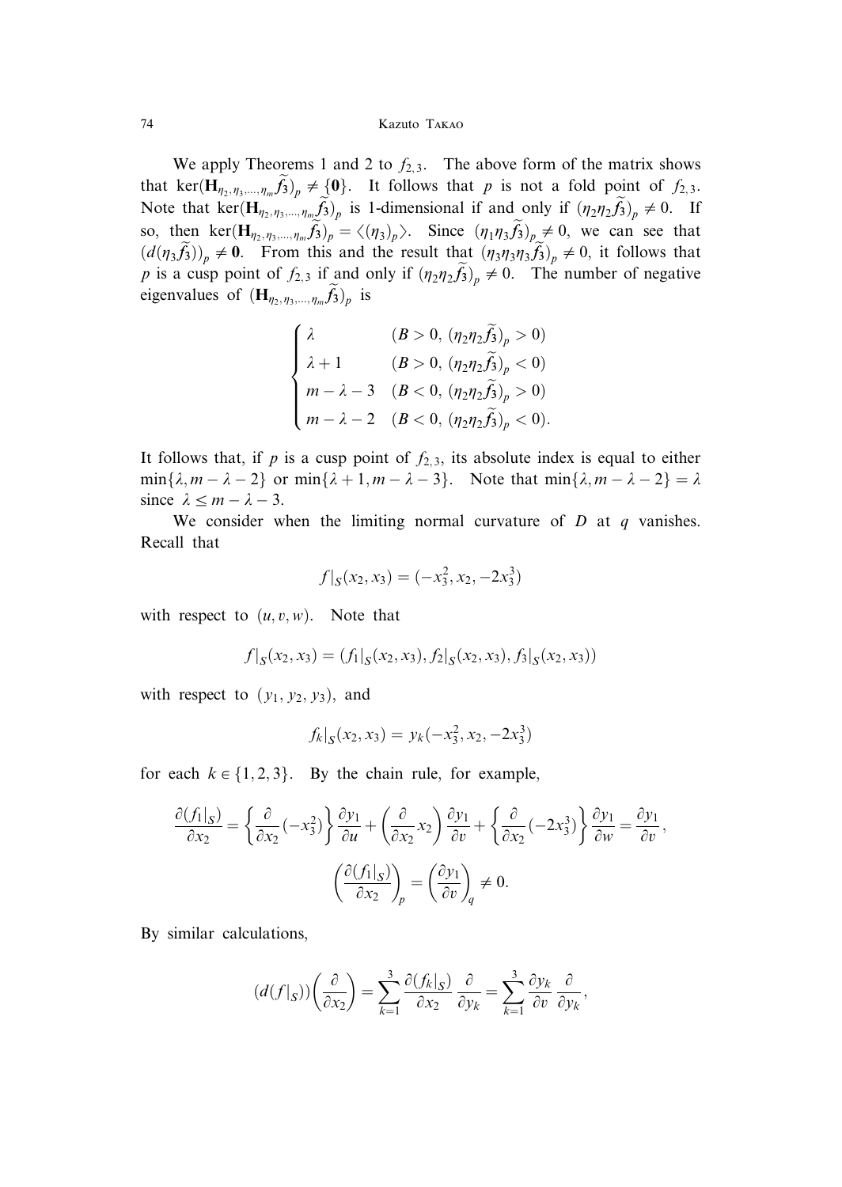We apply Theorems 1 and 2 to $f_{2,3}$. The above form of the matrix shows that $\ker(\mathbf{H}_{\eta_2,\eta_3,\dots,\eta_m}\widetilde{f_3})_p \neq \{\mathbf{0}\}$. It follows that $p$ is not a fold point of $f_{2,3}$. Note that $\ker(\mathbf{H}_{\eta_2,\eta_3,\dots,\eta_m}\widetilde{f_3})_p$ is 1-dimensional if and only if $(\eta_2\eta_2\widetilde{f_3})_p \neq 0$. If so, then $\ker(\mathbf{H}_{\eta_2,\eta_3,\dots,\eta_m}\widetilde{f_3})_p = \langle(\eta_3)_p\rangle$. Since $(\eta_1\eta_3\widetilde{f_3})_p \neq 0$, we can see that $(d(\eta_3\widetilde{f_3}))_p \neq \mathbf{0}$. From this and the result that $(\eta_3\eta_3\eta_3\widetilde{f_3})_p \neq 0$, it follows that $p$ is a cusp point of $f_{2,3}$ if and only if $(\eta_2\eta_2\widetilde{f_3})_p \neq 0$. The number of negative eigenvalues of $(\mathbf{H}_{\eta_2,\eta_3,\dots,\eta_m}\widetilde{f_3})_p$ is

$$
\begin{cases}
\lambda & (B > 0,\ (\eta_2\eta_2\widetilde{f_3})_p > 0) \\
\lambda + 1 & (B > 0,\ (\eta_2\eta_2\widetilde{f_3})_p < 0) \\
m - \lambda - 3 & (B < 0,\ (\eta_2\eta_2\widetilde{f_3})_p > 0) \\
m - \lambda - 2 & (B < 0,\ (\eta_2\eta_2\widetilde{f_3})_p < 0).
\end{cases}
$$

It follows that, if $p$ is a cusp point of $f_{2,3}$, its absolute index is equal to either $\min\{\lambda, m-\lambda-2\}$ or $\min\{\lambda+1, m-\lambda-3\}$. Note that $\min\{\lambda, m-\lambda-2\} = \lambda$ since $\lambda \leq m - \lambda - 3$.

We consider when the limiting normal curvature of $D$ at $q$ vanishes. Recall that

$$
f|_S(x_2, x_3) = (-x_3^2, x_2, -2x_3^3)
$$

with respect to $(u, v, w)$. Note that

$$
f|_S(x_2, x_3) = (f_1|_S(x_2, x_3), f_2|_S(x_2, x_3), f_3|_S(x_2, x_3))
$$

with respect to $(y_1, y_2, y_3)$, and

$$
f_k|_S(x_2, x_3) = y_k(-x_3^2, x_2, -2x_3^3)
$$

for each $k \in \{1, 2, 3\}$. By the chain rule, for example,

$$
\frac{\partial(f_1|_S)}{\partial x_2} = \left\{\frac{\partial}{\partial x_2}(-x_3^2)\right\}\frac{\partial y_1}{\partial u} + \left(\frac{\partial}{\partial x_2}x_2\right)\frac{\partial y_1}{\partial v} + \left\{\frac{\partial}{\partial x_2}(-2x_3^3)\right\}\frac{\partial y_1}{\partial w} = \frac{\partial y_1}{\partial v},
$$

$$
\left(\frac{\partial(f_1|_S)}{\partial x_2}\right)_p = \left(\frac{\partial y_1}{\partial v}\right)_q \neq 0.
$$

By similar calculations,

$$
(d(f|_S))\left(\frac{\partial}{\partial x_2}\right) = \sum_{k=1}^{3}\frac{\partial(f_k|_S)}{\partial x_2}\frac{\partial}{\partial y_k} = \sum_{k=1}^{3}\frac{\partial y_k}{\partial v}\frac{\partial}{\partial y_k},
$$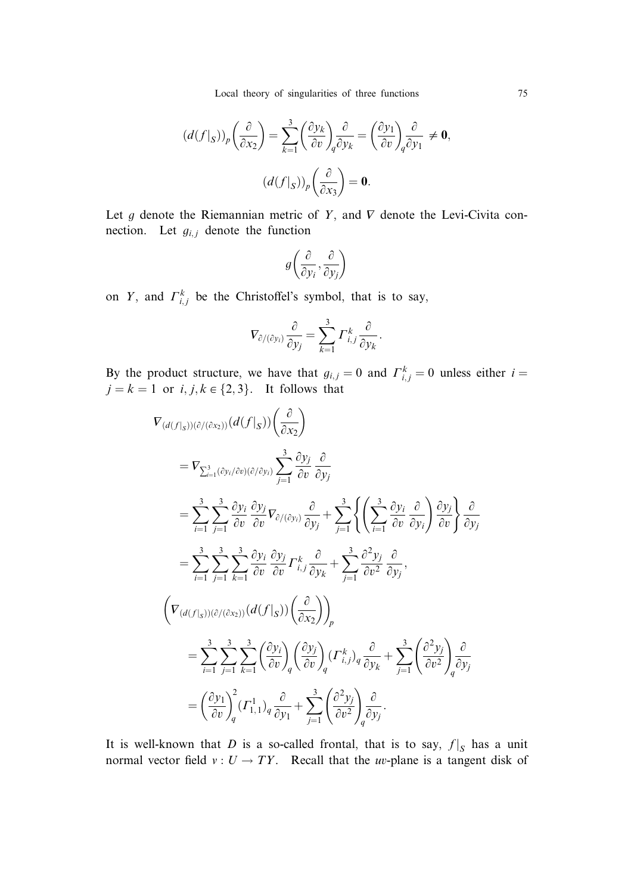$$(d(f|_S))_p\left(\frac{\partial}{\partial x_2}\right) = \sum_{k=1}^{3}\left(\frac{\partial y_k}{\partial v}\right)_q \frac{\partial}{\partial y_k} = \left(\frac{\partial y_1}{\partial v}\right)_q \frac{\partial}{\partial y_1} \neq \mathbf{0},$$

$$(d(f|_S))_p\left(\frac{\partial}{\partial x_3}\right) = \mathbf{0}.$$

Let $g$ denote the Riemannian metric of $Y$, and $\nabla$ denote the Levi-Civita connection. Let $g_{i,j}$ denote the function

$$g\left(\frac{\partial}{\partial y_i}, \frac{\partial}{\partial y_j}\right)$$

on $Y$, and $\Gamma_{i,j}^k$ be the Christoffel's symbol, that is to say,

$$\nabla_{\partial/(\partial y_i)} \frac{\partial}{\partial y_j} = \sum_{k=1}^{3} \Gamma_{i,j}^k \frac{\partial}{\partial y_k}.$$

By the product structure, we have that $g_{i,j} = 0$ and $\Gamma_{i,j}^k = 0$ unless either $i = j = k = 1$ or $i, j, k \in \{2, 3\}$. It follows that

$$
\begin{aligned}
&\nabla_{(d(f|_S))(\partial/(\partial x_2))}(d(f|_S))\left(\frac{\partial}{\partial x_2}\right) \\
&\quad = \nabla_{\sum_{i=1}^{3}(\partial y_i/\partial v)(\partial/(\partial y_i))} \sum_{j=1}^{3} \frac{\partial y_j}{\partial v} \frac{\partial}{\partial y_j} \\
&\quad = \sum_{i=1}^{3}\sum_{j=1}^{3} \frac{\partial y_i}{\partial v}\frac{\partial y_j}{\partial v} \nabla_{\partial/(\partial y_i)} \frac{\partial}{\partial y_j} + \sum_{j=1}^{3}\left\{\left(\sum_{i=1}^{3} \frac{\partial y_i}{\partial v}\frac{\partial}{\partial y_i}\right)\frac{\partial y_j}{\partial v}\right\}\frac{\partial}{\partial y_j} \\
&\quad = \sum_{i=1}^{3}\sum_{j=1}^{3}\sum_{k=1}^{3} \frac{\partial y_i}{\partial v}\frac{\partial y_j}{\partial v}\Gamma_{i,j}^k \frac{\partial}{\partial y_k} + \sum_{j=1}^{3} \frac{\partial^2 y_j}{\partial v^2}\frac{\partial}{\partial y_j}, \\
&\left(\nabla_{(d(f|_S))(\partial/(\partial x_2))}(d(f|_S))\left(\frac{\partial}{\partial x_2}\right)\right)_p \\
&\quad = \sum_{i=1}^{3}\sum_{j=1}^{3}\sum_{k=1}^{3}\left(\frac{\partial y_i}{\partial v}\right)_q\left(\frac{\partial y_j}{\partial v}\right)_q (\Gamma_{i,j}^k)_q \frac{\partial}{\partial y_k} + \sum_{j=1}^{3}\left(\frac{\partial^2 y_j}{\partial v^2}\right)_q \frac{\partial}{\partial y_j} \\
&\quad = \left(\frac{\partial y_1}{\partial v}\right)_q^2 (\Gamma_{1,1}^1)_q \frac{\partial}{\partial y_1} + \sum_{j=1}^{3}\left(\frac{\partial^2 y_j}{\partial v^2}\right)_q \frac{\partial}{\partial y_j}.
\end{aligned}
$$

It is well-known that $D$ is a so-called frontal, that is to say, $f|_S$ has a unit normal vector field $\nu : U \to TY$. Recall that the $uv$-plane is a tangent disk of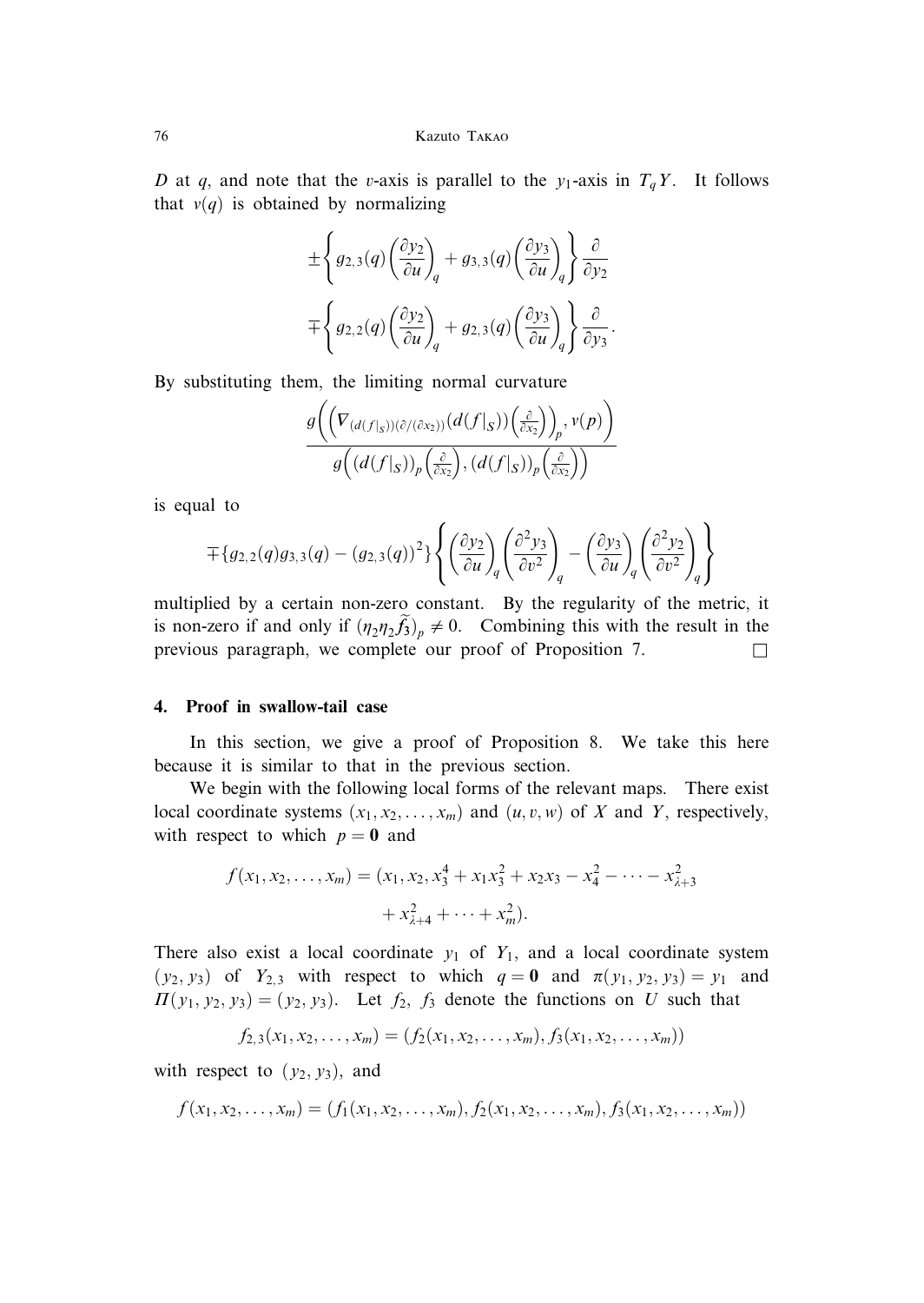$D$ at $q$, and note that the $v$-axis is parallel to the $y_1$-axis in $T_qY$. It follows that $v(q)$ is obtained by normalizing

$$\pm\left\{g_{2,3}(q)\left(\frac{\partial y_2}{\partial u}\right)_q + g_{3,3}(q)\left(\frac{\partial y_3}{\partial u}\right)_q\right\}\frac{\partial}{\partial y_2}$$
$$\mp\left\{g_{2,2}(q)\left(\frac{\partial y_2}{\partial u}\right)_q + g_{2,3}(q)\left(\frac{\partial y_3}{\partial u}\right)_q\right\}\frac{\partial}{\partial y_3}.$$

By substituting them, the limiting normal curvature

$$\frac{g\left(\left(\nabla_{(d(f|_S))(\partial/(\partial x_2))}(d(f|_S))\left(\frac{\partial}{\partial x_2}\right)\right)_p, v(p)\right)}{g\left((d(f|_S))_p\left(\frac{\partial}{\partial x_2}\right), (d(f|_S))_p\left(\frac{\partial}{\partial x_2}\right)\right)}$$

is equal to

$$\mp\{g_{2,2}(q)g_{3,3}(q) - (g_{2,3}(q))^2\}\left\{\left(\frac{\partial y_2}{\partial u}\right)_q\left(\frac{\partial^2 y_3}{\partial v^2}\right)_q - \left(\frac{\partial y_3}{\partial u}\right)_q\left(\frac{\partial^2 y_2}{\partial v^2}\right)_q\right\}$$

multiplied by a certain non-zero constant. By the regularity of the metric, it is non-zero if and only if $(\eta_2\eta_2\tilde{f}_3)_p \neq 0$. Combining this with the result in the previous paragraph, we complete our proof of Proposition 7. $\square$

## 4. Proof in swallow-tail case

In this section, we give a proof of Proposition 8. We take this here because it is similar to that in the previous section.

We begin with the following local forms of the relevant maps. There exist local coordinate systems $(x_1, x_2, \dots, x_m)$ and $(u, v, w)$ of $X$ and $Y$, respectively, with respect to which $p = \mathbf{0}$ and

$$f(x_1, x_2, \dots, x_m) = (x_1, x_2, x_3^4 + x_1x_3^2 + x_2x_3 - x_4^2 - \dots - x_{\lambda+3}^2$$
$$+ x_{\lambda+4}^2 + \dots + x_m^2).$$

There also exist a local coordinate $y_1$ of $Y_1$, and a local coordinate system $(y_2, y_3)$ of $Y_{2,3}$ with respect to which $q = \mathbf{0}$ and $\pi(y_1, y_2, y_3) = y_1$ and $\Pi(y_1, y_2, y_3) = (y_2, y_3)$. Let $f_2$, $f_3$ denote the functions on $U$ such that

$$f_{2,3}(x_1, x_2, \dots, x_m) = (f_2(x_1, x_2, \dots, x_m), f_3(x_1, x_2, \dots, x_m))$$

with respect to $(y_2, y_3)$, and

$$f(x_1, x_2, \dots, x_m) = (f_1(x_1, x_2, \dots, x_m), f_2(x_1, x_2, \dots, x_m), f_3(x_1, x_2, \dots, x_m))$$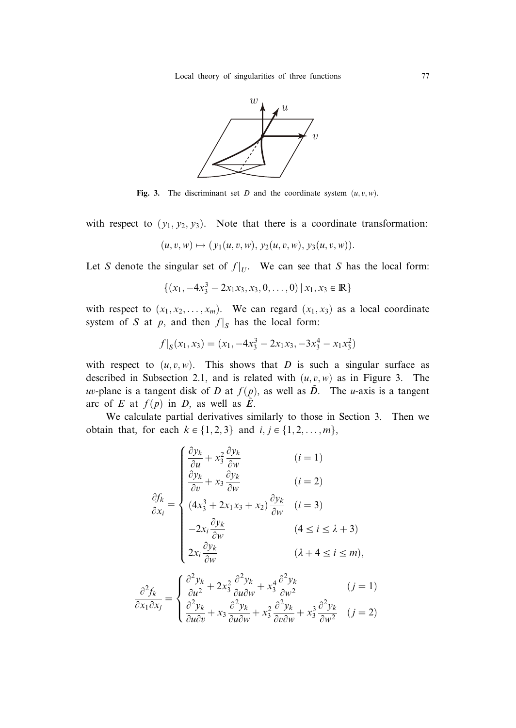**Fig. 3.** The discriminant set $D$ and the coordinate system $(u, v, w)$.

with respect to $(y_1, y_2, y_3)$. Note that there is a coordinate transformation:

$$(u, v, w) \mapsto (y_1(u, v, w), y_2(u, v, w), y_3(u, v, w)).$$

Let $S$ denote the singular set of $f|_U$. We can see that $S$ has the local form:

$$\{(x_1, -4x_3^3 - 2x_1x_3, x_3, 0, \dots, 0) \mid x_1, x_3 \in \mathbb{R}\}$$

with respect to $(x_1, x_2, \dots, x_m)$. We can regard $(x_1, x_3)$ as a local coordinate system of $S$ at $p$, and then $f|_S$ has the local form:

$$f|_S(x_1, x_3) = (x_1, -4x_3^3 - 2x_1x_3, -3x_3^4 - x_1x_3^2)$$

with respect to $(u, v, w)$. This shows that $D$ is such a singular surface as described in Subsection 2.1, and is related with $(u, v, w)$ as in Figure 3. The $uv$-plane is a tangent disk of $D$ at $f(p)$, as well as $\tilde{D}$. The $u$-axis is a tangent arc of $E$ at $f(p)$ in $D$, as well as $\tilde{E}$.

We calculate partial derivatives similarly to those in Section 3. Then we obtain that, for each $k \in \{1, 2, 3\}$ and $i, j \in \{1, 2, \dots, m\}$,

$$\frac{\partial f_k}{\partial x_i} = \begin{cases} \dfrac{\partial y_k}{\partial u} + x_3^2 \dfrac{\partial y_k}{\partial w} & (i = 1) \\ \dfrac{\partial y_k}{\partial v} + x_3 \dfrac{\partial y_k}{\partial w} & (i = 2) \\ (4x_3^3 + 2x_1x_3 + x_2) \dfrac{\partial y_k}{\partial w} & (i = 3) \\ -2x_i \dfrac{\partial y_k}{\partial w} & (4 \leq i \leq \lambda + 3) \\ 2x_i \dfrac{\partial y_k}{\partial w} & (\lambda + 4 \leq i \leq m), \end{cases}$$

$$\frac{\partial^2 f_k}{\partial x_1 \partial x_j} = \begin{cases} \dfrac{\partial^2 y_k}{\partial u^2} + 2x_3^2 \dfrac{\partial^2 y_k}{\partial u \partial w} + x_3^4 \dfrac{\partial^2 y_k}{\partial w^2} & (j = 1) \\ \dfrac{\partial^2 y_k}{\partial u \partial v} + x_3 \dfrac{\partial^2 y_k}{\partial u \partial w} + x_3^2 \dfrac{\partial^2 y_k}{\partial v \partial w} + x_3^3 \dfrac{\partial^2 y_k}{\partial w^2} & (j = 2) \end{cases}$$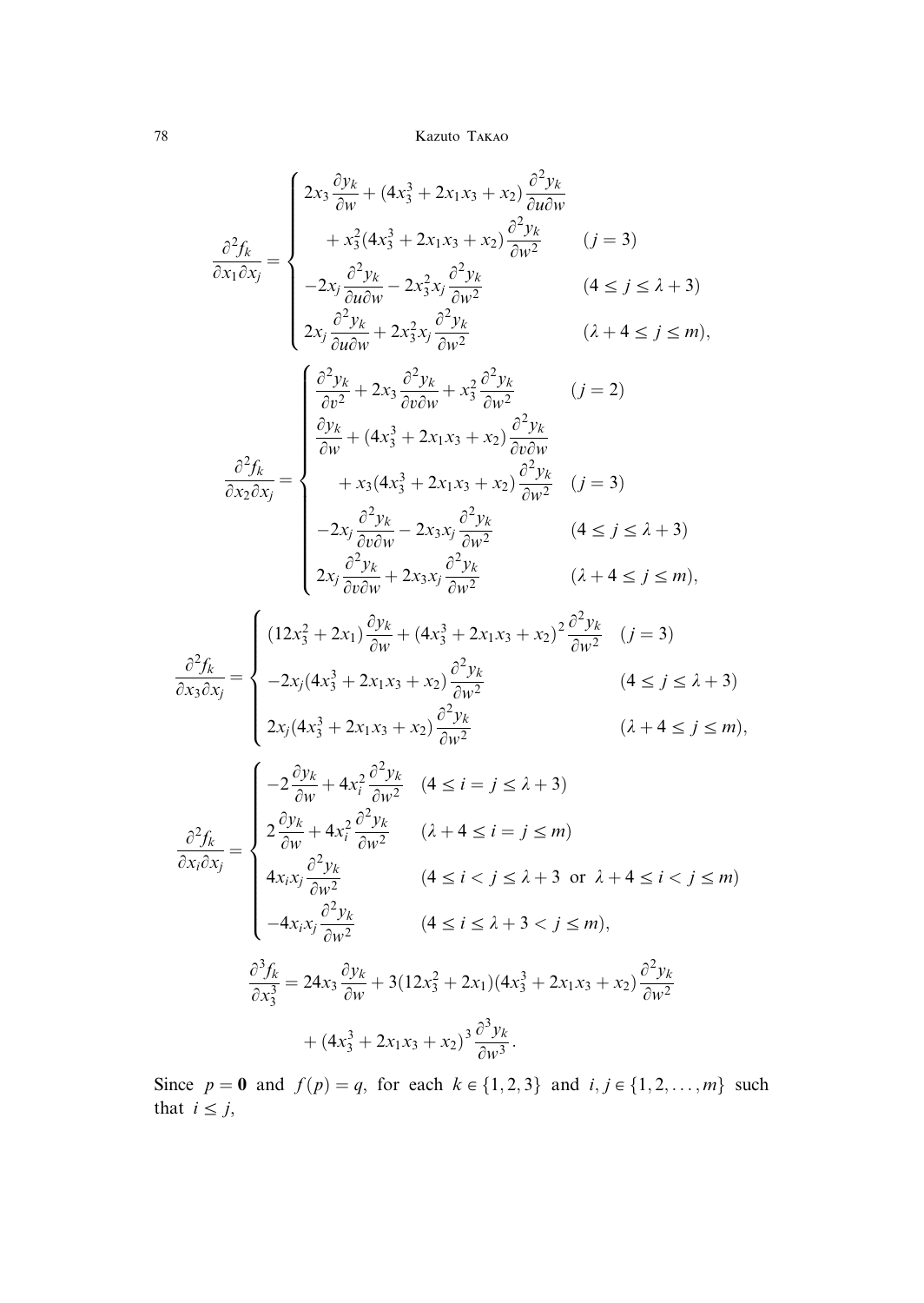$$
\frac{\partial^2 f_k}{\partial x_1 \partial x_j} = \begin{cases} 2x_3 \dfrac{\partial y_k}{\partial w} + (4x_3^3 + 2x_1 x_3 + x_2) \dfrac{\partial^2 y_k}{\partial u \partial w} & \\ \quad + x_3^2 (4x_3^3 + 2x_1 x_3 + x_2) \dfrac{\partial^2 y_k}{\partial w^2} & (j = 3) \\ -2x_j \dfrac{\partial^2 y_k}{\partial u \partial w} - 2x_3^2 x_j \dfrac{\partial^2 y_k}{\partial w^2} & (4 \leq j \leq \lambda + 3) \\ 2x_j \dfrac{\partial^2 y_k}{\partial u \partial w} + 2x_3^2 x_j \dfrac{\partial^2 y_k}{\partial w^2} & (\lambda + 4 \leq j \leq m), \end{cases}
$$

$$
\frac{\partial^2 f_k}{\partial x_2 \partial x_j} = \begin{cases} \dfrac{\partial^2 y_k}{\partial v^2} + 2x_3 \dfrac{\partial^2 y_k}{\partial v \partial w} + x_3^2 \dfrac{\partial^2 y_k}{\partial w^2} & (j = 2) \\ \dfrac{\partial y_k}{\partial w} + (4x_3^3 + 2x_1 x_3 + x_2) \dfrac{\partial^2 y_k}{\partial v \partial w} & \\ \quad + x_3 (4x_3^3 + 2x_1 x_3 + x_2) \dfrac{\partial^2 y_k}{\partial w^2} & (j = 3) \\ -2x_j \dfrac{\partial^2 y_k}{\partial v \partial w} - 2x_3 x_j \dfrac{\partial^2 y_k}{\partial w^2} & (4 \leq j \leq \lambda + 3) \\ 2x_j \dfrac{\partial^2 y_k}{\partial v \partial w} + 2x_3 x_j \dfrac{\partial^2 y_k}{\partial w^2} & (\lambda + 4 \leq j \leq m), \end{cases}
$$

$$
\frac{\partial^2 f_k}{\partial x_3 \partial x_j} = \begin{cases} (12x_3^2 + 2x_1) \dfrac{\partial y_k}{\partial w} + (4x_3^3 + 2x_1 x_3 + x_2)^2 \dfrac{\partial^2 y_k}{\partial w^2} & (j = 3) \\ -2x_j (4x_3^3 + 2x_1 x_3 + x_2) \dfrac{\partial^2 y_k}{\partial w^2} & (4 \leq j \leq \lambda + 3) \\ 2x_j (4x_3^3 + 2x_1 x_3 + x_2) \dfrac{\partial^2 y_k}{\partial w^2} & (\lambda + 4 \leq j \leq m), \end{cases}
$$

$$
\frac{\partial^2 f_k}{\partial x_i \partial x_j} = \begin{cases} -2 \dfrac{\partial y_k}{\partial w} + 4x_i^2 \dfrac{\partial^2 y_k}{\partial w^2} & (4 \leq i = j \leq \lambda + 3) \\ 2 \dfrac{\partial y_k}{\partial w} + 4x_i^2 \dfrac{\partial^2 y_k}{\partial w^2} & (\lambda + 4 \leq i = j \leq m) \\ 4x_i x_j \dfrac{\partial^2 y_k}{\partial w^2} & (4 \leq i < j \leq \lambda + 3 \text{ or } \lambda + 4 \leq i < j \leq m) \\ -4x_i x_j \dfrac{\partial^2 y_k}{\partial w^2} & (4 \leq i \leq \lambda + 3 < j \leq m), \end{cases}
$$

$$
\frac{\partial^3 f_k}{\partial x_3^3} = 24x_3 \frac{\partial y_k}{\partial w} + 3(12x_3^2 + 2x_1)(4x_3^3 + 2x_1 x_3 + x_2) \frac{\partial^2 y_k}{\partial w^2} + (4x_3^3 + 2x_1 x_3 + x_2)^3 \frac{\partial^3 y_k}{\partial w^3}.
$$

Since $p = \mathbf{0}$ and $f(p) = q$, for each $k \in \{1, 2, 3\}$ and $i, j \in \{1, 2, \ldots, m\}$ such that $i \leq j$,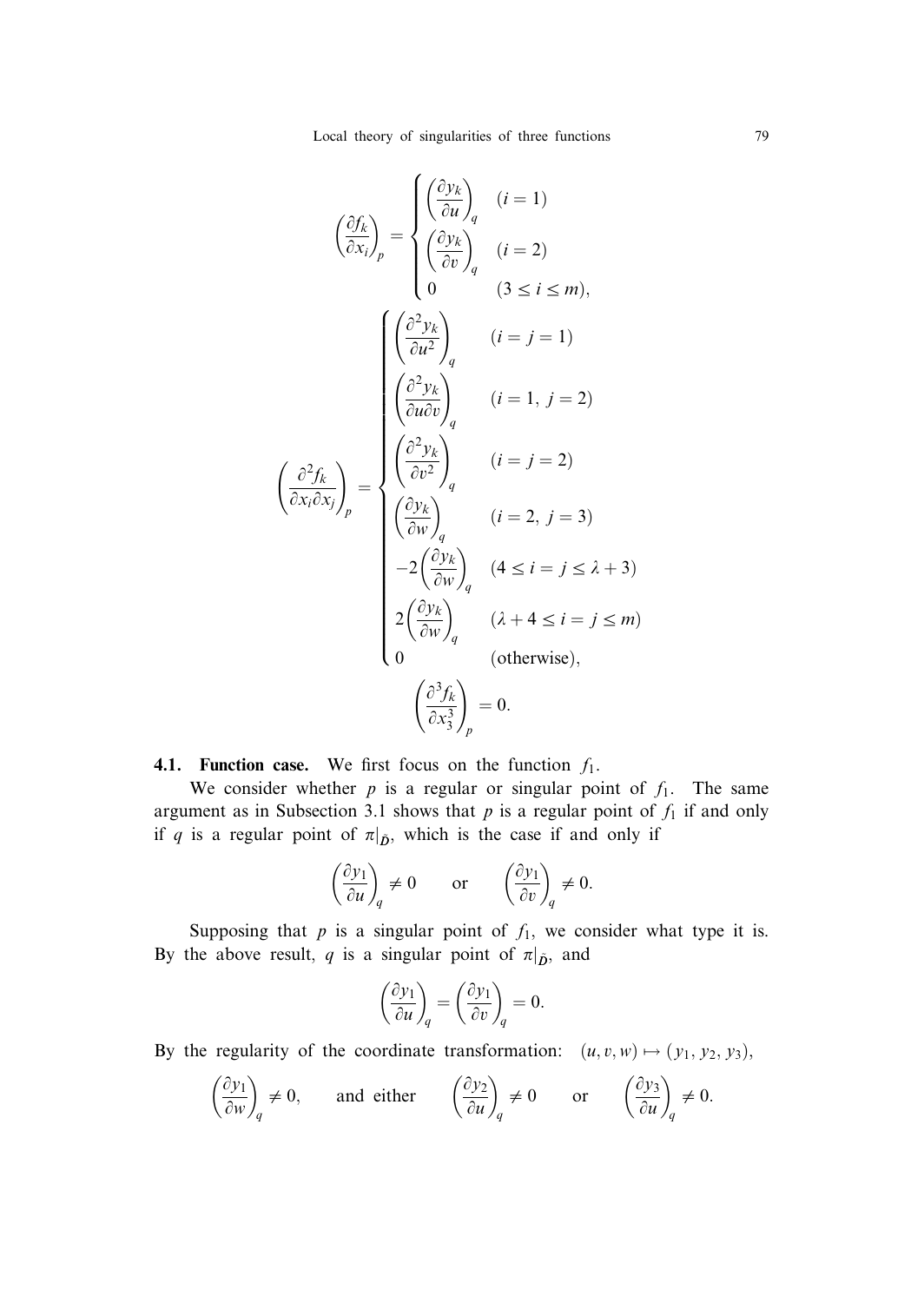$$\left(\frac{\partial f_k}{\partial x_i}\right)_p = \begin{cases} \left(\dfrac{\partial y_k}{\partial u}\right)_q & (i = 1) \\ \left(\dfrac{\partial y_k}{\partial v}\right)_q & (i = 2) \\ 0 & (3 \leq i \leq m), \end{cases}$$

$$\left(\frac{\partial^2 f_k}{\partial x_i \partial x_j}\right)_p = \begin{cases} \left(\dfrac{\partial^2 y_k}{\partial u^2}\right)_q & (i = j = 1) \\ \left(\dfrac{\partial^2 y_k}{\partial u \partial v}\right)_q & (i = 1,\ j = 2) \\ \left(\dfrac{\partial^2 y_k}{\partial v^2}\right)_q & (i = j = 2) \\ \left(\dfrac{\partial y_k}{\partial w}\right)_q & (i = 2,\ j = 3) \\ -2\left(\dfrac{\partial y_k}{\partial w}\right)_q & (4 \leq i = j \leq \lambda + 3) \\ 2\left(\dfrac{\partial y_k}{\partial w}\right)_q & (\lambda + 4 \leq i = j \leq m) \\ 0 & (\text{otherwise}), \end{cases}$$

$$\left(\frac{\partial^3 f_k}{\partial x_3^3}\right)_p = 0.$$

**4.1. Function case.** We first focus on the function $f_1$.

We consider whether $p$ is a regular or singular point of $f_1$. The same argument as in Subsection 3.1 shows that $p$ is a regular point of $f_1$ if and only if $q$ is a regular point of $\pi|_{\tilde{D}}$, which is the case if and only if

$$\left(\frac{\partial y_1}{\partial u}\right)_q \neq 0 \qquad \text{or} \qquad \left(\frac{\partial y_1}{\partial v}\right)_q \neq 0.$$

Supposing that $p$ is a singular point of $f_1$, we consider what type it is. By the above result, $q$ is a singular point of $\pi|_{\tilde{D}}$, and

$$\left(\frac{\partial y_1}{\partial u}\right)_q = \left(\frac{\partial y_1}{\partial v}\right)_q = 0.$$

By the regularity of the coordinate transformation: $(u, v, w) \mapsto (y_1, y_2, y_3)$,

$$\left(\frac{\partial y_1}{\partial w}\right)_q \neq 0, \qquad \text{and either} \qquad \left(\frac{\partial y_2}{\partial u}\right)_q \neq 0 \qquad \text{or} \qquad \left(\frac{\partial y_3}{\partial u}\right)_q \neq 0.$$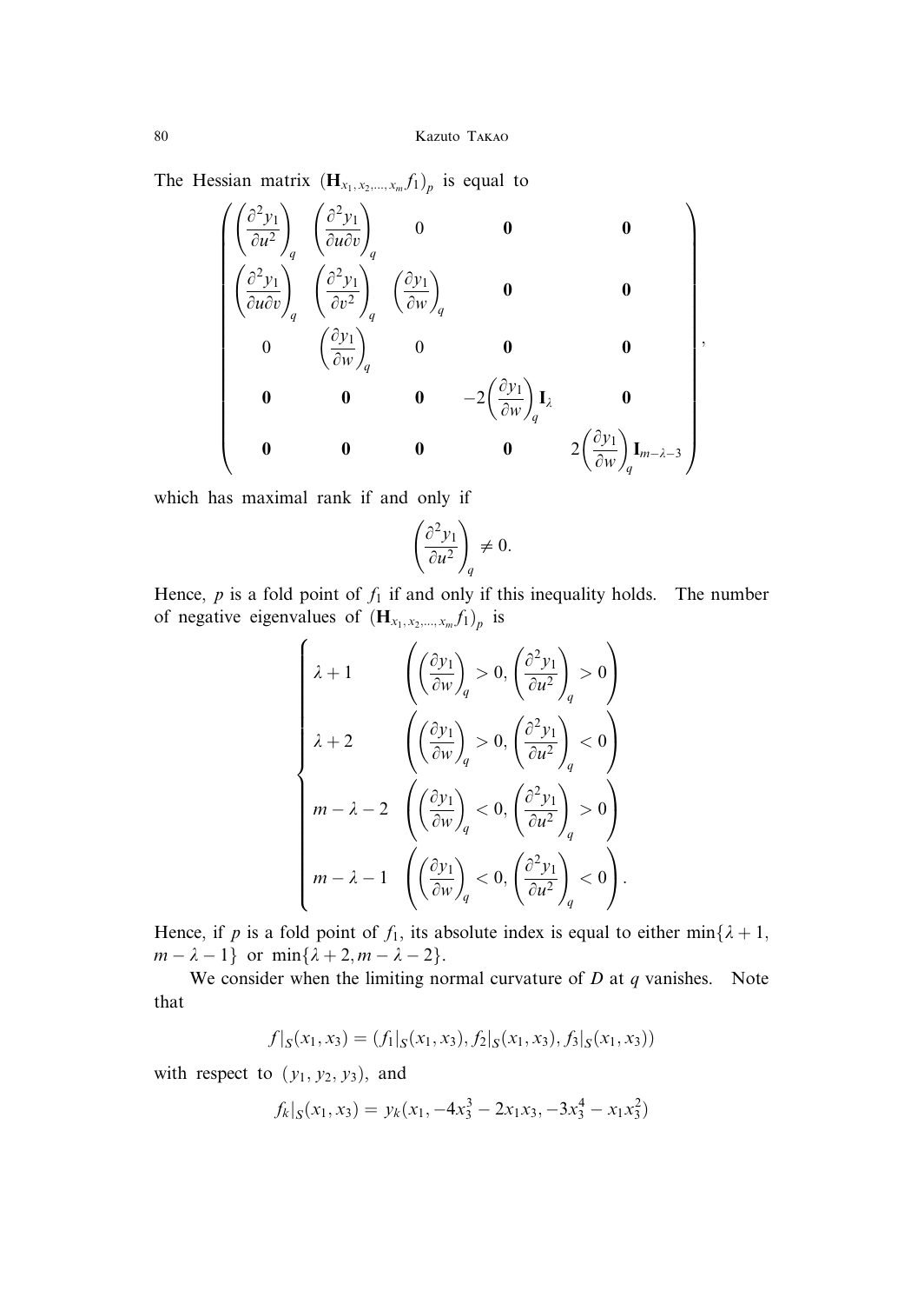The Hessian matrix $(\mathbf{H}_{x_1, x_2, \ldots, x_m} f_1)_p$ is equal to

$$
\begin{pmatrix}
\left(\dfrac{\partial^2 y_1}{\partial u^2}\right)_q & \left(\dfrac{\partial^2 y_1}{\partial u \partial v}\right)_q & 0 & \mathbf{0} & \mathbf{0} \\
\left(\dfrac{\partial^2 y_1}{\partial u \partial v}\right)_q & \left(\dfrac{\partial^2 y_1}{\partial v^2}\right)_q & \left(\dfrac{\partial y_1}{\partial w}\right)_q & \mathbf{0} & \mathbf{0} \\
0 & \left(\dfrac{\partial y_1}{\partial w}\right)_q & 0 & \mathbf{0} & \mathbf{0} \\
\mathbf{0} & \mathbf{0} & \mathbf{0} & -2\left(\dfrac{\partial y_1}{\partial w}\right)_q \mathbf{I}_\lambda & \mathbf{0} \\
\mathbf{0} & \mathbf{0} & \mathbf{0} & \mathbf{0} & 2\left(\dfrac{\partial y_1}{\partial w}\right)_q \mathbf{I}_{m-\lambda-3}
\end{pmatrix},
$$

which has maximal rank if and only if

$$
\left(\frac{\partial^2 y_1}{\partial u^2}\right)_q \neq 0.
$$

Hence, $p$ is a fold point of $f_1$ if and only if this inequality holds. The number of negative eigenvalues of $(\mathbf{H}_{x_1, x_2, \ldots, x_m} f_1)_p$ is

$$
\begin{cases}
\lambda + 1 & \left(\left(\dfrac{\partial y_1}{\partial w}\right)_q > 0, \left(\dfrac{\partial^2 y_1}{\partial u^2}\right)_q > 0\right) \\
\lambda + 2 & \left(\left(\dfrac{\partial y_1}{\partial w}\right)_q > 0, \left(\dfrac{\partial^2 y_1}{\partial u^2}\right)_q < 0\right) \\
m - \lambda - 2 & \left(\left(\dfrac{\partial y_1}{\partial w}\right)_q < 0, \left(\dfrac{\partial^2 y_1}{\partial u^2}\right)_q > 0\right) \\
m - \lambda - 1 & \left(\left(\dfrac{\partial y_1}{\partial w}\right)_q < 0, \left(\dfrac{\partial^2 y_1}{\partial u^2}\right)_q < 0\right).
\end{cases}
$$

Hence, if $p$ is a fold point of $f_1$, its absolute index is equal to either $\min\{\lambda + 1, m - \lambda - 1\}$ or $\min\{\lambda + 2, m - \lambda - 2\}$.

We consider when the limiting normal curvature of $D$ at $q$ vanishes. Note that

$$
f|_S(x_1, x_3) = (f_1|_S(x_1, x_3), f_2|_S(x_1, x_3), f_3|_S(x_1, x_3))
$$

with respect to $(y_1, y_2, y_3)$, and

$$
f_k|_S(x_1, x_3) = y_k(x_1, -4x_3^3 - 2x_1 x_3, -3x_3^4 - x_1 x_3^2)
$$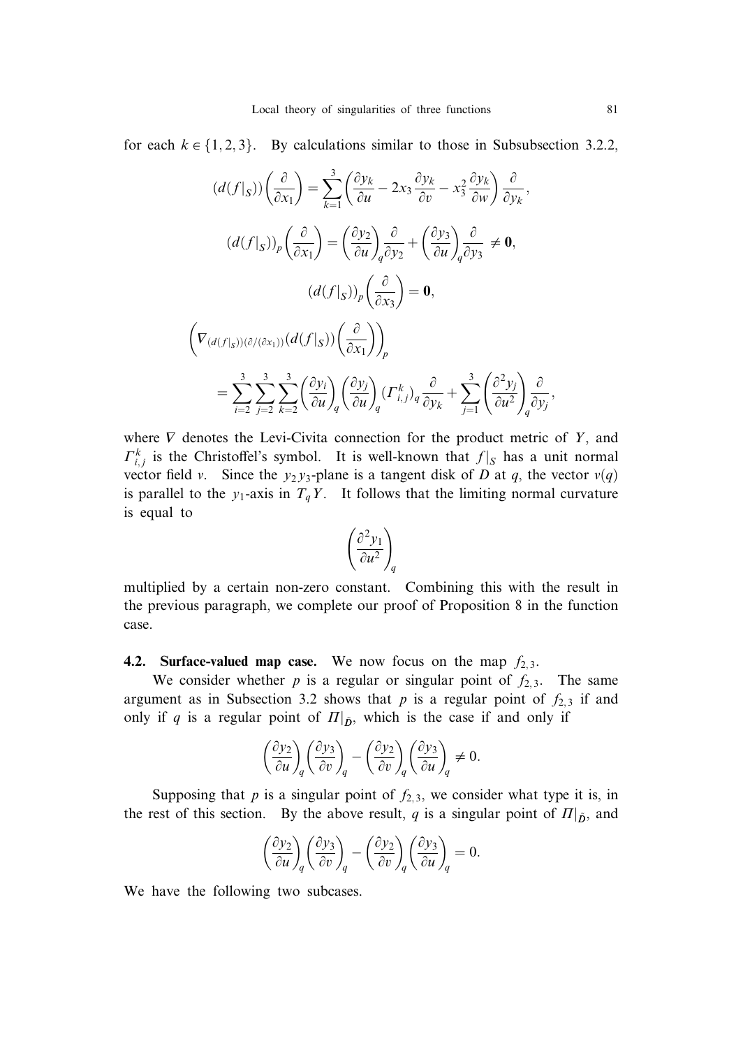for each $k \in \{1, 2, 3\}$. By calculations similar to those in Subsubsection 3.2.2,

$$(d(f|_S))\left(\frac{\partial}{\partial x_1}\right) = \sum_{k=1}^{3}\left(\frac{\partial y_k}{\partial u} - 2x_3\frac{\partial y_k}{\partial v} - x_3^2\frac{\partial y_k}{\partial w}\right)\frac{\partial}{\partial y_k},$$

$$(d(f|_S))_p\left(\frac{\partial}{\partial x_1}\right) = \left(\frac{\partial y_2}{\partial u}\right)_q\frac{\partial}{\partial y_2} + \left(\frac{\partial y_3}{\partial u}\right)_q\frac{\partial}{\partial y_3} \neq \mathbf{0},$$

$$(d(f|_S))_p\left(\frac{\partial}{\partial x_3}\right) = \mathbf{0},$$

$$\left(\nabla_{(d(f|_S))(\partial/(\partial x_1))}(d(f|_S))\left(\frac{\partial}{\partial x_1}\right)\right)_p$$
$$= \sum_{i=2}^{3}\sum_{j=2}^{3}\sum_{k=2}^{3}\left(\frac{\partial y_i}{\partial u}\right)_q\left(\frac{\partial y_j}{\partial u}\right)_q(\Gamma_{i,j}^k)_q\frac{\partial}{\partial y_k} + \sum_{j=1}^{3}\left(\frac{\partial^2 y_j}{\partial u^2}\right)_q\frac{\partial}{\partial y_j},$$

where $\nabla$ denotes the Levi-Civita connection for the product metric of $Y$, and $\Gamma_{i,j}^k$ is the Christoffel's symbol. It is well-known that $f|_S$ has a unit normal vector field $v$. Since the $y_2y_3$-plane is a tangent disk of $D$ at $q$, the vector $v(q)$ is parallel to the $y_1$-axis in $T_qY$. It follows that the limiting normal curvature is equal to

$$\left(\frac{\partial^2 y_1}{\partial u^2}\right)_q$$

multiplied by a certain non-zero constant. Combining this with the result in the previous paragraph, we complete our proof of Proposition 8 in the function case.

**4.2. Surface-valued map case.** We now focus on the map $f_{2,3}$.

We consider whether $p$ is a regular or singular point of $f_{2,3}$. The same argument as in Subsection 3.2 shows that $p$ is a regular point of $f_{2,3}$ if and only if $q$ is a regular point of $\Pi|_{\tilde{D}}$, which is the case if and only if

$$\left(\frac{\partial y_2}{\partial u}\right)_q\left(\frac{\partial y_3}{\partial v}\right)_q - \left(\frac{\partial y_2}{\partial v}\right)_q\left(\frac{\partial y_3}{\partial u}\right)_q \neq 0.$$

Supposing that $p$ is a singular point of $f_{2,3}$, we consider what type it is, in the rest of this section. By the above result, $q$ is a singular point of $\Pi|_{\tilde{D}}$, and

$$\left(\frac{\partial y_2}{\partial u}\right)_q\left(\frac{\partial y_3}{\partial v}\right)_q - \left(\frac{\partial y_2}{\partial v}\right)_q\left(\frac{\partial y_3}{\partial u}\right)_q = 0.$$

We have the following two subcases.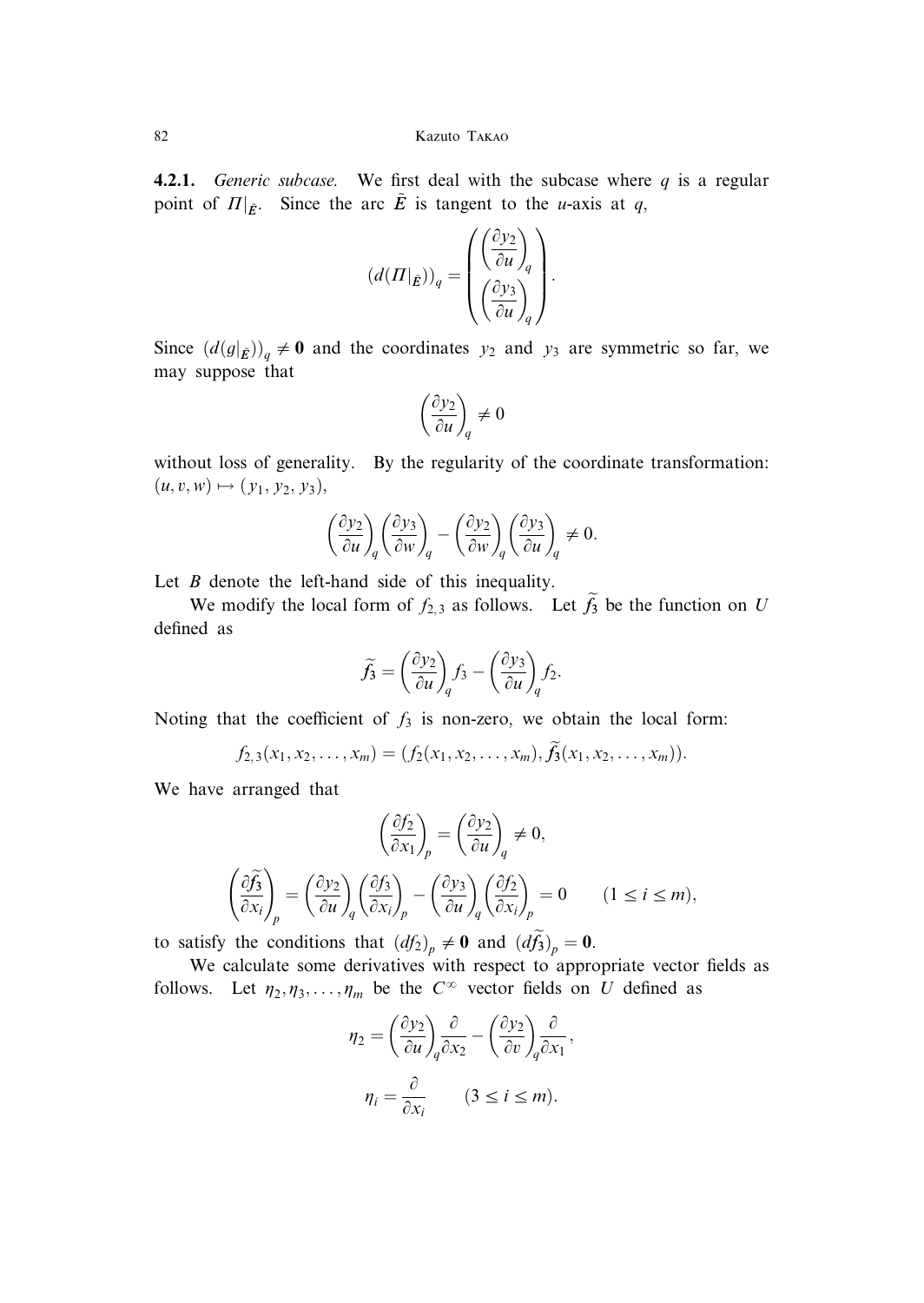**4.2.1.** *Generic subcase.* We first deal with the subcase where $q$ is a regular point of $\Pi|_{\tilde{E}}$. Since the arc $\tilde{E}$ is tangent to the $u$-axis at $q$,

$$(d(\Pi|_{\tilde{E}}))_q = \begin{pmatrix} \left(\dfrac{\partial y_2}{\partial u}\right)_q \\ \left(\dfrac{\partial y_3}{\partial u}\right)_q \end{pmatrix}.$$

Since $(d(g|_{\tilde{E}}))_q \neq \mathbf{0}$ and the coordinates $y_2$ and $y_3$ are symmetric so far, we may suppose that

$$\left(\frac{\partial y_2}{\partial u}\right)_q \neq 0$$

without loss of generality. By the regularity of the coordinate transformation: $(u, v, w) \mapsto (y_1, y_2, y_3)$,

$$\left(\frac{\partial y_2}{\partial u}\right)_q \left(\frac{\partial y_3}{\partial w}\right)_q - \left(\frac{\partial y_2}{\partial w}\right)_q \left(\frac{\partial y_3}{\partial u}\right)_q \neq 0.$$

Let $B$ denote the left-hand side of this inequality.

We modify the local form of $f_{2,3}$ as follows. Let $\widetilde{f_3}$ be the function on $U$ defined as

$$\widetilde{f_3} = \left(\frac{\partial y_2}{\partial u}\right)_q f_3 - \left(\frac{\partial y_3}{\partial u}\right)_q f_2.$$

Noting that the coefficient of $f_3$ is non-zero, we obtain the local form:

$$f_{2,3}(x_1, x_2, \ldots, x_m) = (f_2(x_1, x_2, \ldots, x_m), \widetilde{f_3}(x_1, x_2, \ldots, x_m)).$$

We have arranged that

$$\left(\frac{\partial f_2}{\partial x_1}\right)_p = \left(\frac{\partial y_2}{\partial u}\right)_q \neq 0,$$

$$\left(\frac{\partial \widetilde{f_3}}{\partial x_i}\right)_p = \left(\frac{\partial y_2}{\partial u}\right)_q \left(\frac{\partial f_3}{\partial x_i}\right)_p - \left(\frac{\partial y_3}{\partial u}\right)_q \left(\frac{\partial f_2}{\partial x_i}\right)_p = 0 \qquad (1 \leq i \leq m),$$

to satisfy the conditions that $(df_2)_p \neq \mathbf{0}$ and $(d\widetilde{f_3})_p = \mathbf{0}$.

We calculate some derivatives with respect to appropriate vector fields as follows. Let $\eta_2, \eta_3, \ldots, \eta_m$ be the $C^\infty$ vector fields on $U$ defined as

$$\eta_2 = \left(\frac{\partial y_2}{\partial u}\right)_q \frac{\partial}{\partial x_2} - \left(\frac{\partial y_2}{\partial v}\right)_q \frac{\partial}{\partial x_1},$$

$$\eta_i = \frac{\partial}{\partial x_i} \qquad (3 \leq i \leq m).$$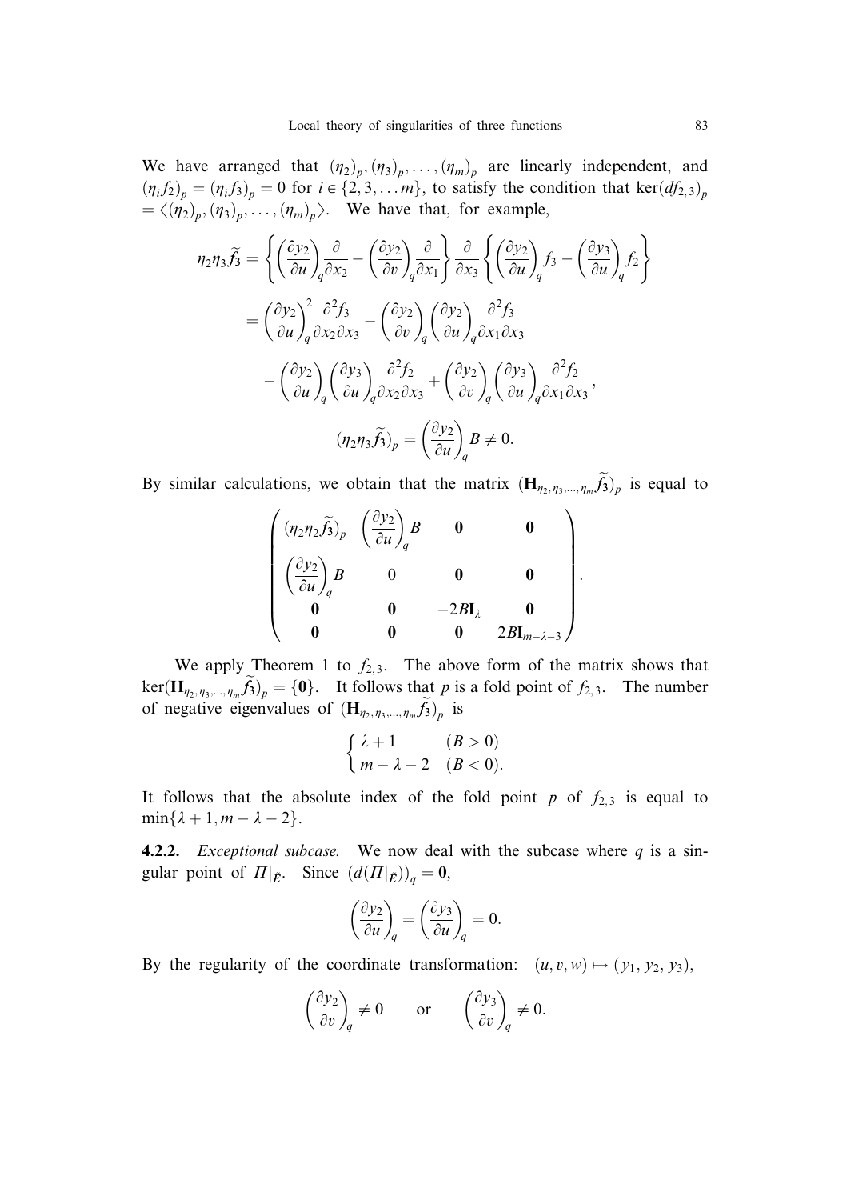We have arranged that $(\eta_2)_p, (\eta_3)_p, \ldots, (\eta_m)_p$ are linearly independent, and $(\eta_i f_2)_p = (\eta_i f_3)_p = 0$ for $i \in \{2, 3, \ldots m\}$, to satisfy the condition that $\ker(df_{2,3})_p = \langle (\eta_2)_p, (\eta_3)_p, \ldots, (\eta_m)_p \rangle$. We have that, for example,

$$
\begin{aligned}
\eta_2 \eta_3 \widetilde{f_3} &= \left\{ \left(\frac{\partial y_2}{\partial u}\right)_q \frac{\partial}{\partial x_2} - \left(\frac{\partial y_2}{\partial v}\right)_q \frac{\partial}{\partial x_1} \right\} \frac{\partial}{\partial x_3} \left\{ \left(\frac{\partial y_2}{\partial u}\right)_q f_3 - \left(\frac{\partial y_3}{\partial u}\right)_q f_2 \right\} \\
&= \left(\frac{\partial y_2}{\partial u}\right)_q^2 \frac{\partial^2 f_3}{\partial x_2 \partial x_3} - \left(\frac{\partial y_2}{\partial v}\right)_q \left(\frac{\partial y_2}{\partial u}\right)_q \frac{\partial^2 f_3}{\partial x_1 \partial x_3} \\
&\quad - \left(\frac{\partial y_2}{\partial u}\right)_q \left(\frac{\partial y_3}{\partial u}\right)_q \frac{\partial^2 f_2}{\partial x_2 \partial x_3} + \left(\frac{\partial y_2}{\partial v}\right)_q \left(\frac{\partial y_3}{\partial u}\right)_q \frac{\partial^2 f_2}{\partial x_1 \partial x_3},
\end{aligned}
$$

$$
(\eta_2 \eta_3 \widetilde{f_3})_p = \left(\frac{\partial y_2}{\partial u}\right)_q B \neq 0.
$$

By similar calculations, we obtain that the matrix $(\mathbf{H}_{\eta_2, \eta_3, \ldots, \eta_m} \widetilde{f_3})_p$ is equal to

$$
\begin{pmatrix}
(\eta_2 \eta_2 \widetilde{f_3})_p & \left(\frac{\partial y_2}{\partial u}\right)_q B & \mathbf{0} & \mathbf{0} \\
\left(\frac{\partial y_2}{\partial u}\right)_q B & 0 & \mathbf{0} & \mathbf{0} \\
\mathbf{0} & \mathbf{0} & -2B\mathbf{I}_\lambda & \mathbf{0} \\
\mathbf{0} & \mathbf{0} & \mathbf{0} & 2B\mathbf{I}_{m-\lambda-3}
\end{pmatrix}.
$$

We apply Theorem 1 to $f_{2,3}$. The above form of the matrix shows that $\ker(\mathbf{H}_{\eta_2, \eta_3, \ldots, \eta_m} \widetilde{f_3})_p = \{\mathbf{0}\}$. It follows that $p$ is a fold point of $f_{2,3}$. The number of negative eigenvalues of $(\mathbf{H}_{\eta_2, \eta_3, \ldots, \eta_m} \widetilde{f_3})_p$ is

$$
\begin{cases}
\lambda + 1 & (B > 0) \\
m - \lambda - 2 & (B < 0).
\end{cases}
$$

It follows that the absolute index of the fold point $p$ of $f_{2,3}$ is equal to $\min\{\lambda + 1, m - \lambda - 2\}$.

**4.2.2.** *Exceptional subcase.* We now deal with the subcase where $q$ is a singular point of $\Pi|_{\tilde{E}}$. Since $(d(\Pi|_{\tilde{E}}))_q = \mathbf{0}$,

$$
\left(\frac{\partial y_2}{\partial u}\right)_q = \left(\frac{\partial y_3}{\partial u}\right)_q = 0.
$$

By the regularity of the coordinate transformation: $(u, v, w) \mapsto (y_1, y_2, y_3)$,

$$
\left(\frac{\partial y_2}{\partial v}\right)_q \neq 0 \qquad \text{or} \qquad \left(\frac{\partial y_3}{\partial v}\right)_q \neq 0.
$$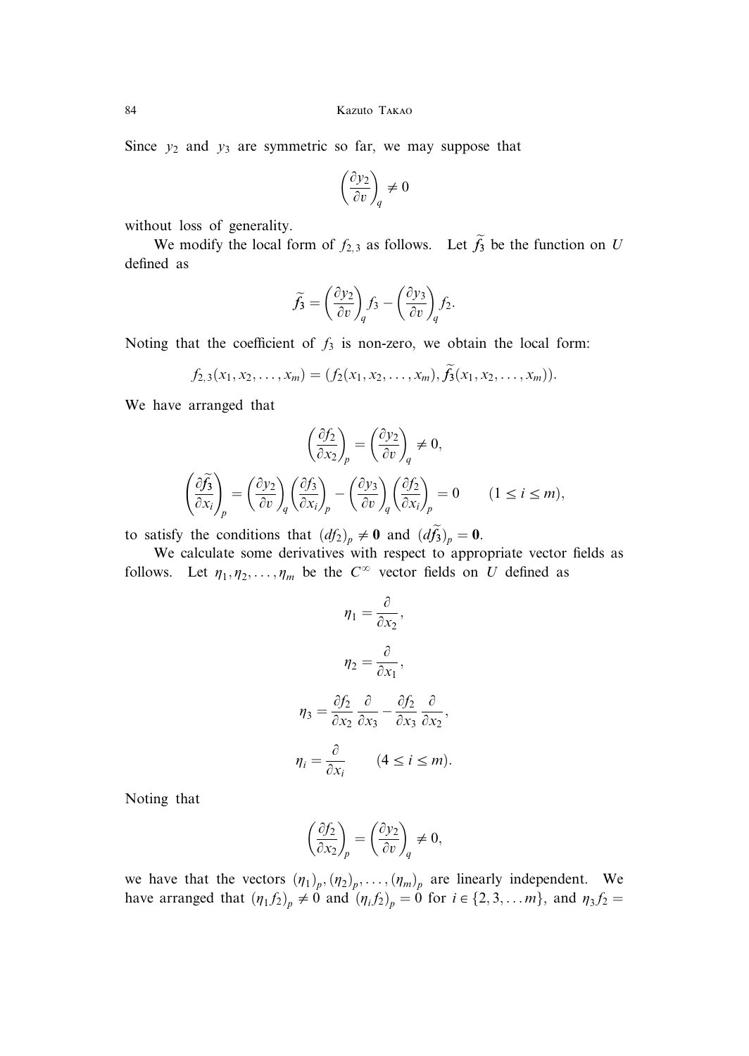Since $y_2$ and $y_3$ are symmetric so far, we may suppose that

$$\left(\frac{\partial y_2}{\partial v}\right)_q \neq 0$$

without loss of generality.

We modify the local form of $f_{2,3}$ as follows. Let $\widetilde{f_3}$ be the function on $U$ defined as

$$\widetilde{f_3} = \left(\frac{\partial y_2}{\partial v}\right)_q f_3 - \left(\frac{\partial y_3}{\partial v}\right)_q f_2.$$

Noting that the coefficient of $f_3$ is non-zero, we obtain the local form:

$$f_{2,3}(x_1, x_2, \ldots, x_m) = (f_2(x_1, x_2, \ldots, x_m), \widetilde{f_3}(x_1, x_2, \ldots, x_m)).$$

We have arranged that

$$\left(\frac{\partial f_2}{\partial x_2}\right)_p = \left(\frac{\partial y_2}{\partial v}\right)_q \neq 0,$$

$$\left(\frac{\partial \widetilde{f_3}}{\partial x_i}\right)_p = \left(\frac{\partial y_2}{\partial v}\right)_q \left(\frac{\partial f_3}{\partial x_i}\right)_p - \left(\frac{\partial y_3}{\partial v}\right)_q \left(\frac{\partial f_2}{\partial x_i}\right)_p = 0 \qquad (1 \leq i \leq m),$$

to satisfy the conditions that $(df_2)_p \neq \mathbf{0}$ and $(d\widetilde{f_3})_p = \mathbf{0}$.

We calculate some derivatives with respect to appropriate vector fields as follows. Let $\eta_1, \eta_2, \ldots, \eta_m$ be the $C^\infty$ vector fields on $U$ defined as

$$\eta_1 = \frac{\partial}{\partial x_2},$$

$$\eta_2 = \frac{\partial}{\partial x_1},$$

$$\eta_3 = \frac{\partial f_2}{\partial x_2}\frac{\partial}{\partial x_3} - \frac{\partial f_2}{\partial x_3}\frac{\partial}{\partial x_2},$$

$$\eta_i = \frac{\partial}{\partial x_i} \qquad (4 \leq i \leq m).$$

Noting that

$$\left(\frac{\partial f_2}{\partial x_2}\right)_p = \left(\frac{\partial y_2}{\partial v}\right)_q \neq 0,$$

we have that the vectors $(\eta_1)_p, (\eta_2)_p, \ldots, (\eta_m)_p$ are linearly independent. We have arranged that $(\eta_1 f_2)_p \neq 0$ and $(\eta_i f_2)_p = 0$ for $i \in \{2, 3, \ldots m\}$, and $\eta_3 f_2 =$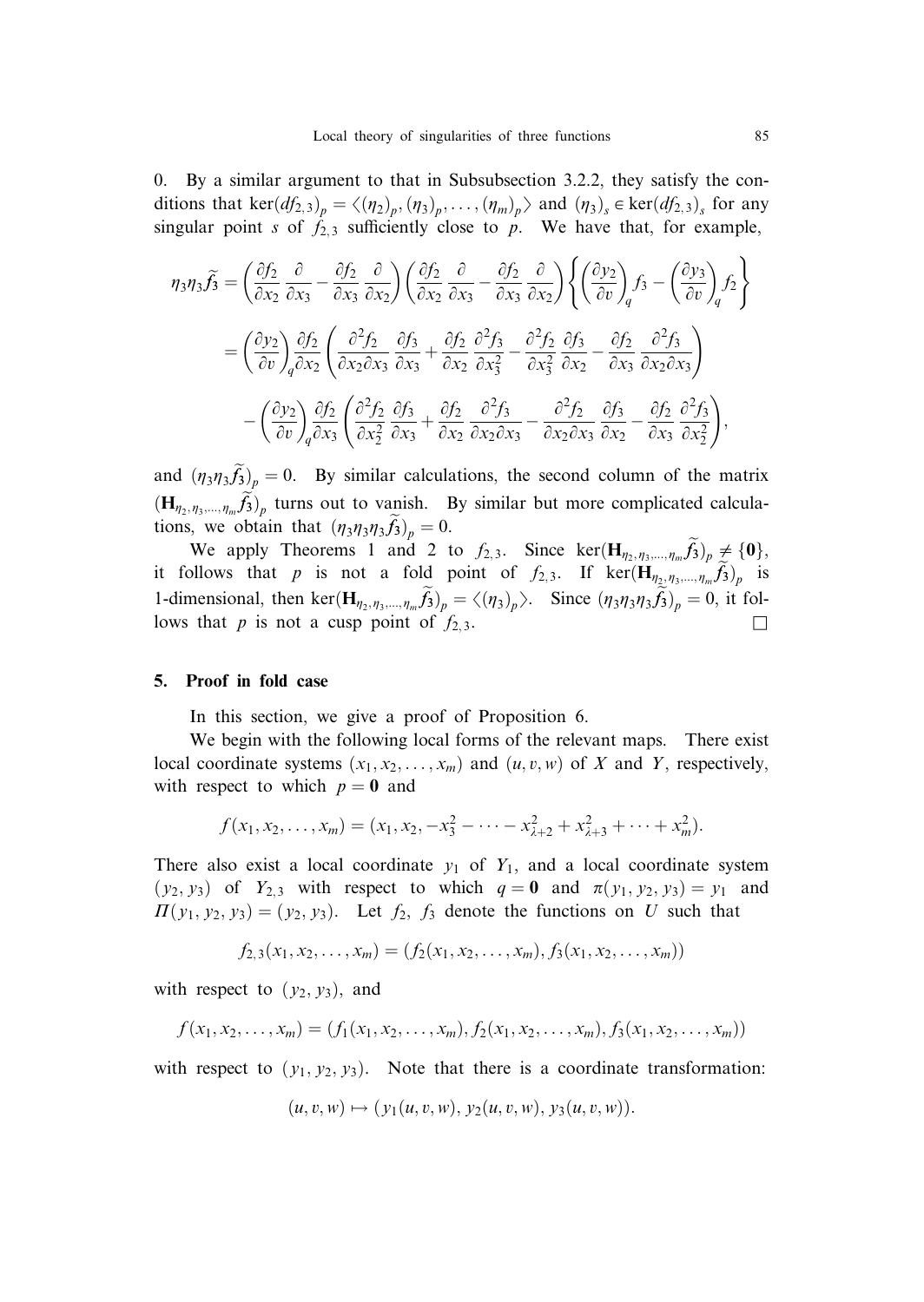0. By a similar argument to that in Subsubsection 3.2.2, they satisfy the conditions that $\ker(df_{2,3})_p = \langle(\eta_2)_p, (\eta_3)_p, \dots, (\eta_m)_p\rangle$ and $(\eta_3)_s \in \ker(df_{2,3})_s$ for any singular point $s$ of $f_{2,3}$ sufficiently close to $p$. We have that, for example,

$$
\begin{aligned}
\eta_3\eta_3\widetilde{f}_3 &= \left(\frac{\partial f_2}{\partial x_2}\frac{\partial}{\partial x_3} - \frac{\partial f_2}{\partial x_3}\frac{\partial}{\partial x_2}\right)\left(\frac{\partial f_2}{\partial x_2}\frac{\partial}{\partial x_3} - \frac{\partial f_2}{\partial x_3}\frac{\partial}{\partial x_2}\right)\left\{\left(\frac{\partial y_2}{\partial v}\right)_q f_3 - \left(\frac{\partial y_3}{\partial v}\right)_q f_2\right\} \\
&= \left(\frac{\partial y_2}{\partial v}\right)_q \frac{\partial f_2}{\partial x_2}\left(\frac{\partial^2 f_2}{\partial x_2 \partial x_3}\frac{\partial f_3}{\partial x_3} + \frac{\partial f_2}{\partial x_2}\frac{\partial^2 f_3}{\partial x_3^2} - \frac{\partial^2 f_2}{\partial x_3^2}\frac{\partial f_3}{\partial x_2} - \frac{\partial f_2}{\partial x_3}\frac{\partial^2 f_3}{\partial x_2 \partial x_3}\right) \\
&\quad - \left(\frac{\partial y_2}{\partial v}\right)_q \frac{\partial f_2}{\partial x_3}\left(\frac{\partial^2 f_2}{\partial x_2^2}\frac{\partial f_3}{\partial x_3} + \frac{\partial f_2}{\partial x_2}\frac{\partial^2 f_3}{\partial x_2 \partial x_3} - \frac{\partial^2 f_2}{\partial x_2 \partial x_3}\frac{\partial f_3}{\partial x_2} - \frac{\partial f_2}{\partial x_3}\frac{\partial^2 f_3}{\partial x_2^2}\right),
\end{aligned}
$$

and $(\eta_3\eta_3\widetilde{f}_3)_p = 0$. By similar calculations, the second column of the matrix $(\mathbf{H}_{\eta_2,\eta_3,\dots,\eta_m}\widetilde{f}_3)_p$ turns out to vanish. By similar but more complicated calculations, we obtain that $(\eta_3\eta_3\eta_3\widetilde{f}_3)_p = 0$.

We apply Theorems 1 and 2 to $f_{2,3}$. Since $\ker(\mathbf{H}_{\eta_2,\eta_3,\dots,\eta_m}\widetilde{f}_3)_p \neq \{\mathbf{0}\}$, it follows that $p$ is not a fold point of $f_{2,3}$. If $\ker(\mathbf{H}_{\eta_2,\eta_3,\dots,\eta_m}\widetilde{f}_3)_p$ is 1-dimensional, then $\ker(\mathbf{H}_{\eta_2,\eta_3,\dots,\eta_m}\widetilde{f}_3)_p = \langle(\eta_3)_p\rangle$. Since $(\eta_3\eta_3\eta_3\widetilde{f}_3)_p = 0$, it follows that $p$ is not a cusp point of $f_{2,3}$. □

## 5. Proof in fold case

In this section, we give a proof of Proposition 6.

We begin with the following local forms of the relevant maps. There exist local coordinate systems $(x_1, x_2, \dots, x_m)$ and $(u, v, w)$ of $X$ and $Y$, respectively, with respect to which $p = \mathbf{0}$ and

$$
f(x_1, x_2, \dots, x_m) = (x_1, x_2, -x_3^2 - \dots - x_{\lambda+2}^2 + x_{\lambda+3}^2 + \dots + x_m^2).
$$

There also exist a local coordinate $y_1$ of $Y_1$, and a local coordinate system $(y_2, y_3)$ of $Y_{2,3}$ with respect to which $q = \mathbf{0}$ and $\pi(y_1, y_2, y_3) = y_1$ and $\Pi(y_1, y_2, y_3) = (y_2, y_3)$. Let $f_2$, $f_3$ denote the functions on $U$ such that

$$
f_{2,3}(x_1, x_2, \dots, x_m) = (f_2(x_1, x_2, \dots, x_m), f_3(x_1, x_2, \dots, x_m))
$$

with respect to $(y_2, y_3)$, and

$$
f(x_1, x_2, \dots, x_m) = (f_1(x_1, x_2, \dots, x_m), f_2(x_1, x_2, \dots, x_m), f_3(x_1, x_2, \dots, x_m))
$$

with respect to $(y_1, y_2, y_3)$. Note that there is a coordinate transformation:

$$
(u, v, w) \mapsto (y_1(u, v, w), y_2(u, v, w), y_3(u, v, w)).
$$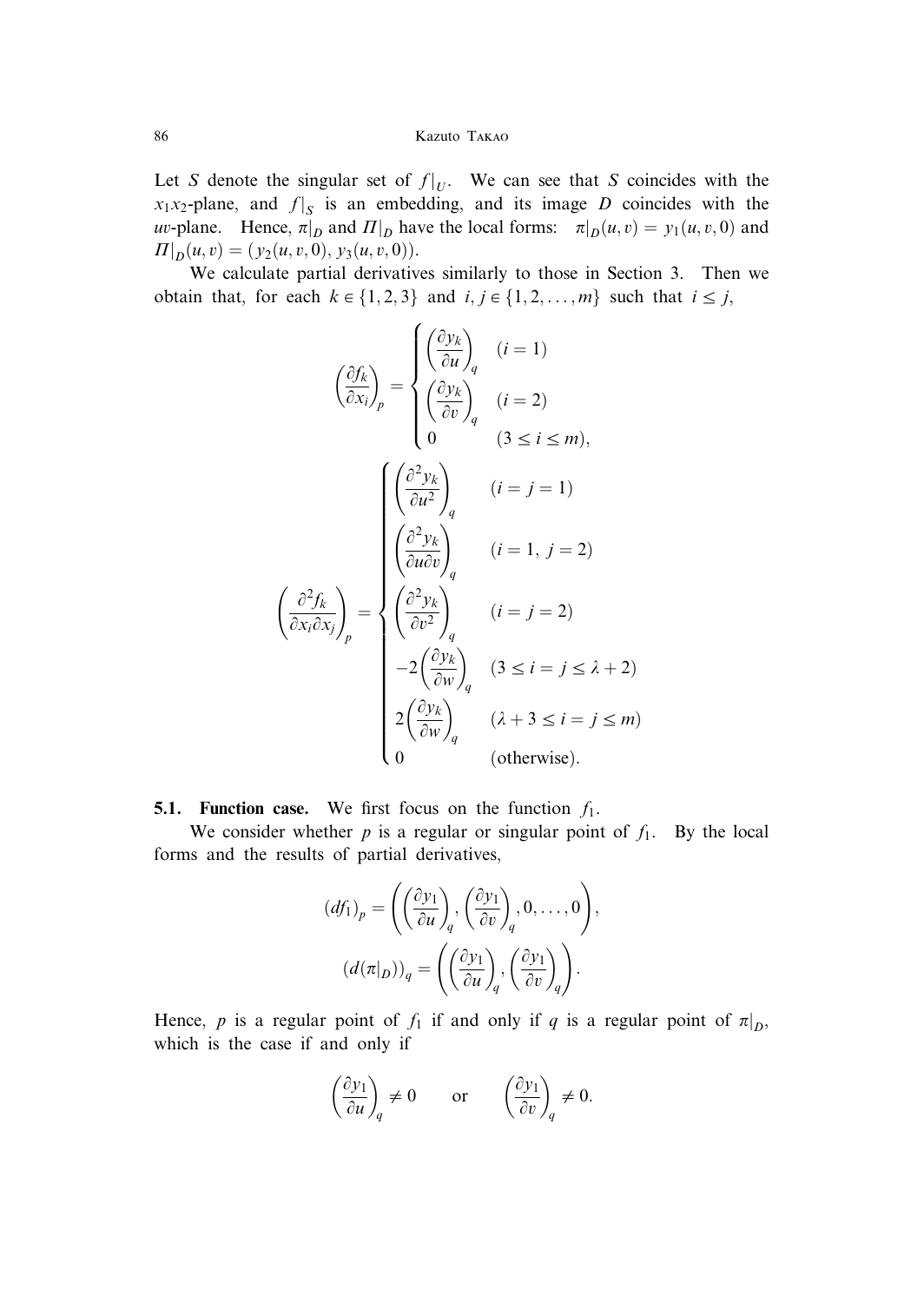Let $S$ denote the singular set of $f|_U$. We can see that $S$ coincides with the $x_1x_2$-plane, and $f|_S$ is an embedding, and its image $D$ coincides with the $uv$-plane. Hence, $\pi|_D$ and $\Pi|_D$ have the local forms: $\pi|_D(u,v) = y_1(u,v,0)$ and $\Pi|_D(u,v) = (y_2(u,v,0), y_3(u,v,0))$.

We calculate partial derivatives similarly to those in Section 3. Then we obtain that, for each $k \in \{1,2,3\}$ and $i,j \in \{1,2,\dots,m\}$ such that $i \leq j$,

$$
\left(\frac{\partial f_k}{\partial x_i}\right)_p = \begin{cases} \left(\dfrac{\partial y_k}{\partial u}\right)_q & (i=1) \\ \left(\dfrac{\partial y_k}{\partial v}\right)_q & (i=2) \\ 0 & (3 \leq i \leq m), \end{cases}
$$

$$
\left(\frac{\partial^2 f_k}{\partial x_i \partial x_j}\right)_p = \begin{cases} \left(\dfrac{\partial^2 y_k}{\partial u^2}\right)_q & (i=j=1) \\ \left(\dfrac{\partial^2 y_k}{\partial u \partial v}\right)_q & (i=1,\ j=2) \\ \left(\dfrac{\partial^2 y_k}{\partial v^2}\right)_q & (i=j=2) \\ -2\left(\dfrac{\partial y_k}{\partial w}\right)_q & (3 \leq i=j \leq \lambda+2) \\ 2\left(\dfrac{\partial y_k}{\partial w}\right)_q & (\lambda+3 \leq i=j \leq m) \\ 0 & (\text{otherwise}). \end{cases}
$$

**5.1. Function case.** We first focus on the function $f_1$.

We consider whether $p$ is a regular or singular point of $f_1$. By the local forms and the results of partial derivatives,

$$
(df_1)_p = \left(\left(\frac{\partial y_1}{\partial u}\right)_q, \left(\frac{\partial y_1}{\partial v}\right)_q, 0, \dots, 0\right),
$$

$$
(d(\pi|_D))_q = \left(\left(\frac{\partial y_1}{\partial u}\right)_q, \left(\frac{\partial y_1}{\partial v}\right)_q\right).
$$

Hence, $p$ is a regular point of $f_1$ if and only if $q$ is a regular point of $\pi|_D$, which is the case if and only if

$$
\left(\frac{\partial y_1}{\partial u}\right)_q \neq 0 \qquad \text{or} \qquad \left(\frac{\partial y_1}{\partial v}\right)_q \neq 0.
$$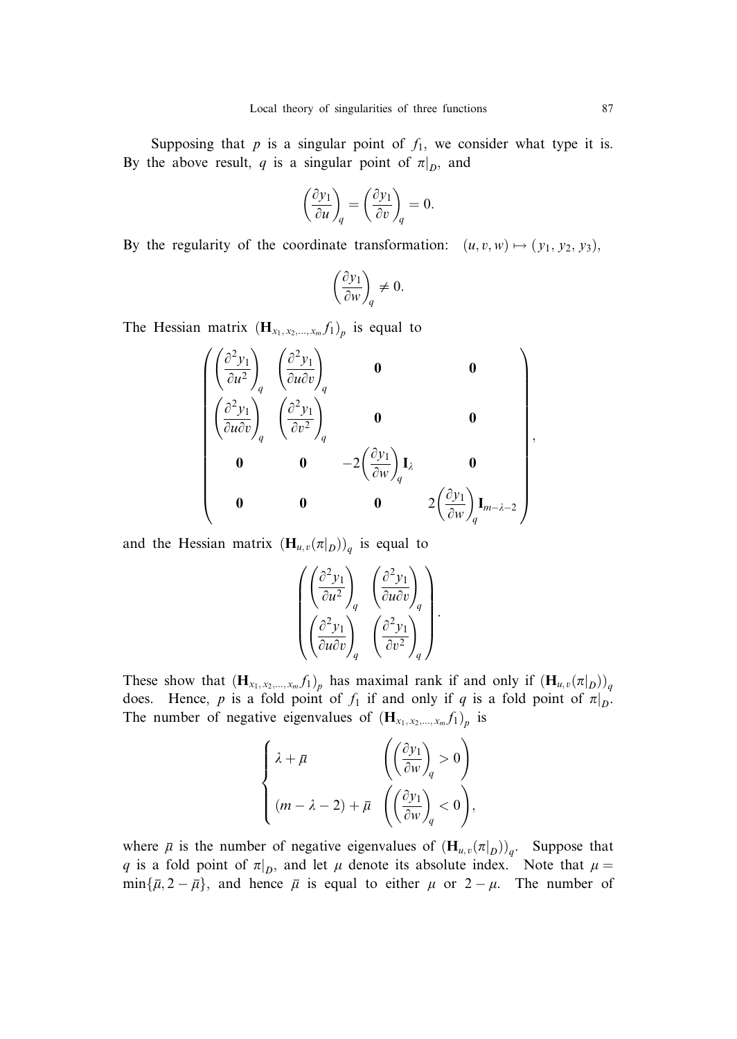Supposing that $p$ is a singular point of $f_1$, we consider what type it is. By the above result, $q$ is a singular point of $\pi|_D$, and

$$\left(\frac{\partial y_1}{\partial u}\right)_q = \left(\frac{\partial y_1}{\partial v}\right)_q = 0.$$

By the regularity of the coordinate transformation: $(u, v, w) \mapsto (y_1, y_2, y_3)$,

$$\left(\frac{\partial y_1}{\partial w}\right)_q \neq 0.$$

The Hessian matrix $(\mathbf{H}_{x_1, x_2, \ldots, x_m} f_1)_p$ is equal to

$$\begin{pmatrix} \left(\dfrac{\partial^2 y_1}{\partial u^2}\right)_q & \left(\dfrac{\partial^2 y_1}{\partial u \partial v}\right)_q & \mathbf{0} & \mathbf{0} \\ \left(\dfrac{\partial^2 y_1}{\partial u \partial v}\right)_q & \left(\dfrac{\partial^2 y_1}{\partial v^2}\right)_q & \mathbf{0} & \mathbf{0} \\ \mathbf{0} & \mathbf{0} & -2\left(\dfrac{\partial y_1}{\partial w}\right)_q \mathbf{I}_\lambda & \mathbf{0} \\ \mathbf{0} & \mathbf{0} & \mathbf{0} & 2\left(\dfrac{\partial y_1}{\partial w}\right)_q \mathbf{I}_{m-\lambda-2} \end{pmatrix},$$

and the Hessian matrix $(\mathbf{H}_{u,v}(\pi|_D))_q$ is equal to

$$\begin{pmatrix} \left(\dfrac{\partial^2 y_1}{\partial u^2}\right)_q & \left(\dfrac{\partial^2 y_1}{\partial u \partial v}\right)_q \\ \left(\dfrac{\partial^2 y_1}{\partial u \partial v}\right)_q & \left(\dfrac{\partial^2 y_1}{\partial v^2}\right)_q \end{pmatrix}.$$

These show that $(\mathbf{H}_{x_1, x_2, \ldots, x_m} f_1)_p$ has maximal rank if and only if $(\mathbf{H}_{u,v}(\pi|_D))_q$ does. Hence, $p$ is a fold point of $f_1$ if and only if $q$ is a fold point of $\pi|_D$. The number of negative eigenvalues of $(\mathbf{H}_{x_1, x_2, \ldots, x_m} f_1)_p$ is

$$\begin{cases} \lambda + \bar{\mu} & \left(\left(\dfrac{\partial y_1}{\partial w}\right)_q > 0\right) \\ (m - \lambda - 2) + \bar{\mu} & \left(\left(\dfrac{\partial y_1}{\partial w}\right)_q < 0\right), \end{cases}$$

where $\bar{\mu}$ is the number of negative eigenvalues of $(\mathbf{H}_{u,v}(\pi|_D))_q$. Suppose that $q$ is a fold point of $\pi|_D$, and let $\mu$ denote its absolute index. Note that $\mu = \min\{\bar{\mu}, 2 - \bar{\mu}\}$, and hence $\bar{\mu}$ is equal to either $\mu$ or $2 - \mu$. The number of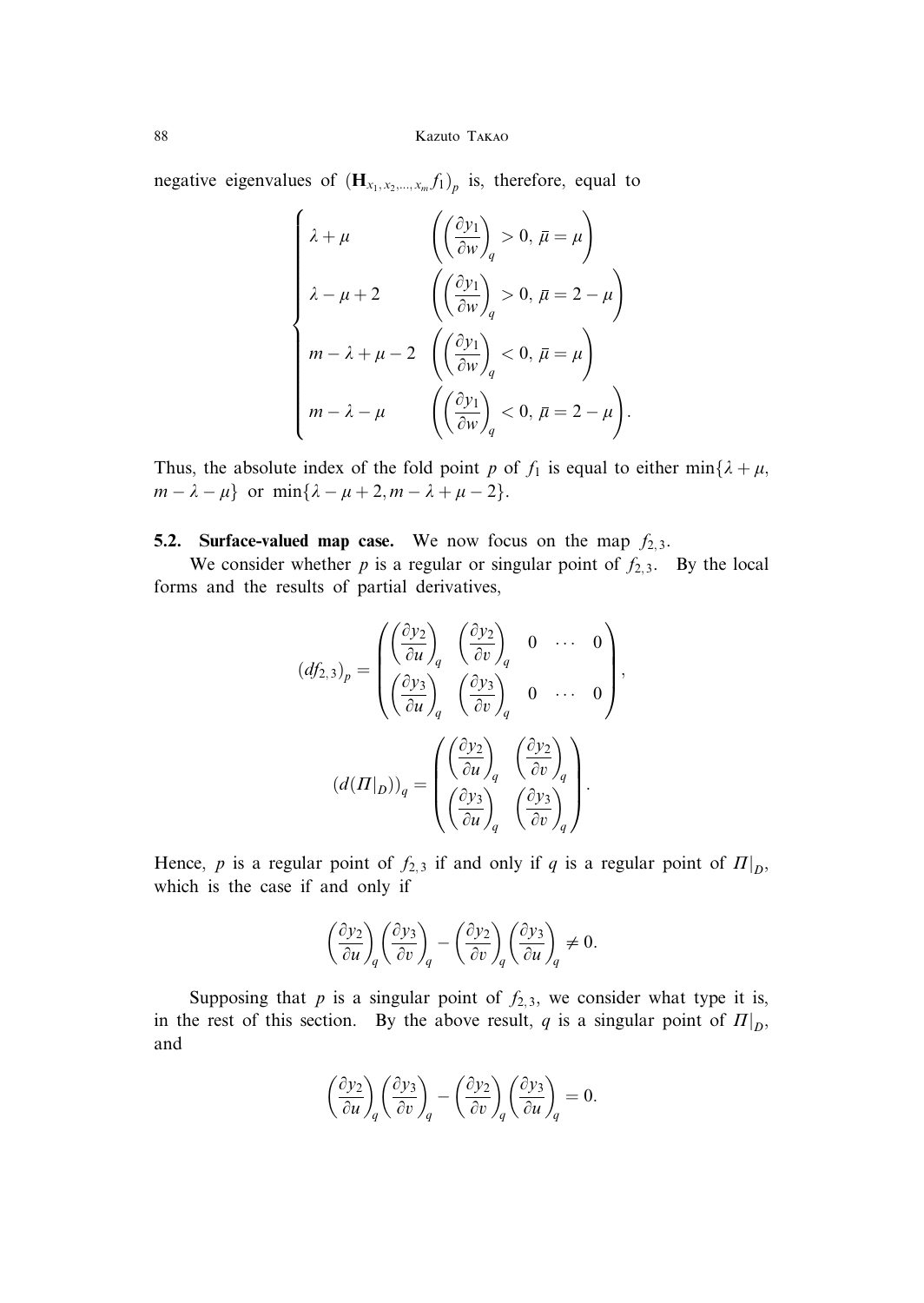negative eigenvalues of $(\mathbf{H}_{x_1, x_2, \dots, x_m} f_1)_p$ is, therefore, equal to

$$
\begin{cases}
\lambda + \mu & \left( \left( \dfrac{\partial y_1}{\partial w} \right)_q > 0, \, \bar{\mu} = \mu \right) \\
\lambda - \mu + 2 & \left( \left( \dfrac{\partial y_1}{\partial w} \right)_q > 0, \, \bar{\mu} = 2 - \mu \right) \\
m - \lambda + \mu - 2 & \left( \left( \dfrac{\partial y_1}{\partial w} \right)_q < 0, \, \bar{\mu} = \mu \right) \\
m - \lambda - \mu & \left( \left( \dfrac{\partial y_1}{\partial w} \right)_q < 0, \, \bar{\mu} = 2 - \mu \right).
\end{cases}
$$

Thus, the absolute index of the fold point $p$ of $f_1$ is equal to either $\min\{\lambda + \mu, m - \lambda - \mu\}$ or $\min\{\lambda - \mu + 2, m - \lambda + \mu - 2\}$.

**5.2. Surface-valued map case.** We now focus on the map $f_{2,3}$.

We consider whether $p$ is a regular or singular point of $f_{2,3}$. By the local forms and the results of partial derivatives,

$$
(df_{2,3})_p = \begin{pmatrix} \left( \dfrac{\partial y_2}{\partial u} \right)_q & \left( \dfrac{\partial y_2}{\partial v} \right)_q & 0 & \cdots & 0 \\ \left( \dfrac{\partial y_3}{\partial u} \right)_q & \left( \dfrac{\partial y_3}{\partial v} \right)_q & 0 & \cdots & 0 \end{pmatrix},
$$

$$
(d(\Pi|_D))_q = \begin{pmatrix} \left( \dfrac{\partial y_2}{\partial u} \right)_q & \left( \dfrac{\partial y_2}{\partial v} \right)_q \\ \left( \dfrac{\partial y_3}{\partial u} \right)_q & \left( \dfrac{\partial y_3}{\partial v} \right)_q \end{pmatrix}.
$$

Hence, $p$ is a regular point of $f_{2,3}$ if and only if $q$ is a regular point of $\Pi|_D$, which is the case if and only if

$$
\left( \frac{\partial y_2}{\partial u} \right)_q \left( \frac{\partial y_3}{\partial v} \right)_q - \left( \frac{\partial y_2}{\partial v} \right)_q \left( \frac{\partial y_3}{\partial u} \right)_q \neq 0.
$$

Supposing that $p$ is a singular point of $f_{2,3}$, we consider what type it is, in the rest of this section. By the above result, $q$ is a singular point of $\Pi|_D$, and

$$
\left( \frac{\partial y_2}{\partial u} \right)_q \left( \frac{\partial y_3}{\partial v} \right)_q - \left( \frac{\partial y_2}{\partial v} \right)_q \left( \frac{\partial y_3}{\partial u} \right)_q = 0.
$$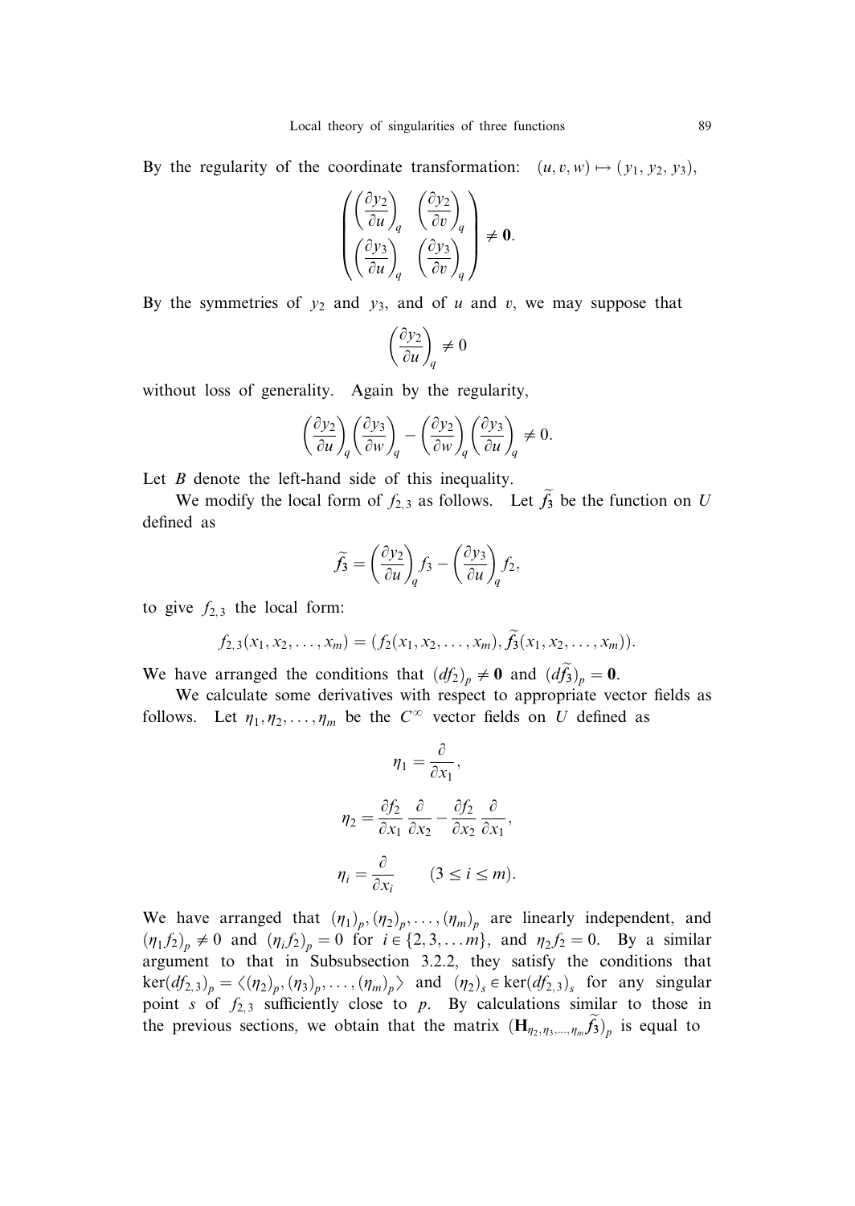By the regularity of the coordinate transformation: $(u, v, w) \mapsto (y_1, y_2, y_3)$,

$$\begin{pmatrix} \left(\dfrac{\partial y_2}{\partial u}\right)_q & \left(\dfrac{\partial y_2}{\partial v}\right)_q \\ \left(\dfrac{\partial y_3}{\partial u}\right)_q & \left(\dfrac{\partial y_3}{\partial v}\right)_q \end{pmatrix} \neq \mathbf{0}.$$

By the symmetries of $y_2$ and $y_3$, and of $u$ and $v$, we may suppose that

$$\left(\frac{\partial y_2}{\partial u}\right)_q \neq 0$$

without loss of generality. Again by the regularity,

$$\left(\frac{\partial y_2}{\partial u}\right)_q \left(\frac{\partial y_3}{\partial w}\right)_q - \left(\frac{\partial y_2}{\partial w}\right)_q \left(\frac{\partial y_3}{\partial u}\right)_q \neq 0.$$

Let $B$ denote the left-hand side of this inequality.

We modify the local form of $f_{2,3}$ as follows. Let $\widetilde{f_3}$ be the function on $U$ defined as

$$\widetilde{f_3} = \left(\frac{\partial y_2}{\partial u}\right)_q f_3 - \left(\frac{\partial y_3}{\partial u}\right)_q f_2,$$

to give $f_{2,3}$ the local form:

$$f_{2,3}(x_1, x_2, \ldots, x_m) = (f_2(x_1, x_2, \ldots, x_m), \widetilde{f_3}(x_1, x_2, \ldots, x_m)).$$

We have arranged the conditions that $(df_2)_p \neq \mathbf{0}$ and $(d\widetilde{f_3})_p = \mathbf{0}$.

We calculate some derivatives with respect to appropriate vector fields as follows. Let $\eta_1, \eta_2, \ldots, \eta_m$ be the $C^\infty$ vector fields on $U$ defined as

$$\eta_1 = \frac{\partial}{\partial x_1},$$

$$\eta_2 = \frac{\partial f_2}{\partial x_1}\frac{\partial}{\partial x_2} - \frac{\partial f_2}{\partial x_2}\frac{\partial}{\partial x_1},$$

$$\eta_i = \frac{\partial}{\partial x_i} \qquad (3 \leq i \leq m).$$

We have arranged that $(\eta_1)_p, (\eta_2)_p, \ldots, (\eta_m)_p$ are linearly independent, and $(\eta_1 f_2)_p \neq 0$ and $(\eta_i f_2)_p = 0$ for $i \in \{2, 3, \ldots m\}$, and $\eta_2 f_2 = 0$. By a similar argument to that in Subsubsection 3.2.2, they satisfy the conditions that $\ker(df_{2,3})_p = \langle(\eta_2)_p, (\eta_3)_p, \ldots, (\eta_m)_p\rangle$ and $(\eta_2)_s \in \ker(df_{2,3})_s$ for any singular point $s$ of $f_{2,3}$ sufficiently close to $p$. By calculations similar to those in the previous sections, we obtain that the matrix $(\mathbf{H}_{\eta_2,\eta_3,\ldots,\eta_m}\widetilde{f_3})_p$ is equal to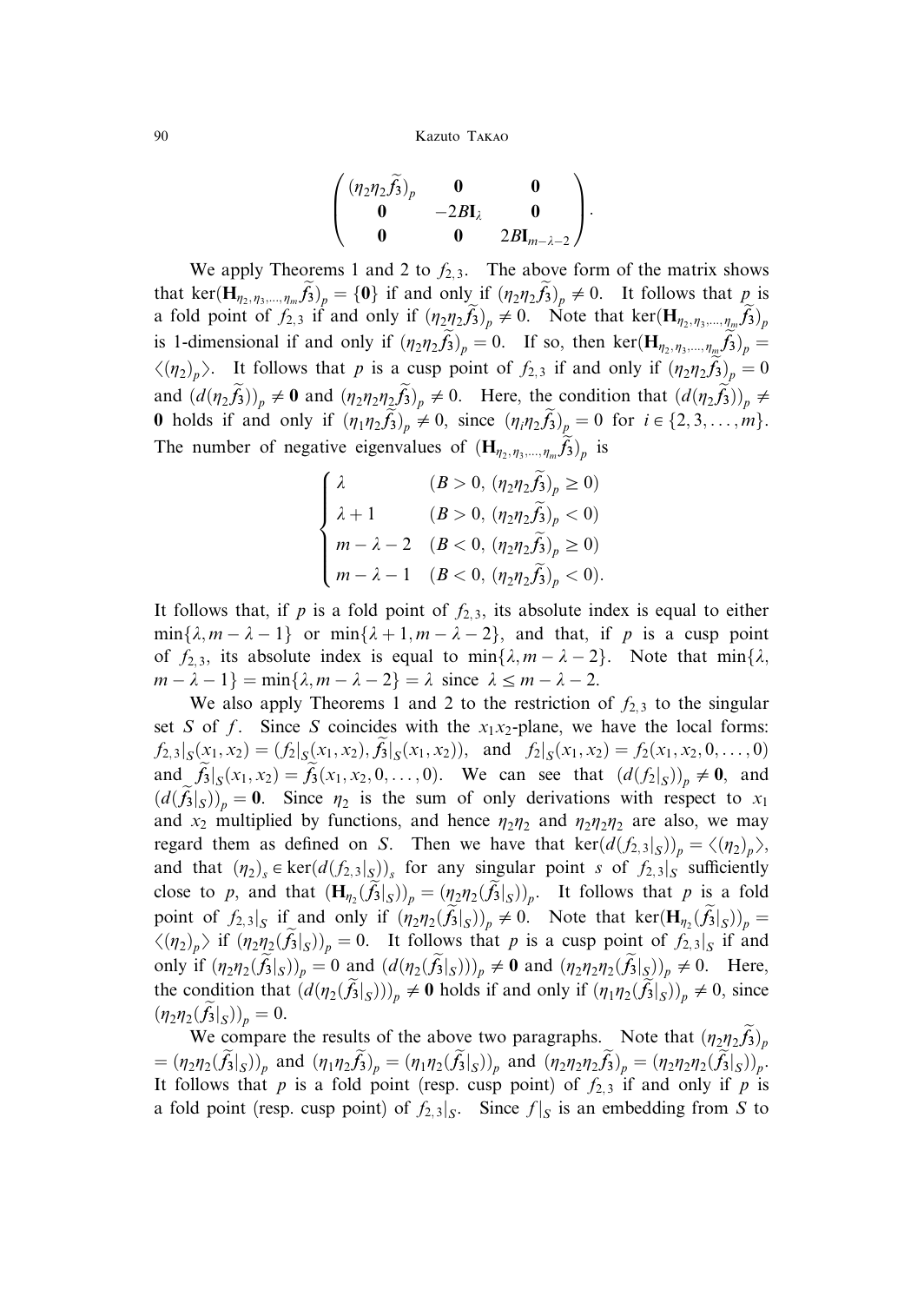$$\begin{pmatrix} (\eta_2\eta_2\widetilde{f_3})_p & \mathbf{0} & \mathbf{0} \\ \mathbf{0} & -2B\mathbf{I}_\lambda & \mathbf{0} \\ \mathbf{0} & \mathbf{0} & 2B\mathbf{I}_{m-\lambda-2} \end{pmatrix}.$$

We apply Theorems 1 and 2 to $f_{2,3}$. The above form of the matrix shows that $\ker(\mathbf{H}_{\eta_2,\eta_3,\dots,\eta_m}\widetilde{f_3})_p = \{\mathbf{0}\}$ if and only if $(\eta_2\eta_2\widetilde{f_3})_p \neq 0$. It follows that $p$ is a fold point of $f_{2,3}$ if and only if $(\eta_2\eta_2\widetilde{f_3})_p \neq 0$. Note that $\ker(\mathbf{H}_{\eta_2,\eta_3,\dots,\eta_m}\widetilde{f_3})_p$ is 1-dimensional if and only if $(\eta_2\eta_2\widetilde{f_3})_p = 0$. If so, then $\ker(\mathbf{H}_{\eta_2,\eta_3,\dots,\eta_m}\widetilde{f_3})_p = \langle(\eta_2)_p\rangle$. It follows that $p$ is a cusp point of $f_{2,3}$ if and only if $(\eta_2\eta_2\widetilde{f_3})_p = 0$ and $(d(\eta_2\widetilde{f_3}))_p \neq \mathbf{0}$ and $(\eta_2\eta_2\eta_2\widetilde{f_3})_p \neq 0$. Here, the condition that $(d(\eta_2\widetilde{f_3}))_p \neq \mathbf{0}$ holds if and only if $(\eta_1\eta_2\widetilde{f_3})_p \neq 0$, since $(\eta_i\eta_2\widetilde{f_3})_p = 0$ for $i \in \{2,3,\dots,m\}$. The number of negative eigenvalues of $(\mathbf{H}_{\eta_2,\eta_3,\dots,\eta_m}\widetilde{f_3})_p$ is

$$\begin{cases} \lambda & (B > 0,\ (\eta_2\eta_2\widetilde{f_3})_p \geq 0) \\ \lambda + 1 & (B > 0,\ (\eta_2\eta_2\widetilde{f_3})_p < 0) \\ m - \lambda - 2 & (B < 0,\ (\eta_2\eta_2\widetilde{f_3})_p \geq 0) \\ m - \lambda - 1 & (B < 0,\ (\eta_2\eta_2\widetilde{f_3})_p < 0). \end{cases}$$

It follows that, if $p$ is a fold point of $f_{2,3}$, its absolute index is equal to either $\min\{\lambda, m-\lambda-1\}$ or $\min\{\lambda+1, m-\lambda-2\}$, and that, if $p$ is a cusp point of $f_{2,3}$, its absolute index is equal to $\min\{\lambda, m-\lambda-2\}$. Note that $\min\{\lambda, m-\lambda-1\} = \min\{\lambda, m-\lambda-2\} = \lambda$ since $\lambda \leq m-\lambda-2$.

We also apply Theorems 1 and 2 to the restriction of $f_{2,3}$ to the singular set $S$ of $f$. Since $S$ coincides with the $x_1x_2$-plane, we have the local forms: $f_{2,3}|_S(x_1,x_2) = (f_2|_S(x_1,x_2), \widetilde{f_3}|_S(x_1,x_2))$, and $f_2|_S(x_1,x_2) = f_2(x_1,x_2,0,\dots,0)$ and $\widetilde{f_3}|_S(x_1,x_2) = \widetilde{f_3}(x_1,x_2,0,\dots,0)$. We can see that $(d(f_2|_S))_p \neq \mathbf{0}$, and $(d(\widetilde{f_3}|_S))_p = \mathbf{0}$. Since $\eta_2$ is the sum of only derivations with respect to $x_1$ and $x_2$ multiplied by functions, and hence $\eta_2\eta_2$ and $\eta_2\eta_2\eta_2$ are also, we may regard them as defined on $S$. Then we have that $\ker(d(f_{2,3}|_S))_p = \langle(\eta_2)_p\rangle$, and that $(\eta_2)_s \in \ker(d(f_{2,3}|_S))_s$ for any singular point $s$ of $f_{2,3}|_S$ sufficiently close to $p$, and that $(\mathbf{H}_{\eta_2}(\widetilde{f_3}|_S))_p = (\eta_2\eta_2(\widetilde{f_3}|_S))_p$. It follows that $p$ is a fold point of $f_{2,3}|_S$ if and only if $(\eta_2\eta_2(\widetilde{f_3}|_S))_p \neq 0$. Note that $\ker(\mathbf{H}_{\eta_2}(\widetilde{f_3}|_S))_p = \langle(\eta_2)_p\rangle$ if $(\eta_2\eta_2(\widetilde{f_3}|_S))_p = 0$. It follows that $p$ is a cusp point of $f_{2,3}|_S$ if and only if $(\eta_2\eta_2(\widetilde{f_3}|_S))_p = 0$ and $(d(\eta_2(\widetilde{f_3}|_S)))_p \neq \mathbf{0}$ and $(\eta_2\eta_2\eta_2(\widetilde{f_3}|_S))_p \neq 0$. Here, the condition that $(d(\eta_2(\widetilde{f_3}|_S)))_p \neq \mathbf{0}$ holds if and only if $(\eta_1\eta_2(\widetilde{f_3}|_S))_p \neq 0$, since $(\eta_2\eta_2(\widetilde{f_3}|_S))_p = 0$.

We compare the results of the above two paragraphs. Note that $(\eta_2\eta_2\widetilde{f_3})_p = (\eta_2\eta_2(\widetilde{f_3}|_S))_p$ and $(\eta_1\eta_2\widetilde{f_3})_p = (\eta_1\eta_2(\widetilde{f_3}|_S))_p$ and $(\eta_2\eta_2\eta_2\widetilde{f_3})_p = (\eta_2\eta_2\eta_2(\widetilde{f_3}|_S))_p$. It follows that $p$ is a fold point (resp. cusp point) of $f_{2,3}$ if and only if $p$ is a fold point (resp. cusp point) of $f_{2,3}|_S$. Since $f|_S$ is an embedding from $S$ to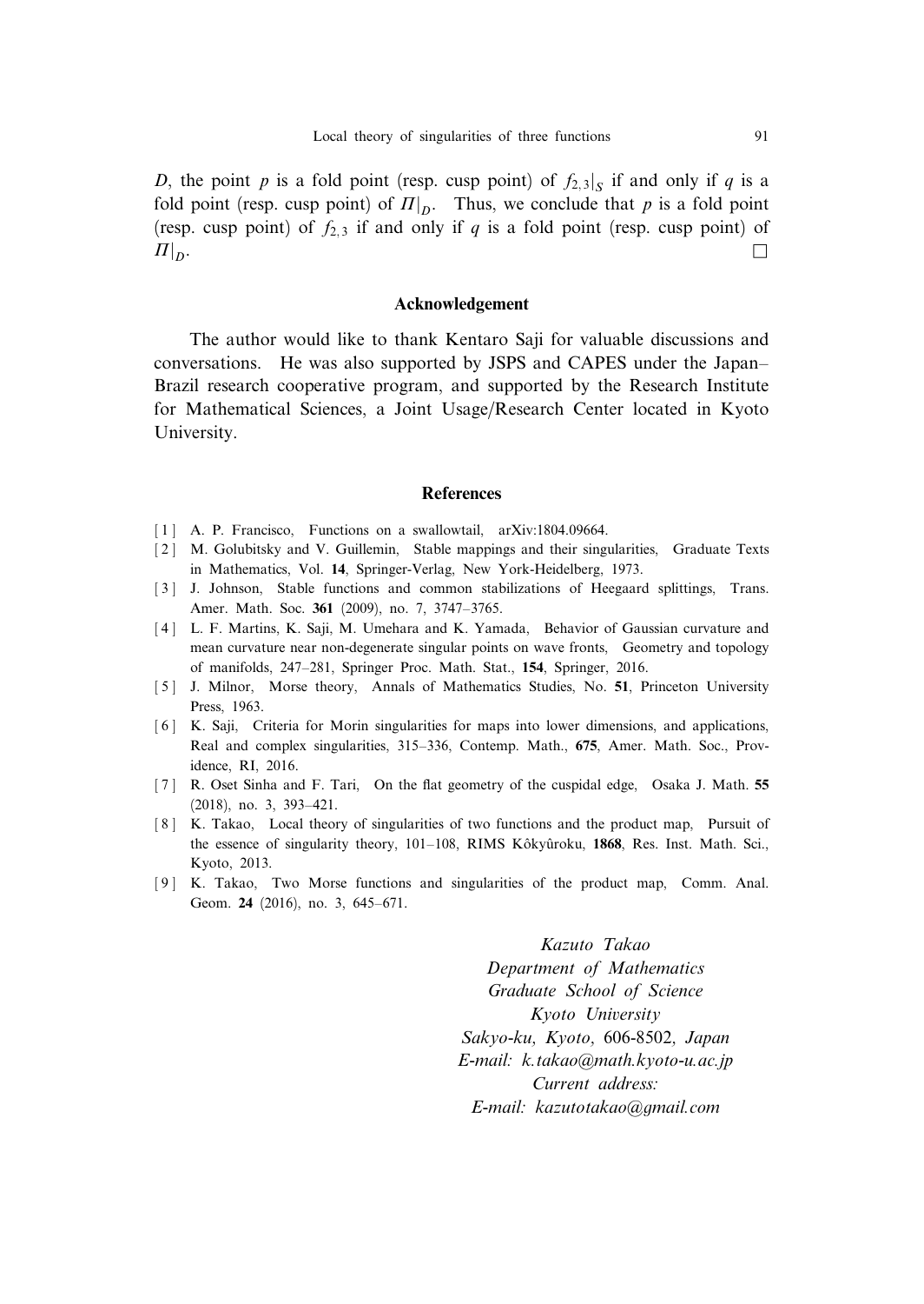$D$, the point $p$ is a fold point (resp. cusp point) of $f_{2,3}|_S$ if and only if $q$ is a fold point (resp. cusp point) of $\Pi|_D$. Thus, we conclude that $p$ is a fold point (resp. cusp point) of $f_{2,3}$ if and only if $q$ is a fold point (resp. cusp point) of $\Pi|_D$. □

## Acknowledgement

The author would like to thank Kentaro Saji for valuable discussions and conversations. He was also supported by JSPS and CAPES under the Japan–Brazil research cooperative program, and supported by the Research Institute for Mathematical Sciences, a Joint Usage/Research Center located in Kyoto University.

## References

[1] A. P. Francisco, Functions on a swallowtail, arXiv:1804.09664.

[2] M. Golubitsky and V. Guillemin, Stable mappings and their singularities, Graduate Texts in Mathematics, Vol. **14**, Springer-Verlag, New York-Heidelberg, 1973.

[3] J. Johnson, Stable functions and common stabilizations of Heegaard splittings, Trans. Amer. Math. Soc. **361** (2009), no. 7, 3747–3765.

[4] L. F. Martins, K. Saji, M. Umehara and K. Yamada, Behavior of Gaussian curvature and mean curvature near non-degenerate singular points on wave fronts, Geometry and topology of manifolds, 247–281, Springer Proc. Math. Stat., **154**, Springer, 2016.

[5] J. Milnor, Morse theory, Annals of Mathematics Studies, No. **51**, Princeton University Press, 1963.

[6] K. Saji, Criteria for Morin singularities for maps into lower dimensions, and applications, Real and complex singularities, 315–336, Contemp. Math., **675**, Amer. Math. Soc., Providence, RI, 2016.

[7] R. Oset Sinha and F. Tari, On the flat geometry of the cuspidal edge, Osaka J. Math. **55** (2018), no. 3, 393–421.

[8] K. Takao, Local theory of singularities of two functions and the product map, Pursuit of the essence of singularity theory, 101–108, RIMS Kôkyûroku, **1868**, Res. Inst. Math. Sci., Kyoto, 2013.

[9] K. Takao, Two Morse functions and singularities of the product map, Comm. Anal. Geom. **24** (2016), no. 3, 645–671.

*Kazuto Takao*
*Department of Mathematics*
*Graduate School of Science*
*Kyoto University*
*Sakyo-ku, Kyoto*, 606-8502, *Japan*
*E-mail: k.takao@math.kyoto-u.ac.jp*
*Current address:*
*E-mail: kazutotakao@gmail.com*